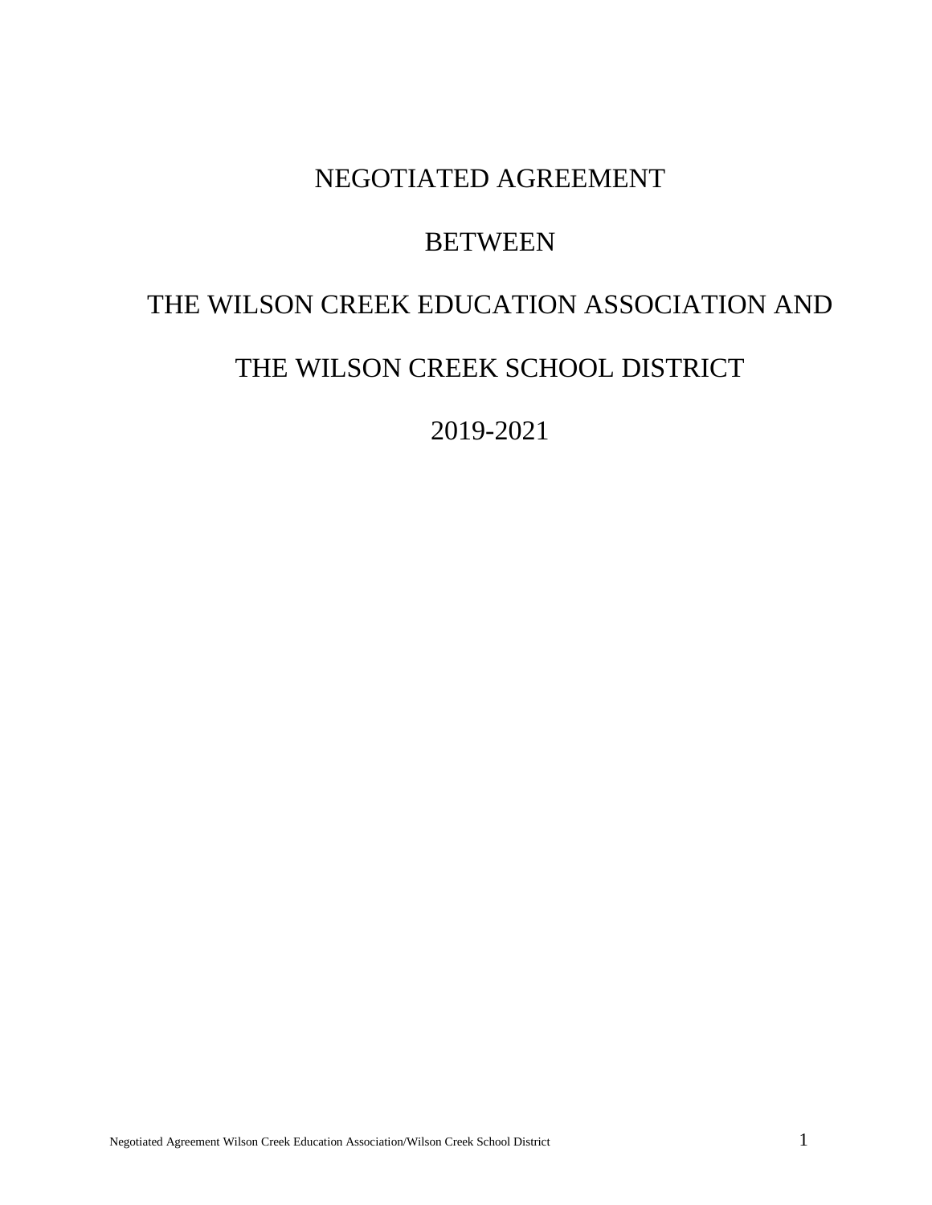# NEGOTIATED AGREEMENT

# BETWEEN

# THE WILSON CREEK EDUCATION ASSOCIATION AND

# THE WILSON CREEK SCHOOL DISTRICT

# 2019-2021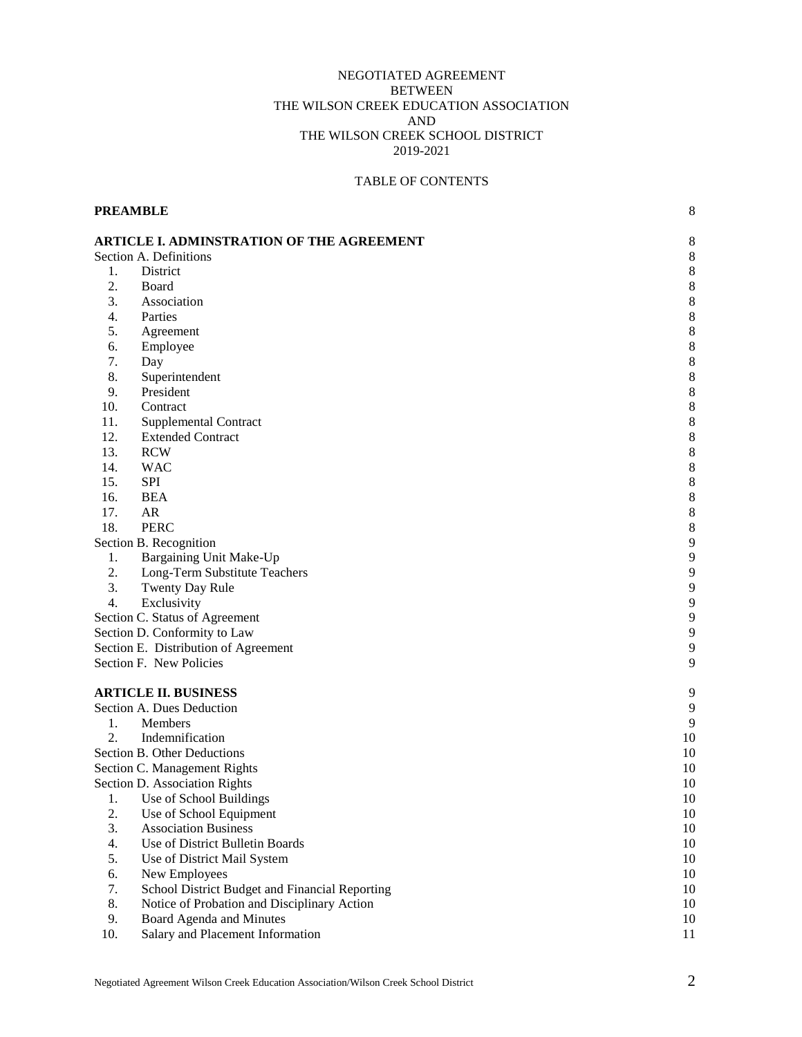NEGOTIATED AGREEMENT
BETWEEN
THE WILSON CREEK EDUCATION ASSOCIATION
AND
THE WILSON CREEK SCHOOL DISTRICT
2019-2021

TABLE OF CONTENTS

| | |
|---|---|
| **PREAMBLE** | 8 |
| **ARTICLE I. ADMINSTRATION OF THE AGREEMENT** | 8 |
| Section A. Definitions | 8 |
| 1. District | 8 |
| 2. Board | 8 |
| 3. Association | 8 |
| 4. Parties | 8 |
| 5. Agreement | 8 |
| 6. Employee | 8 |
| 7. Day | 8 |
| 8. Superintendent | 8 |
| 9. President | 8 |
| 10. Contract | 8 |
| 11. Supplemental Contract | 8 |
| 12. Extended Contract | 8 |
| 13. RCW | 8 |
| 14. WAC | 8 |
| 15. SPI | 8 |
| 16. BEA | 8 |
| 17. AR | 8 |
| 18. PERC | 8 |
| Section B. Recognition | 9 |
| 1. Bargaining Unit Make-Up | 9 |
| 2. Long-Term Substitute Teachers | 9 |
| 3. Twenty Day Rule | 9 |
| 4. Exclusivity | 9 |
| Section C. Status of Agreement | 9 |
| Section D. Conformity to Law | 9 |
| Section E. Distribution of Agreement | 9 |
| Section F. New Policies | 9 |
| **ARTICLE II. BUSINESS** | 9 |
| Section A. Dues Deduction | 9 |
| 1. Members | 9 |
| 2. Indemnification | 10 |
| Section B. Other Deductions | 10 |
| Section C. Management Rights | 10 |
| Section D. Association Rights | 10 |
| 1. Use of School Buildings | 10 |
| 2. Use of School Equipment | 10 |
| 3. Association Business | 10 |
| 4. Use of District Bulletin Boards | 10 |
| 5. Use of District Mail System | 10 |
| 6. New Employees | 10 |
| 7. School District Budget and Financial Reporting | 10 |
| 8. Notice of Probation and Disciplinary Action | 10 |
| 9. Board Agenda and Minutes | 10 |
| 10. Salary and Placement Information | 11 |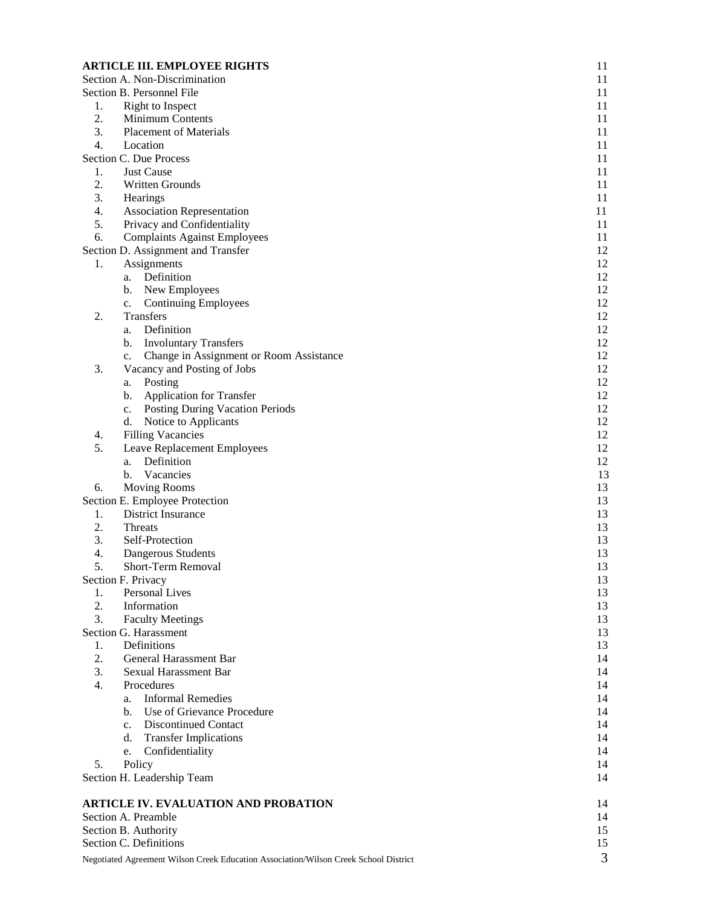| | |
|---|---|
| **ARTICLE III. EMPLOYEE RIGHTS** | 11 |
| Section A. Non-Discrimination | 11 |
| Section B. Personnel File | 11 |
| 1. Right to Inspect | 11 |
| 2. Minimum Contents | 11 |
| 3. Placement of Materials | 11 |
| 4. Location | 11 |
| Section C. Due Process | 11 |
| 1. Just Cause | 11 |
| 2. Written Grounds | 11 |
| 3. Hearings | 11 |
| 4. Association Representation | 11 |
| 5. Privacy and Confidentiality | 11 |
| 6. Complaints Against Employees | 11 |
| Section D. Assignment and Transfer | 12 |
| 1. Assignments | 12 |
| a. Definition | 12 |
| b. New Employees | 12 |
| c. Continuing Employees | 12 |
| 2. Transfers | 12 |
| a. Definition | 12 |
| b. Involuntary Transfers | 12 |
| c. Change in Assignment or Room Assistance | 12 |
| 3. Vacancy and Posting of Jobs | 12 |
| a. Posting | 12 |
| b. Application for Transfer | 12 |
| c. Posting During Vacation Periods | 12 |
| d. Notice to Applicants | 12 |
| 4. Filling Vacancies | 12 |
| 5. Leave Replacement Employees | 12 |
| a. Definition | 12 |
| b. Vacancies | 13 |
| 6. Moving Rooms | 13 |
| Section E. Employee Protection | 13 |
| 1. District Insurance | 13 |
| 2. Threats | 13 |
| 3. Self-Protection | 13 |
| 4. Dangerous Students | 13 |
| 5. Short-Term Removal | 13 |
| Section F. Privacy | 13 |
| 1. Personal Lives | 13 |
| 2. Information | 13 |
| 3. Faculty Meetings | 13 |
| Section G. Harassment | 13 |
| 1. Definitions | 13 |
| 2. General Harassment Bar | 14 |
| 3. Sexual Harassment Bar | 14 |
| 4. Procedures | 14 |
| a. Informal Remedies | 14 |
| b. Use of Grievance Procedure | 14 |
| c. Discontinued Contact | 14 |
| d. Transfer Implications | 14 |
| e. Confidentiality | 14 |
| 5. Policy | 14 |
| Section H. Leadership Team | 14 |
| **ARTICLE IV. EVALUATION AND PROBATION** | 14 |
| Section A. Preamble | 14 |
| Section B. Authority | 15 |
| Section C. Definitions | 15 |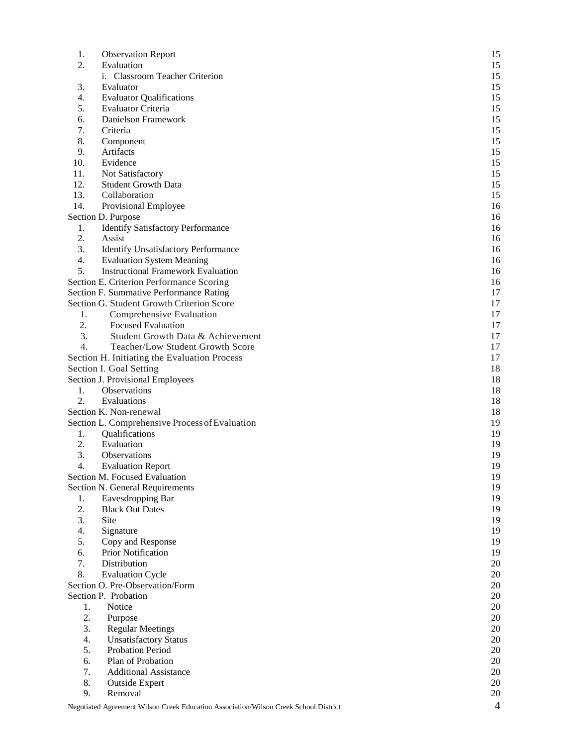| | |
|---|---|
| 1. Observation Report | 15 |
| 2. Evaluation | 15 |
| i. Classroom Teacher Criterion | 15 |
| 3. Evaluator | 15 |
| 4. Evaluator Qualifications | 15 |
| 5. Evaluator Criteria | 15 |
| 6. Danielson Framework | 15 |
| 7. Criteria | 15 |
| 8. Component | 15 |
| 9. Artifacts | 15 |
| 10. Evidence | 15 |
| 11. Not Satisfactory | 15 |
| 12. Student Growth Data | 15 |
| 13. Collaboration | 15 |
| 14. Provisional Employee | 16 |
| Section D. Purpose | 16 |
| 1. Identify Satisfactory Performance | 16 |
| 2. Assist | 16 |
| 3. Identify Unsatisfactory Performance | 16 |
| 4. Evaluation System Meaning | 16 |
| 5. Instructional Framework Evaluation | 16 |
| Section E. Criterion Performance Scoring | 16 |
| Section F. Summative Performance Rating | 17 |
| Section G. Student Growth Criterion Score | 17 |
| 1. Comprehensive Evaluation | 17 |
| 2. Focused Evaluation | 17 |
| 3. Student Growth Data & Achievement | 17 |
| 4. Teacher/Low Student Growth Score | 17 |
| Section H. Initiating the Evaluation Process | 17 |
| Section I. Goal Setting | 18 |
| Section J. Provisional Employees | 18 |
| 1. Observations | 18 |
| 2. Evaluations | 18 |
| Section K. Non-renewal | 18 |
| Section L. Comprehensive Process of Evaluation | 19 |
| 1. Qualifications | 19 |
| 2. Evaluation | 19 |
| 3. Observations | 19 |
| 4. Evaluation Report | 19 |
| Section M. Focused Evaluation | 19 |
| Section N. General Requirements | 19 |
| 1. Eavesdropping Bar | 19 |
| 2. Black Out Dates | 19 |
| 3. Site | 19 |
| 4. Signature | 19 |
| 5. Copy and Response | 19 |
| 6. Prior Notification | 19 |
| 7. Distribution | 20 |
| 8. Evaluation Cycle | 20 |
| Section O. Pre-Observation/Form | 20 |
| Section P. Probation | 20 |
| 1. Notice | 20 |
| 2. Purpose | 20 |
| 3. Regular Meetings | 20 |
| 4. Unsatisfactory Status | 20 |
| 5. Probation Period | 20 |
| 6. Plan of Probation | 20 |
| 7. Additional Assistance | 20 |
| 8. Outside Expert | 20 |
| 9. Removal | 20 |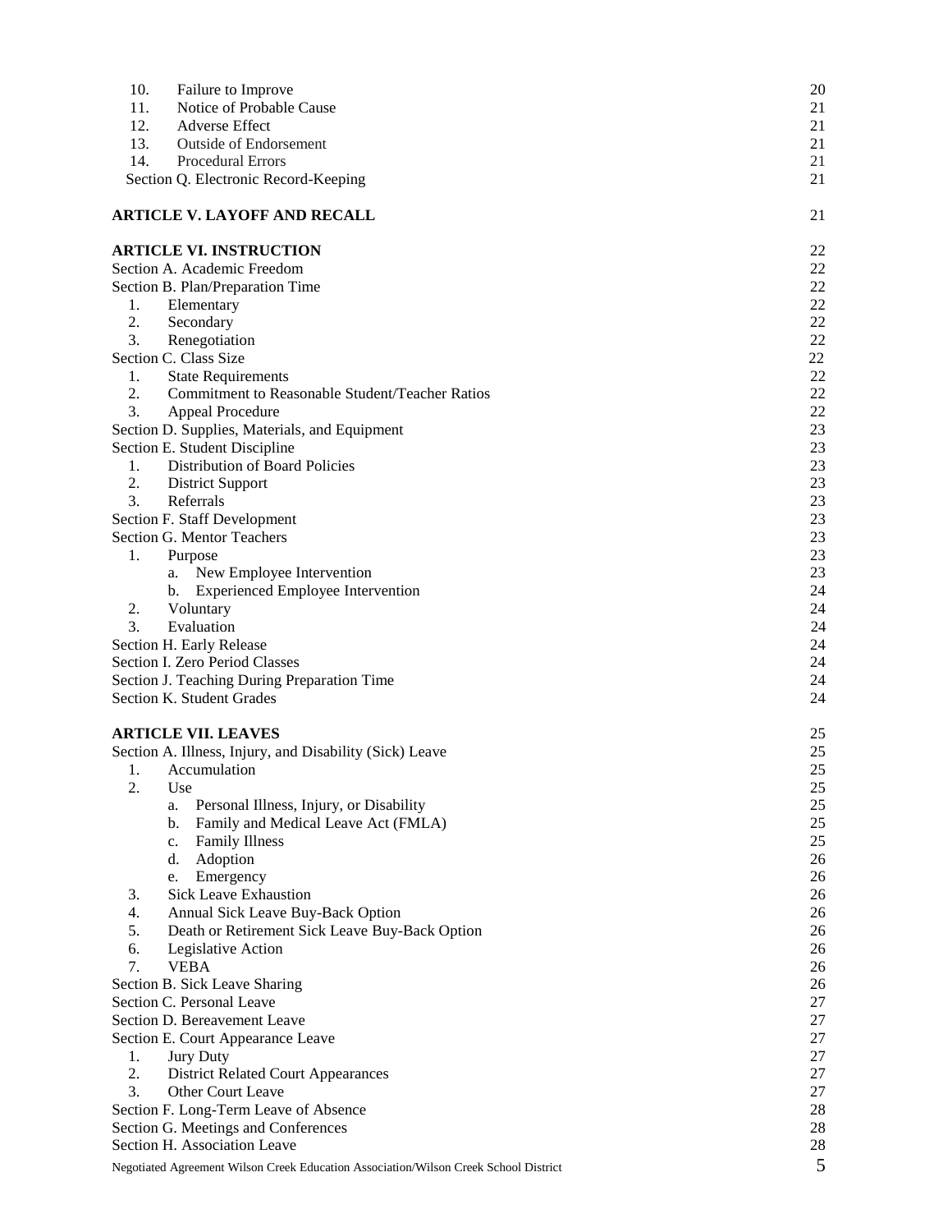10. Failure to Improve 20
11. Notice of Probable Cause 21
12. Adverse Effect 21
13. Outside of Endorsement 21
14. Procedural Errors 21

Section Q. Electronic Record-Keeping 21

**ARTICLE V. LAYOFF AND RECALL** 21

**ARTICLE VI. INSTRUCTION** 22

Section A. Academic Freedom 22

Section B. Plan/Preparation Time 22

1. Elementary 22
2. Secondary 22
3. Renegotiation 22

Section C. Class Size 22

1. State Requirements 22
2. Commitment to Reasonable Student/Teacher Ratios 22
3. Appeal Procedure 22

Section D. Supplies, Materials, and Equipment 23

Section E. Student Discipline 23

1. Distribution of Board Policies 23
2. District Support 23
3. Referrals 23

Section F. Staff Development 23

Section G. Mentor Teachers 23

1. Purpose 23
   a. New Employee Intervention 23
   b. Experienced Employee Intervention 24
2. Voluntary 24
3. Evaluation 24

Section H. Early Release 24

Section I. Zero Period Classes 24

Section J. Teaching During Preparation Time 24

Section K. Student Grades 24

**ARTICLE VII. LEAVES** 25

Section A. Illness, Injury, and Disability (Sick) Leave 25

1. Accumulation 25
2. Use 25
   a. Personal Illness, Injury, or Disability 25
   b. Family and Medical Leave Act (FMLA) 25
   c. Family Illness 25
   d. Adoption 26
   e. Emergency 26
3. Sick Leave Exhaustion 26
4. Annual Sick Leave Buy-Back Option 26
5. Death or Retirement Sick Leave Buy-Back Option 26
6. Legislative Action 26
7. VEBA 26

Section B. Sick Leave Sharing 26

Section C. Personal Leave 27

Section D. Bereavement Leave 27

Section E. Court Appearance Leave 27

1. Jury Duty 27
2. District Related Court Appearances 27
3. Other Court Leave 27

Section F. Long-Term Leave of Absence 28

Section G. Meetings and Conferences 28

Section H. Association Leave 28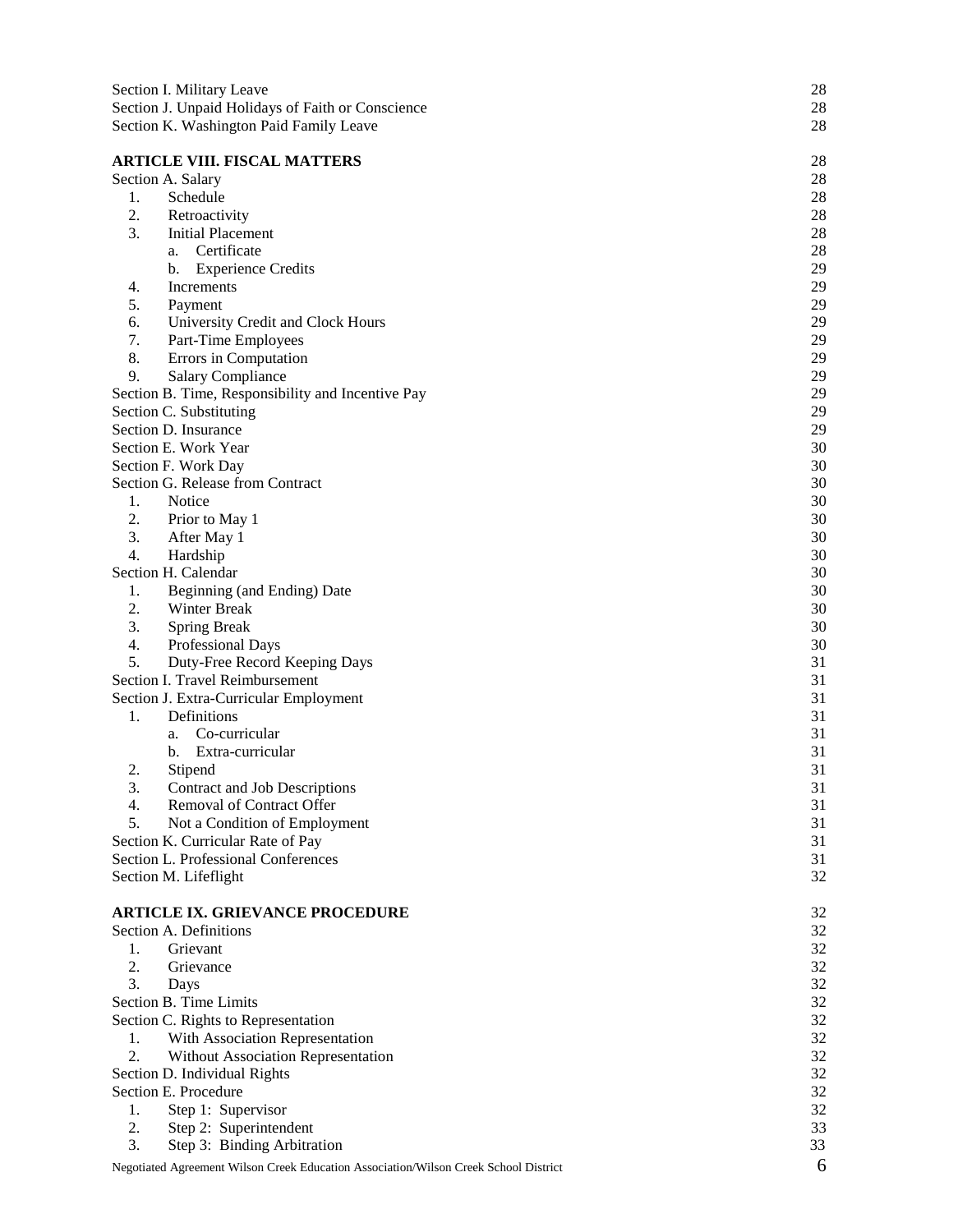| | |
|---|---|
| Section I. Military Leave | 28 |
| Section J. Unpaid Holidays of Faith or Conscience | 28 |
| Section K. Washington Paid Family Leave | 28 |
| | |
| **ARTICLE VIII. FISCAL MATTERS** | 28 |
| Section A. Salary | 28 |
| 1. Schedule | 28 |
| 2. Retroactivity | 28 |
| 3. Initial Placement | 28 |
| a. Certificate | 28 |
| b. Experience Credits | 29 |
| 4. Increments | 29 |
| 5. Payment | 29 |
| 6. University Credit and Clock Hours | 29 |
| 7. Part-Time Employees | 29 |
| 8. Errors in Computation | 29 |
| 9. Salary Compliance | 29 |
| Section B. Time, Responsibility and Incentive Pay | 29 |
| Section C. Substituting | 29 |
| Section D. Insurance | 29 |
| Section E. Work Year | 30 |
| Section F. Work Day | 30 |
| Section G. Release from Contract | 30 |
| 1. Notice | 30 |
| 2. Prior to May 1 | 30 |
| 3. After May 1 | 30 |
| 4. Hardship | 30 |
| Section H. Calendar | 30 |
| 1. Beginning (and Ending) Date | 30 |
| 2. Winter Break | 30 |
| 3. Spring Break | 30 |
| 4. Professional Days | 30 |
| 5. Duty-Free Record Keeping Days | 31 |
| Section I. Travel Reimbursement | 31 |
| Section J. Extra-Curricular Employment | 31 |
| 1. Definitions | 31 |
| a. Co-curricular | 31 |
| b. Extra-curricular | 31 |
| 2. Stipend | 31 |
| 3. Contract and Job Descriptions | 31 |
| 4. Removal of Contract Offer | 31 |
| 5. Not a Condition of Employment | 31 |
| Section K. Curricular Rate of Pay | 31 |
| Section L. Professional Conferences | 31 |
| Section M. Lifeflight | 32 |
| | |
| **ARTICLE IX. GRIEVANCE PROCEDURE** | 32 |
| Section A. Definitions | 32 |
| 1. Grievant | 32 |
| 2. Grievance | 32 |
| 3. Days | 32 |
| Section B. Time Limits | 32 |
| Section C. Rights to Representation | 32 |
| 1. With Association Representation | 32 |
| 2. Without Association Representation | 32 |
| Section D. Individual Rights | 32 |
| Section E. Procedure | 32 |
| 1. Step 1: Supervisor | 32 |
| 2. Step 2: Superintendent | 33 |
| 3. Step 3: Binding Arbitration | 33 |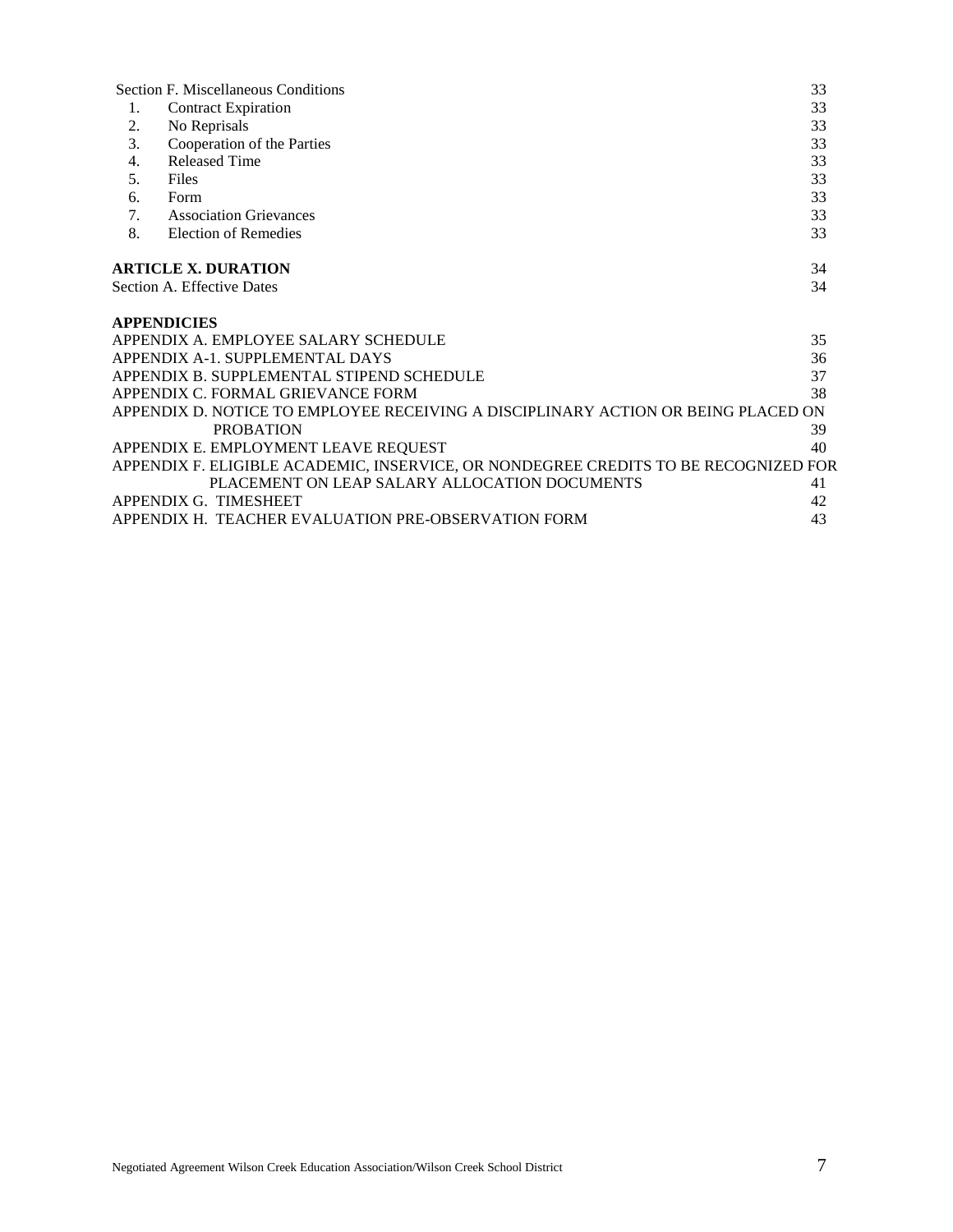Section F. Miscellaneous Conditions 33

1. Contract Expiration 33
2. No Reprisals 33
3. Cooperation of the Parties 33
4. Released Time 33
5. Files 33
6. Form 33
7. Association Grievances 33
8. Election of Remedies 33

**ARTICLE X. DURATION** 34

Section A. Effective Dates 34

**APPENDICIES**

APPENDIX A. EMPLOYEE SALARY SCHEDULE 35

APPENDIX A-1. SUPPLEMENTAL DAYS 36

APPENDIX B. SUPPLEMENTAL STIPEND SCHEDULE 37

APPENDIX C. FORMAL GRIEVANCE FORM 38

APPENDIX D. NOTICE TO EMPLOYEE RECEIVING A DISCIPLINARY ACTION OR BEING PLACED ON PROBATION 39

APPENDIX E. EMPLOYMENT LEAVE REQUEST 40

APPENDIX F. ELIGIBLE ACADEMIC, INSERVICE, OR NONDEGREE CREDITS TO BE RECOGNIZED FOR PLACEMENT ON LEAP SALARY ALLOCATION DOCUMENTS 41

APPENDIX G. TIMESHEET 42

APPENDIX H. TEACHER EVALUATION PRE-OBSERVATION FORM 43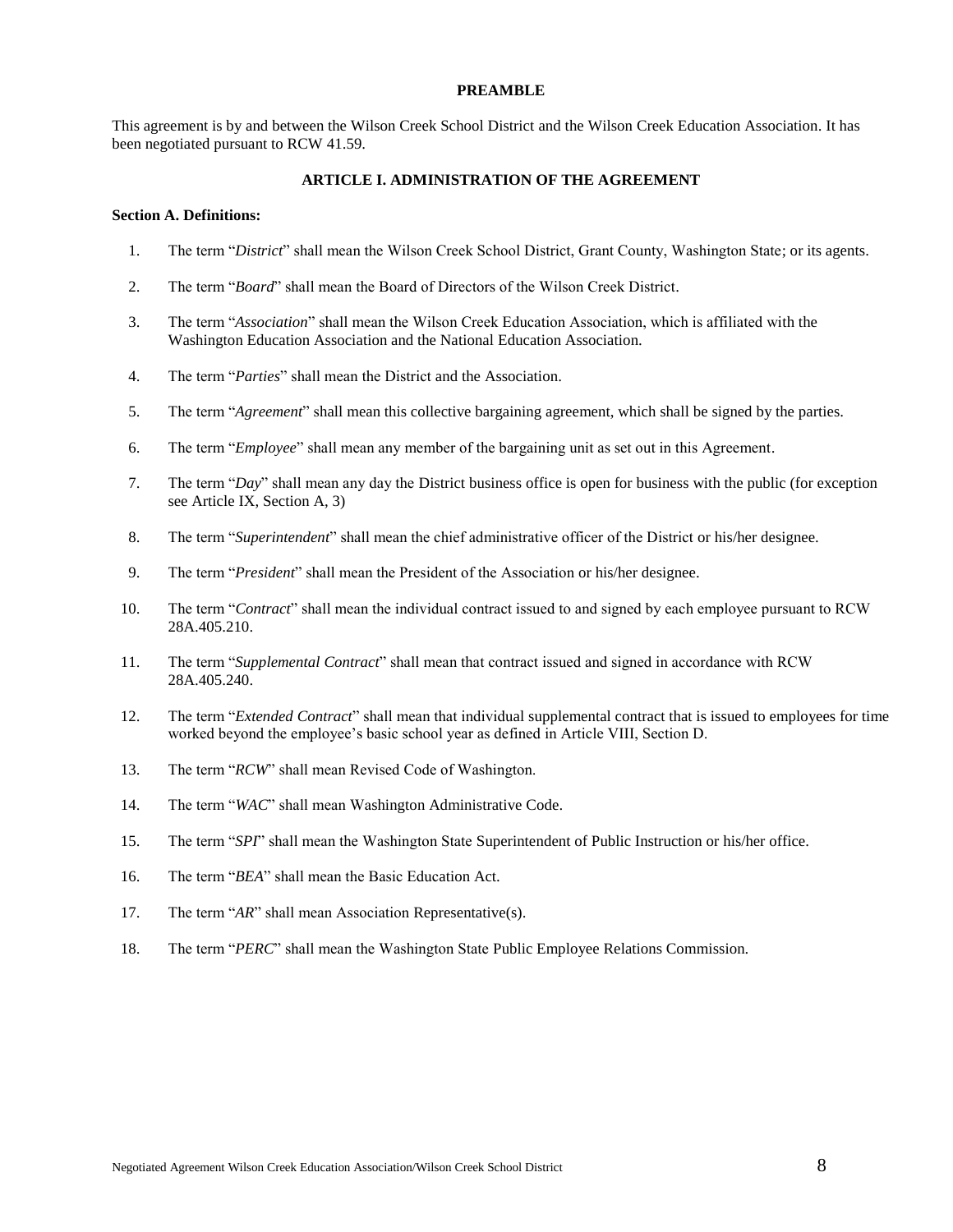**PREAMBLE**

This agreement is by and between the Wilson Creek School District and the Wilson Creek Education Association. It has been negotiated pursuant to RCW 41.59.

## ARTICLE I. ADMINISTRATION OF THE AGREEMENT

**Section A. Definitions:**

1. The term "*District*" shall mean the Wilson Creek School District, Grant County, Washington State; or its agents.

2. The term "*Board*" shall mean the Board of Directors of the Wilson Creek District.

3. The term "*Association*" shall mean the Wilson Creek Education Association, which is affiliated with the Washington Education Association and the National Education Association.

4. The term "*Parties*" shall mean the District and the Association.

5. The term "*Agreement*" shall mean this collective bargaining agreement, which shall be signed by the parties.

6. The term "*Employee*" shall mean any member of the bargaining unit as set out in this Agreement.

7. The term "*Day*" shall mean any day the District business office is open for business with the public (for exception see Article IX, Section A, 3)

8. The term "*Superintendent*" shall mean the chief administrative officer of the District or his/her designee.

9. The term "*President*" shall mean the President of the Association or his/her designee.

10. The term "*Contract*" shall mean the individual contract issued to and signed by each employee pursuant to RCW 28A.405.210.

11. The term "*Supplemental Contract*" shall mean that contract issued and signed in accordance with RCW 28A.405.240.

12. The term "*Extended Contract*" shall mean that individual supplemental contract that is issued to employees for time worked beyond the employee's basic school year as defined in Article VIII, Section D.

13. The term "*RCW*" shall mean Revised Code of Washington.

14. The term "*WAC*" shall mean Washington Administrative Code.

15. The term "*SPI*" shall mean the Washington State Superintendent of Public Instruction or his/her office.

16. The term "*BEA*" shall mean the Basic Education Act.

17. The term "*AR*" shall mean Association Representative(s).

18. The term "*PERC*" shall mean the Washington State Public Employee Relations Commission.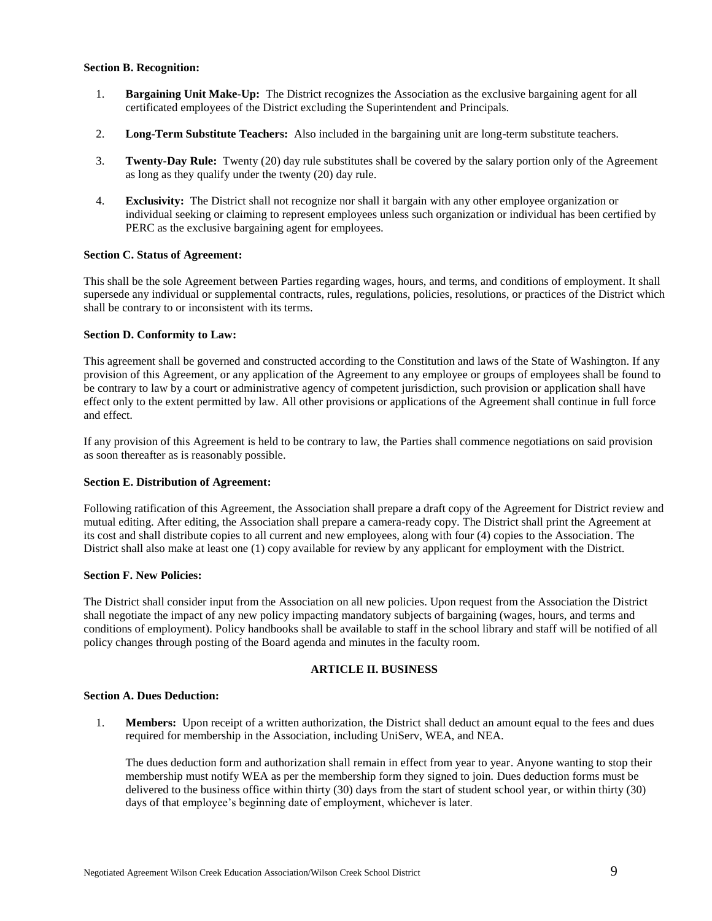**Section B. Recognition:**

1. **Bargaining Unit Make-Up:** The District recognizes the Association as the exclusive bargaining agent for all certificated employees of the District excluding the Superintendent and Principals.

2. **Long-Term Substitute Teachers:** Also included in the bargaining unit are long-term substitute teachers.

3. **Twenty-Day Rule:** Twenty (20) day rule substitutes shall be covered by the salary portion only of the Agreement as long as they qualify under the twenty (20) day rule.

4. **Exclusivity:** The District shall not recognize nor shall it bargain with any other employee organization or individual seeking or claiming to represent employees unless such organization or individual has been certified by PERC as the exclusive bargaining agent for employees.

**Section C. Status of Agreement:**

This shall be the sole Agreement between Parties regarding wages, hours, and terms, and conditions of employment. It shall supersede any individual or supplemental contracts, rules, regulations, policies, resolutions, or practices of the District which shall be contrary to or inconsistent with its terms.

**Section D. Conformity to Law:**

This agreement shall be governed and constructed according to the Constitution and laws of the State of Washington. If any provision of this Agreement, or any application of the Agreement to any employee or groups of employees shall be found to be contrary to law by a court or administrative agency of competent jurisdiction, such provision or application shall have effect only to the extent permitted by law. All other provisions or applications of the Agreement shall continue in full force and effect.

If any provision of this Agreement is held to be contrary to law, the Parties shall commence negotiations on said provision as soon thereafter as is reasonably possible.

**Section E. Distribution of Agreement:**

Following ratification of this Agreement, the Association shall prepare a draft copy of the Agreement for District review and mutual editing. After editing, the Association shall prepare a camera-ready copy. The District shall print the Agreement at its cost and shall distribute copies to all current and new employees, along with four (4) copies to the Association. The District shall also make at least one (1) copy available for review by any applicant for employment with the District.

**Section F. New Policies:**

The District shall consider input from the Association on all new policies. Upon request from the Association the District shall negotiate the impact of any new policy impacting mandatory subjects of bargaining (wages, hours, and terms and conditions of employment). Policy handbooks shall be available to staff in the school library and staff will be notified of all policy changes through posting of the Board agenda and minutes in the faculty room.

## ARTICLE II. BUSINESS

**Section A. Dues Deduction:**

1. **Members:** Upon receipt of a written authorization, the District shall deduct an amount equal to the fees and dues required for membership in the Association, including UniServ, WEA, and NEA.

   The dues deduction form and authorization shall remain in effect from year to year. Anyone wanting to stop their membership must notify WEA as per the membership form they signed to join. Dues deduction forms must be delivered to the business office within thirty (30) days from the start of student school year, or within thirty (30) days of that employee's beginning date of employment, whichever is later.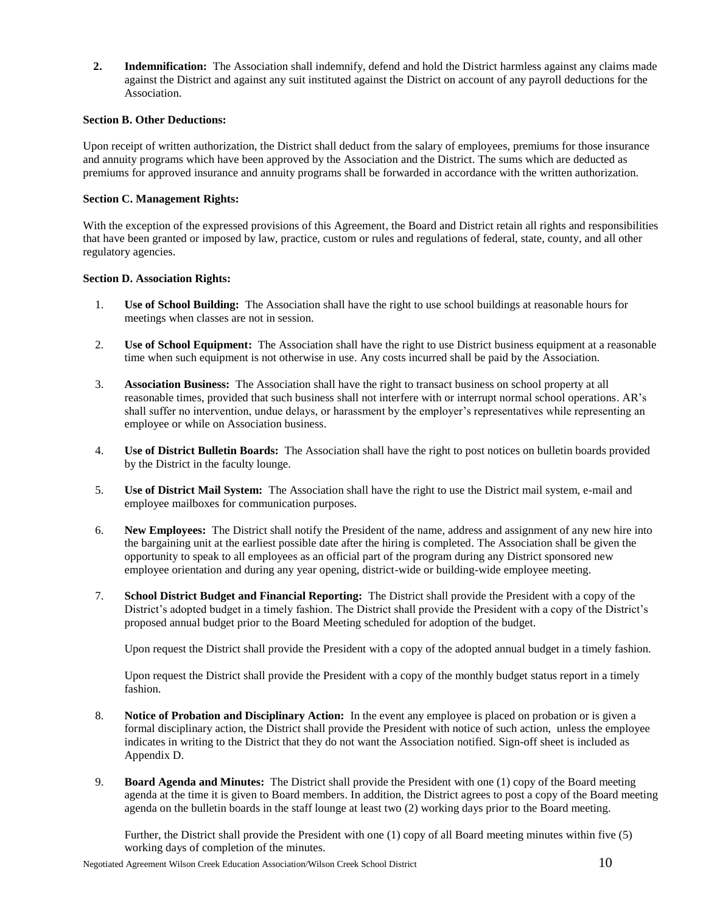2. **Indemnification:** The Association shall indemnify, defend and hold the District harmless against any claims made against the District and against any suit instituted against the District on account of any payroll deductions for the Association.

**Section B. Other Deductions:**

Upon receipt of written authorization, the District shall deduct from the salary of employees, premiums for those insurance and annuity programs which have been approved by the Association and the District. The sums which are deducted as premiums for approved insurance and annuity programs shall be forwarded in accordance with the written authorization.

**Section C. Management Rights:**

With the exception of the expressed provisions of this Agreement, the Board and District retain all rights and responsibilities that have been granted or imposed by law, practice, custom or rules and regulations of federal, state, county, and all other regulatory agencies.

**Section D. Association Rights:**

1. **Use of School Building:** The Association shall have the right to use school buildings at reasonable hours for meetings when classes are not in session.

2. **Use of School Equipment:** The Association shall have the right to use District business equipment at a reasonable time when such equipment is not otherwise in use. Any costs incurred shall be paid by the Association.

3. **Association Business:** The Association shall have the right to transact business on school property at all reasonable times, provided that such business shall not interfere with or interrupt normal school operations. AR's shall suffer no intervention, undue delays, or harassment by the employer's representatives while representing an employee or while on Association business.

4. **Use of District Bulletin Boards:** The Association shall have the right to post notices on bulletin boards provided by the District in the faculty lounge.

5. **Use of District Mail System:** The Association shall have the right to use the District mail system, e-mail and employee mailboxes for communication purposes.

6. **New Employees:** The District shall notify the President of the name, address and assignment of any new hire into the bargaining unit at the earliest possible date after the hiring is completed. The Association shall be given the opportunity to speak to all employees as an official part of the program during any District sponsored new employee orientation and during any year opening, district-wide or building-wide employee meeting.

7. **School District Budget and Financial Reporting:** The District shall provide the President with a copy of the District's adopted budget in a timely fashion. The District shall provide the President with a copy of the District's proposed annual budget prior to the Board Meeting scheduled for adoption of the budget.

   Upon request the District shall provide the President with a copy of the adopted annual budget in a timely fashion.

   Upon request the District shall provide the President with a copy of the monthly budget status report in a timely fashion.

8. **Notice of Probation and Disciplinary Action:** In the event any employee is placed on probation or is given a formal disciplinary action, the District shall provide the President with notice of such action, unless the employee indicates in writing to the District that they do not want the Association notified. Sign-off sheet is included as Appendix D.

9. **Board Agenda and Minutes:** The District shall provide the President with one (1) copy of the Board meeting agenda at the time it is given to Board members. In addition, the District agrees to post a copy of the Board meeting agenda on the bulletin boards in the staff lounge at least two (2) working days prior to the Board meeting.

   Further, the District shall provide the President with one (1) copy of all Board meeting minutes within five (5) working days of completion of the minutes.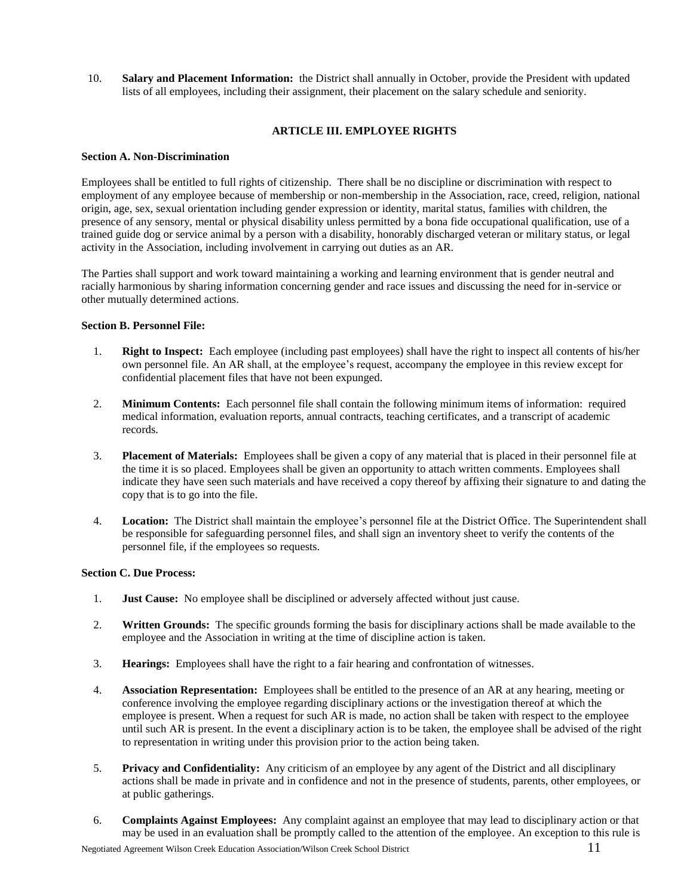10. **Salary and Placement Information:** the District shall annually in October, provide the President with updated lists of all employees, including their assignment, their placement on the salary schedule and seniority.

## ARTICLE III. EMPLOYEE RIGHTS

### Section A. Non-Discrimination

Employees shall be entitled to full rights of citizenship. There shall be no discipline or discrimination with respect to employment of any employee because of membership or non-membership in the Association, race, creed, religion, national origin, age, sex, sexual orientation including gender expression or identity, marital status, families with children, the presence of any sensory, mental or physical disability unless permitted by a bona fide occupational qualification, use of a trained guide dog or service animal by a person with a disability, honorably discharged veteran or military status, or legal activity in the Association, including involvement in carrying out duties as an AR.

The Parties shall support and work toward maintaining a working and learning environment that is gender neutral and racially harmonious by sharing information concerning gender and race issues and discussing the need for in-service or other mutually determined actions.

### Section B. Personnel File:

1. **Right to Inspect:** Each employee (including past employees) shall have the right to inspect all contents of his/her own personnel file. An AR shall, at the employee's request, accompany the employee in this review except for confidential placement files that have not been expunged.

2. **Minimum Contents:** Each personnel file shall contain the following minimum items of information: required medical information, evaluation reports, annual contracts, teaching certificates, and a transcript of academic records.

3. **Placement of Materials:** Employees shall be given a copy of any material that is placed in their personnel file at the time it is so placed. Employees shall be given an opportunity to attach written comments. Employees shall indicate they have seen such materials and have received a copy thereof by affixing their signature to and dating the copy that is to go into the file.

4. **Location:** The District shall maintain the employee's personnel file at the District Office. The Superintendent shall be responsible for safeguarding personnel files, and shall sign an inventory sheet to verify the contents of the personnel file, if the employees so requests.

### Section C. Due Process:

1. **Just Cause:** No employee shall be disciplined or adversely affected without just cause.

2. **Written Grounds:** The specific grounds forming the basis for disciplinary actions shall be made available to the employee and the Association in writing at the time of discipline action is taken.

3. **Hearings:** Employees shall have the right to a fair hearing and confrontation of witnesses.

4. **Association Representation:** Employees shall be entitled to the presence of an AR at any hearing, meeting or conference involving the employee regarding disciplinary actions or the investigation thereof at which the employee is present. When a request for such AR is made, no action shall be taken with respect to the employee until such AR is present. In the event a disciplinary action is to be taken, the employee shall be advised of the right to representation in writing under this provision prior to the action being taken.

5. **Privacy and Confidentiality:** Any criticism of an employee by any agent of the District and all disciplinary actions shall be made in private and in confidence and not in the presence of students, parents, other employees, or at public gatherings.

6. **Complaints Against Employees:** Any complaint against an employee that may lead to disciplinary action or that may be used in an evaluation shall be promptly called to the attention of the employee. An exception to this rule is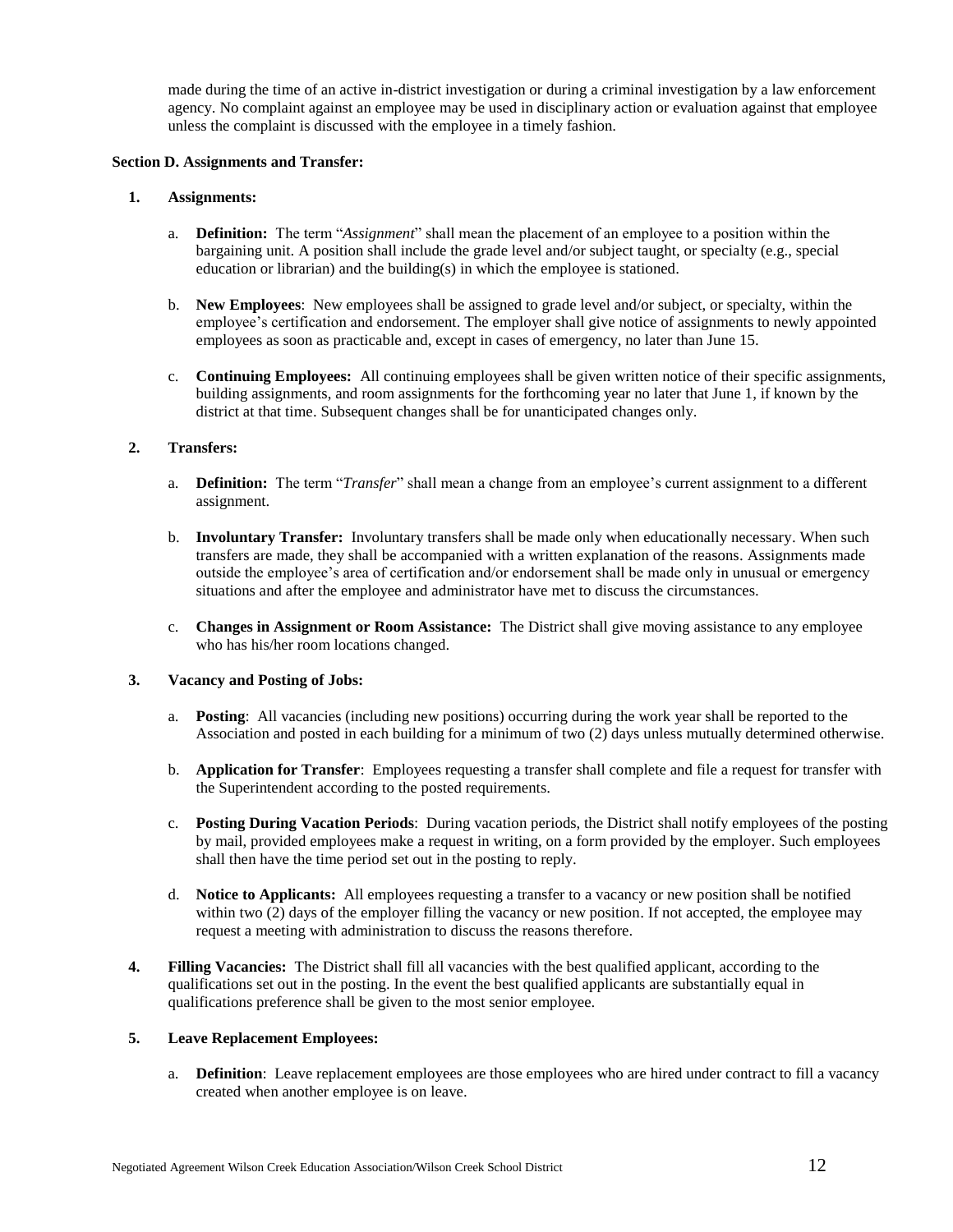made during the time of an active in-district investigation or during a criminal investigation by a law enforcement agency. No complaint against an employee may be used in disciplinary action or evaluation against that employee unless the complaint is discussed with the employee in a timely fashion.

**Section D. Assignments and Transfer:**

**1. Assignments:**

a. **Definition:** The term "*Assignment*" shall mean the placement of an employee to a position within the bargaining unit. A position shall include the grade level and/or subject taught, or specialty (e.g., special education or librarian) and the building(s) in which the employee is stationed.

b. **New Employees**: New employees shall be assigned to grade level and/or subject, or specialty, within the employee's certification and endorsement. The employer shall give notice of assignments to newly appointed employees as soon as practicable and, except in cases of emergency, no later than June 15.

c. **Continuing Employees:** All continuing employees shall be given written notice of their specific assignments, building assignments, and room assignments for the forthcoming year no later that June 1, if known by the district at that time. Subsequent changes shall be for unanticipated changes only.

**2. Transfers:**

a. **Definition:** The term "*Transfer*" shall mean a change from an employee's current assignment to a different assignment.

b. **Involuntary Transfer:** Involuntary transfers shall be made only when educationally necessary. When such transfers are made, they shall be accompanied with a written explanation of the reasons. Assignments made outside the employee's area of certification and/or endorsement shall be made only in unusual or emergency situations and after the employee and administrator have met to discuss the circumstances.

c. **Changes in Assignment or Room Assistance:** The District shall give moving assistance to any employee who has his/her room locations changed.

**3. Vacancy and Posting of Jobs:**

a. **Posting**: All vacancies (including new positions) occurring during the work year shall be reported to the Association and posted in each building for a minimum of two (2) days unless mutually determined otherwise.

b. **Application for Transfer**: Employees requesting a transfer shall complete and file a request for transfer with the Superintendent according to the posted requirements.

c. **Posting During Vacation Periods**: During vacation periods, the District shall notify employees of the posting by mail, provided employees make a request in writing, on a form provided by the employer. Such employees shall then have the time period set out in the posting to reply.

d. **Notice to Applicants:** All employees requesting a transfer to a vacancy or new position shall be notified within two (2) days of the employer filling the vacancy or new position. If not accepted, the employee may request a meeting with administration to discuss the reasons therefore.

**4. Filling Vacancies:** The District shall fill all vacancies with the best qualified applicant, according to the qualifications set out in the posting. In the event the best qualified applicants are substantially equal in qualifications preference shall be given to the most senior employee.

**5. Leave Replacement Employees:**

a. **Definition**: Leave replacement employees are those employees who are hired under contract to fill a vacancy created when another employee is on leave.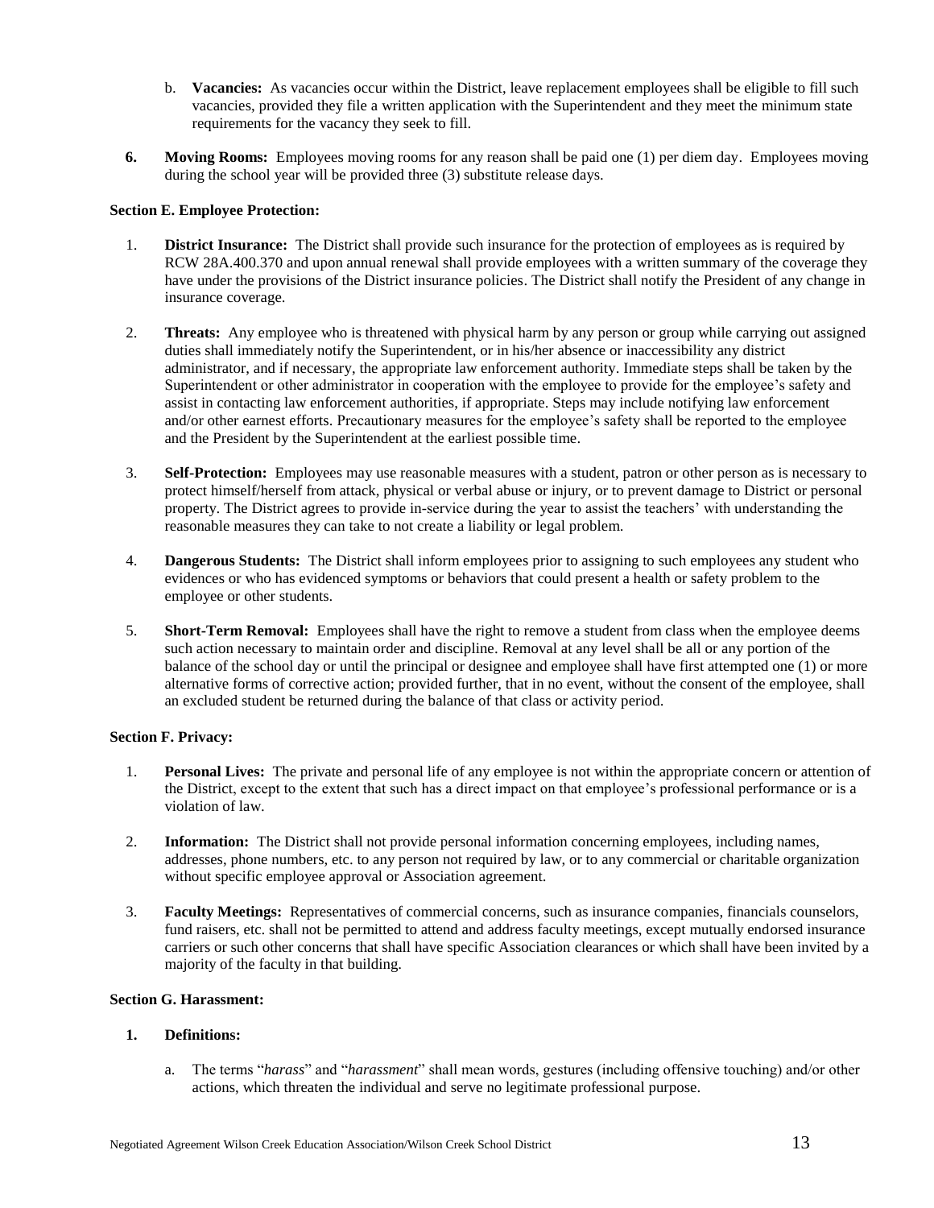b. **Vacancies:** As vacancies occur within the District, leave replacement employees shall be eligible to fill such vacancies, provided they file a written application with the Superintendent and they meet the minimum state requirements for the vacancy they seek to fill.

**6. Moving Rooms:** Employees moving rooms for any reason shall be paid one (1) per diem day. Employees moving during the school year will be provided three (3) substitute release days.

**Section E. Employee Protection:**

1. **District Insurance:** The District shall provide such insurance for the protection of employees as is required by RCW 28A.400.370 and upon annual renewal shall provide employees with a written summary of the coverage they have under the provisions of the District insurance policies. The District shall notify the President of any change in insurance coverage.

2. **Threats:** Any employee who is threatened with physical harm by any person or group while carrying out assigned duties shall immediately notify the Superintendent, or in his/her absence or inaccessibility any district administrator, and if necessary, the appropriate law enforcement authority. Immediate steps shall be taken by the Superintendent or other administrator in cooperation with the employee to provide for the employee's safety and assist in contacting law enforcement authorities, if appropriate. Steps may include notifying law enforcement and/or other earnest efforts. Precautionary measures for the employee's safety shall be reported to the employee and the President by the Superintendent at the earliest possible time.

3. **Self-Protection:** Employees may use reasonable measures with a student, patron or other person as is necessary to protect himself/herself from attack, physical or verbal abuse or injury, or to prevent damage to District or personal property. The District agrees to provide in-service during the year to assist the teachers' with understanding the reasonable measures they can take to not create a liability or legal problem.

4. **Dangerous Students:** The District shall inform employees prior to assigning to such employees any student who evidences or who has evidenced symptoms or behaviors that could present a health or safety problem to the employee or other students.

5. **Short-Term Removal:** Employees shall have the right to remove a student from class when the employee deems such action necessary to maintain order and discipline. Removal at any level shall be all or any portion of the balance of the school day or until the principal or designee and employee shall have first attempted one (1) or more alternative forms of corrective action; provided further, that in no event, without the consent of the employee, shall an excluded student be returned during the balance of that class or activity period.

**Section F. Privacy:**

1. **Personal Lives:** The private and personal life of any employee is not within the appropriate concern or attention of the District, except to the extent that such has a direct impact on that employee's professional performance or is a violation of law.

2. **Information:** The District shall not provide personal information concerning employees, including names, addresses, phone numbers, etc. to any person not required by law, or to any commercial or charitable organization without specific employee approval or Association agreement.

3. **Faculty Meetings:** Representatives of commercial concerns, such as insurance companies, financials counselors, fund raisers, etc. shall not be permitted to attend and address faculty meetings, except mutually endorsed insurance carriers or such other concerns that shall have specific Association clearances or which shall have been invited by a majority of the faculty in that building.

**Section G. Harassment:**

**1. Definitions:**

a. The terms "*harass*" and "*harassment*" shall mean words, gestures (including offensive touching) and/or other actions, which threaten the individual and serve no legitimate professional purpose.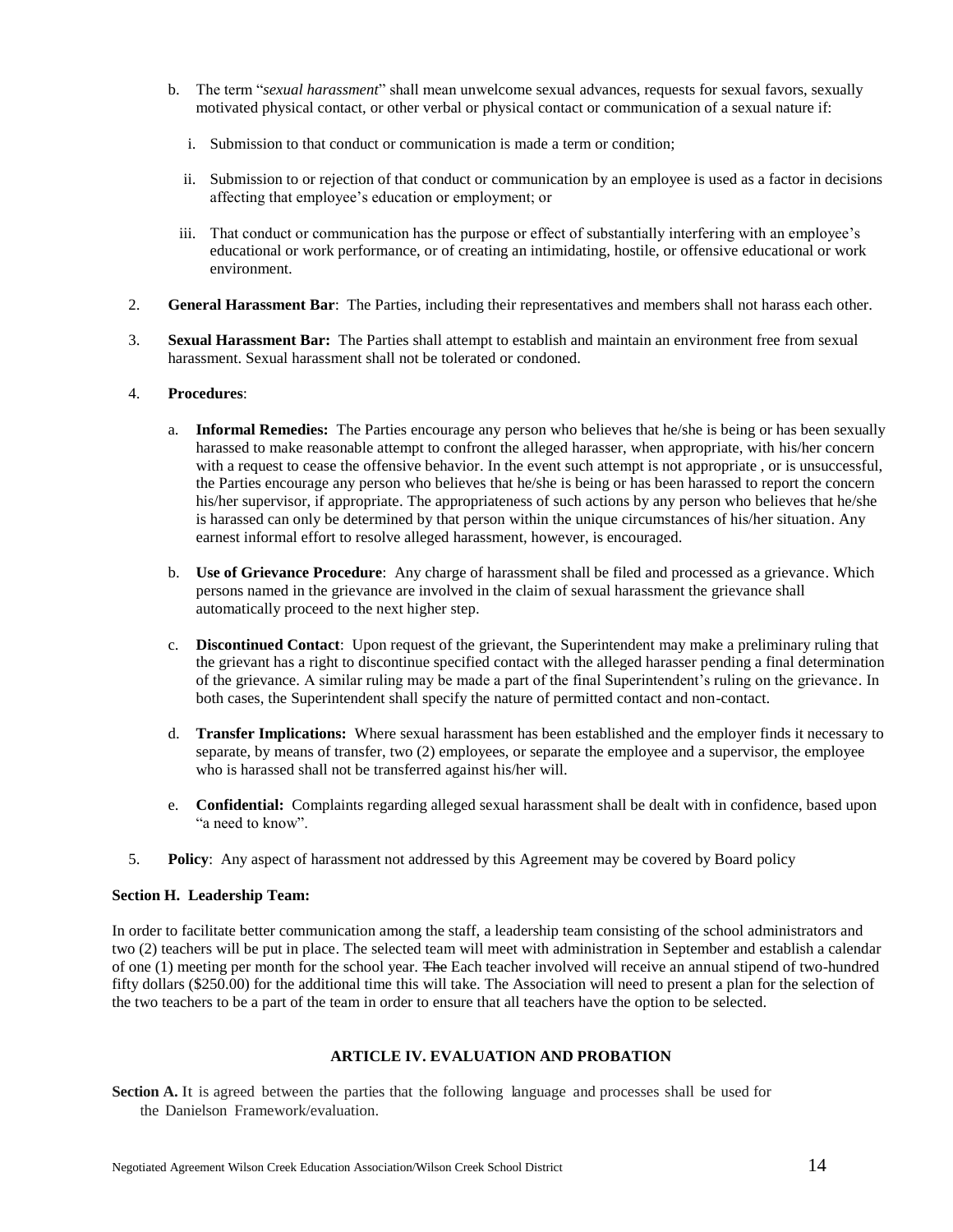b. The term "*sexual harassment*" shall mean unwelcome sexual advances, requests for sexual favors, sexually motivated physical contact, or other verbal or physical contact or communication of a sexual nature if:

   i. Submission to that conduct or communication is made a term or condition;

   ii. Submission to or rejection of that conduct or communication by an employee is used as a factor in decisions affecting that employee's education or employment; or

   iii. That conduct or communication has the purpose or effect of substantially interfering with an employee's educational or work performance, or of creating an intimidating, hostile, or offensive educational or work environment.

2. **General Harassment Bar**: The Parties, including their representatives and members shall not harass each other.

3. **Sexual Harassment Bar:** The Parties shall attempt to establish and maintain an environment free from sexual harassment. Sexual harassment shall not be tolerated or condoned.

4. **Procedures**:

   a. **Informal Remedies:** The Parties encourage any person who believes that he/she is being or has been sexually harassed to make reasonable attempt to confront the alleged harasser, when appropriate, with his/her concern with a request to cease the offensive behavior. In the event such attempt is not appropriate , or is unsuccessful, the Parties encourage any person who believes that he/she is being or has been harassed to report the concern his/her supervisor, if appropriate. The appropriateness of such actions by any person who believes that he/she is harassed can only be determined by that person within the unique circumstances of his/her situation. Any earnest informal effort to resolve alleged harassment, however, is encouraged.

   b. **Use of Grievance Procedure**: Any charge of harassment shall be filed and processed as a grievance. Which persons named in the grievance are involved in the claim of sexual harassment the grievance shall automatically proceed to the next higher step.

   c. **Discontinued Contact**: Upon request of the grievant, the Superintendent may make a preliminary ruling that the grievant has a right to discontinue specified contact with the alleged harasser pending a final determination of the grievance. A similar ruling may be made a part of the final Superintendent's ruling on the grievance. In both cases, the Superintendent shall specify the nature of permitted contact and non-contact.

   d. **Transfer Implications:** Where sexual harassment has been established and the employer finds it necessary to separate, by means of transfer, two (2) employees, or separate the employee and a supervisor, the employee who is harassed shall not be transferred against his/her will.

   e. **Confidential:** Complaints regarding alleged sexual harassment shall be dealt with in confidence, based upon "a need to know".

5. **Policy**: Any aspect of harassment not addressed by this Agreement may be covered by Board policy

**Section H. Leadership Team:**

In order to facilitate better communication among the staff, a leadership team consisting of the school administrators and two (2) teachers will be put in place. The selected team will meet with administration in September and establish a calendar of one (1) meeting per month for the school year. ~~The~~ Each teacher involved will receive an annual stipend of two-hundred fifty dollars ($250.00) for the additional time this will take. The Association will need to present a plan for the selection of the two teachers to be a part of the team in order to ensure that all teachers have the option to be selected.

## ARTICLE IV. EVALUATION AND PROBATION

**Section A.** It is agreed between the parties that the following language and processes shall be used for the Danielson Framework/evaluation.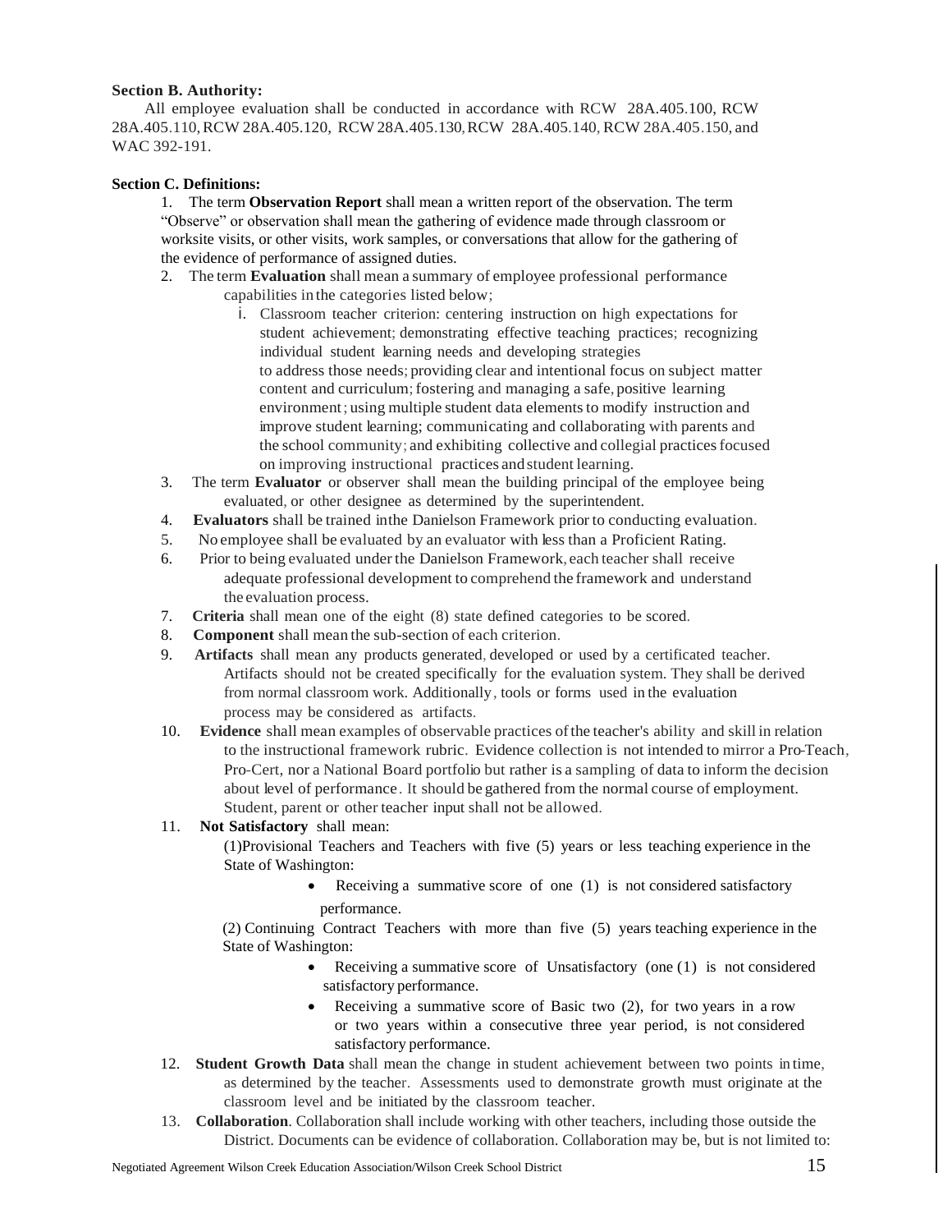**Section B. Authority:**

All employee evaluation shall be conducted in accordance with RCW 28A.405.100, RCW 28A.405.110, RCW 28A.405.120, RCW 28A.405.130, RCW 28A.405.140, RCW 28A.405.150, and WAC 392-191.

**Section C. Definitions:**

1. The term **Observation Report** shall mean a written report of the observation. The term "Observe" or observation shall mean the gathering of evidence made through classroom or worksite visits, or other visits, work samples, or conversations that allow for the gathering of the evidence of performance of assigned duties.
2. The term **Evaluation** shall mean a summary of employee professional performance capabilities in the categories listed below;
   i. Classroom teacher criterion: centering instruction on high expectations for student achievement; demonstrating effective teaching practices; recognizing individual student learning needs and developing strategies to address those needs; providing clear and intentional focus on subject matter content and curriculum; fostering and managing a safe, positive learning environment; using multiple student data elements to modify instruction and improve student learning; communicating and collaborating with parents and the school community; and exhibiting collective and collegial practices focused on improving instructional practices and student learning.
3. The term **Evaluator** or observer shall mean the building principal of the employee being evaluated, or other designee as determined by the superintendent.
4. **Evaluators** shall be trained inthe Danielson Framework prior to conducting evaluation.
5. No employee shall be evaluated by an evaluator with less than a Proficient Rating.
6. Prior to being evaluated under the Danielson Framework, each teacher shall receive adequate professional development to comprehend the framework and understand the evaluation process.
7. **Criteria** shall mean one of the eight (8) state defined categories to be scored.
8. **Component** shall mean the sub-section of each criterion.
9. **Artifacts** shall mean any products generated, developed or used by a certificated teacher. Artifacts should not be created specifically for the evaluation system. They shall be derived from normal classroom work. Additionally, tools or forms used in the evaluation process may be considered as artifacts.
10. **Evidence** shall mean examples of observable practices of the teacher's ability and skill in relation to the instructional framework rubric. Evidence collection is not intended to mirror a Pro-Teach, Pro-Cert, nor a National Board portfolio but rather is a sampling of data to inform the decision about level of performance. It should be gathered from the normal course of employment. Student, parent or other teacher input shall not be allowed.
11. **Not Satisfactory** shall mean:

    (1)Provisional Teachers and Teachers with five (5) years or less teaching experience in the State of Washington:

    - Receiving a summative score of one (1) is not considered satisfactory performance.

    (2) Continuing Contract Teachers with more than five (5) years teaching experience in the State of Washington:

    - Receiving a summative score of Unsatisfactory (one (1) is not considered satisfactory performance.
    - Receiving a summative score of Basic two (2), for two years in a row or two years within a consecutive three year period, is not considered satisfactory performance.
12. **Student Growth Data** shall mean the change in student achievement between two points in time, as determined by the teacher. Assessments used to demonstrate growth must originate at the classroom level and be initiated by the classroom teacher.
13. **Collaboration**. Collaboration shall include working with other teachers, including those outside the District. Documents can be evidence of collaboration. Collaboration may be, but is not limited to: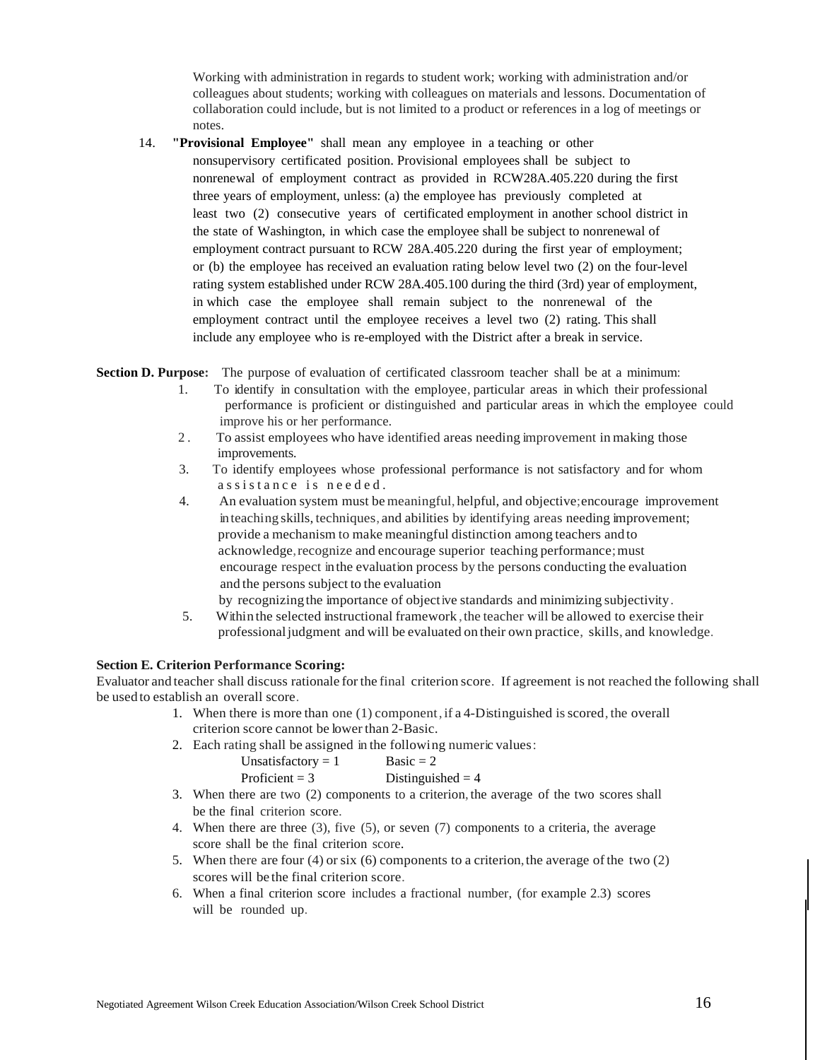Working with administration in regards to student work; working with administration and/or colleagues about students; working with colleagues on materials and lessons. Documentation of collaboration could include, but is not limited to a product or references in a log of meetings or notes.

14. **"Provisional Employee"** shall mean any employee in a teaching or other nonsupervisory certificated position. Provisional employees shall be subject to nonrenewal of employment contract as provided in RCW28A.405.220 during the first three years of employment, unless: (a) the employee has previously completed at least two (2) consecutive years of certificated employment in another school district in the state of Washington, in which case the employee shall be subject to nonrenewal of employment contract pursuant to RCW 28A.405.220 during the first year of employment; or (b) the employee has received an evaluation rating below level two (2) on the four-level rating system established under RCW 28A.405.100 during the third (3rd) year of employment, in which case the employee shall remain subject to the nonrenewal of the employment contract until the employee receives a level two (2) rating. This shall include any employee who is re-employed with the District after a break in service.

**Section D. Purpose:** The purpose of evaluation of certificated classroom teacher shall be at a minimum:

1. To identify in consultation with the employee, particular areas in which their professional performance is proficient or distinguished and particular areas in which the employee could improve his or her performance.
2. To assist employees who have identified areas needing improvement in making those improvements.
3. To identify employees whose professional performance is not satisfactory and for whom assistance is needed.
4. An evaluation system must be meaningful, helpful, and objective; encourage improvement in teaching skills, techniques, and abilities by identifying areas needing improvement; provide a mechanism to make meaningful distinction among teachers and to acknowledge, recognize and encourage superior teaching performance; must encourage respect in the evaluation process by the persons conducting the evaluation and the persons subject to the evaluation by recognizing the importance of objective standards and minimizing subjectivity.
5. Within the selected instructional framework, the teacher will be allowed to exercise their professional judgment and will be evaluated on their own practice, skills, and knowledge.

**Section E. Criterion Performance Scoring:**

Evaluator and teacher shall discuss rationale for the final criterion score. If agreement is not reached the following shall be used to establish an overall score.

1. When there is more than one (1) component, if a 4-Distinguished is scored, the overall criterion score cannot be lower than 2-Basic.
2. Each rating shall be assigned in the following numeric values:

   Unsatisfactory = 1 Basic = 2

   Proficient = 3 Distinguished = 4
3. When there are two (2) components to a criterion, the average of the two scores shall be the final criterion score.
4. When there are three (3), five (5), or seven (7) components to a criteria, the average score shall be the final criterion score.
5. When there are four (4) or six (6) components to a criterion, the average of the two (2) scores will be the final criterion score.
6. When a final criterion score includes a fractional number, (for example 2.3) scores will be rounded up.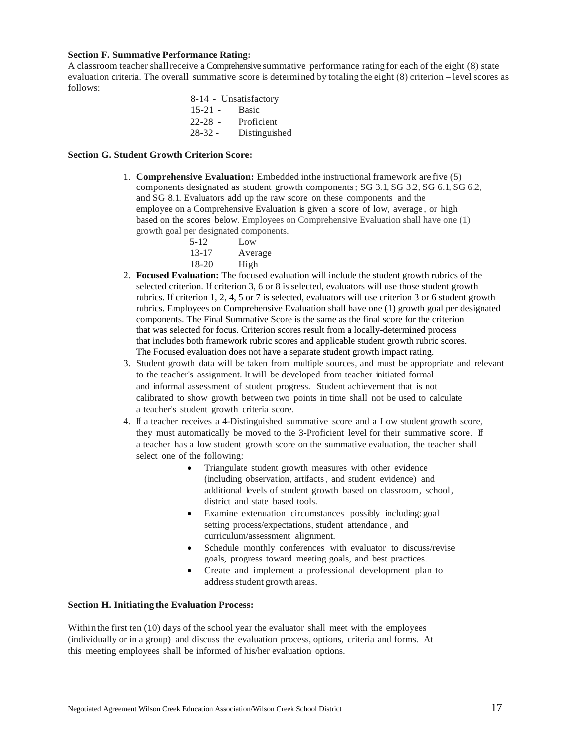**Section F. Summative Performance Rating:**
A classroom teacher shall receive a Comprehensive summative performance rating for each of the eight (8) state evaluation criteria. The overall summative score is determined by totaling the eight (8) criterion – level scores as follows:

8-14 - Unsatisfactory
15-21 - Basic
22-28 - Proficient
28-32 - Distinguished

**Section G. Student Growth Criterion Score:**

1. **Comprehensive Evaluation:** Embedded inthe instructional framework are five (5) components designated as student growth components; SG 3.1, SG 3.2, SG 6.1, SG 6.2, and SG 8.1. Evaluators add up the raw score on these components and the employee on a Comprehensive Evaluation is given a score of low, average, or high based on the scores below. Employees on Comprehensive Evaluation shall have one (1) growth goal per designated components.

   5-12 Low
   13-17 Average
   18-20 High

2. **Focused Evaluation:** The focused evaluation will include the student growth rubrics of the selected criterion. If criterion 3, 6 or 8 is selected, evaluators will use those student growth rubrics. If criterion 1, 2, 4, 5 or 7 is selected, evaluators will use criterion 3 or 6 student growth rubrics. Employees on Comprehensive Evaluation shall have one (1) growth goal per designated components. The Final Summative Score is the same as the final score for the criterion that was selected for focus. Criterion scores result from a locally-determined process that includes both framework rubric scores and applicable student growth rubric scores. The Focused evaluation does not have a separate student growth impact rating.
3. Student growth data will be taken from multiple sources, and must be appropriate and relevant to the teacher's assignment. It will be developed from teacher initiated formal and informal assessment of student progress. Student achievement that is not calibrated to show growth between two points in time shall not be used to calculate a teacher's student growth criteria score.
4. If a teacher receives a 4-Distinguished summative score and a Low student growth score, they must automatically be moved to the 3-Proficient level for their summative score. If a teacher has a low student growth score on the summative evaluation, the teacher shall select one of the following:
   - Triangulate student growth measures with other evidence (including observation, artifacts, and student evidence) and additional levels of student growth based on classroom, school, district and state based tools.
   - Examine extenuation circumstances possibly including: goal setting process/expectations, student attendance, and curriculum/assessment alignment.
   - Schedule monthly conferences with evaluator to discuss/revise goals, progress toward meeting goals, and best practices.
   - Create and implement a professional development plan to address student growth areas.

**Section H. Initiating the Evaluation Process:**

Within the first ten (10) days of the school year the evaluator shall meet with the employees (individually or in a group) and discuss the evaluation process, options, criteria and forms. At this meeting employees shall be informed of his/her evaluation options.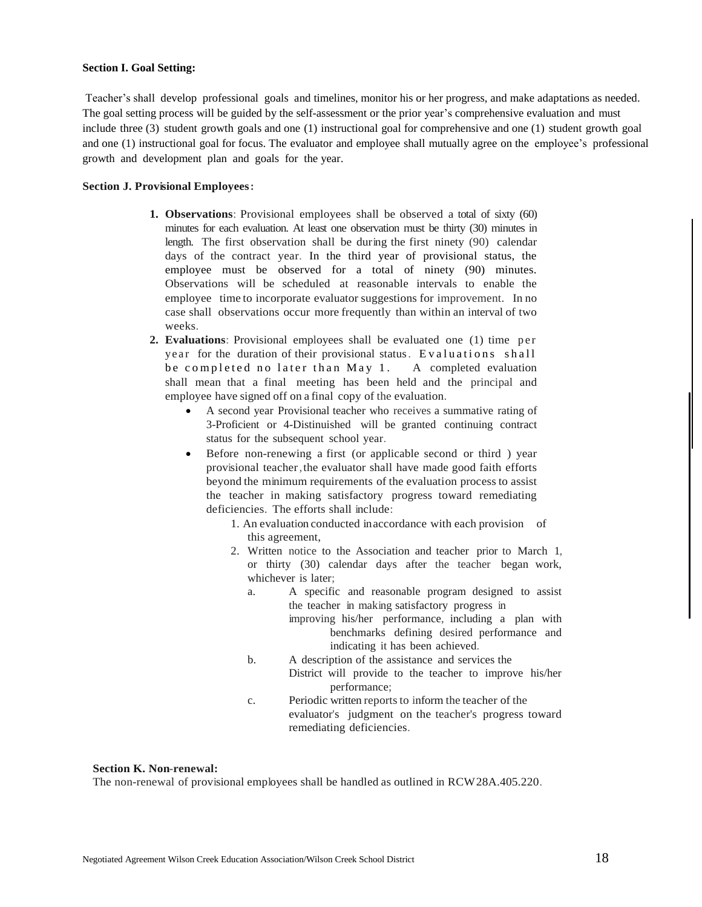**Section I. Goal Setting:**

Teacher's shall develop professional goals and timelines, monitor his or her progress, and make adaptations as needed. The goal setting process will be guided by the self-assessment or the prior year's comprehensive evaluation and must include three (3) student growth goals and one (1) instructional goal for comprehensive and one (1) student growth goal and one (1) instructional goal for focus. The evaluator and employee shall mutually agree on the employee's professional growth and development plan and goals for the year.

**Section J. Provisional Employees:**

1. **Observations**: Provisional employees shall be observed a total of sixty (60) minutes for each evaluation. At least one observation must be thirty (30) minutes in length. The first observation shall be during the first ninety (90) calendar days of the contract year. In the third year of provisional status, the employee must be observed for a total of ninety (90) minutes. Observations will be scheduled at reasonable intervals to enable the employee time to incorporate evaluator suggestions for improvement. In no case shall observations occur more frequently than within an interval of two weeks.
2. **Evaluations**: Provisional employees shall be evaluated one (1) time per year for the duration of their provisional status. Evaluations shall be completed no later than May 1. A completed evaluation shall mean that a final meeting has been held and the principal and employee have signed off on a final copy of the evaluation.
   - A second year Provisional teacher who receives a summative rating of 3-Proficient or 4-Distinuished will be granted continuing contract status for the subsequent school year.
   - Before non-renewing a first (or applicable second or third ) year provisional teacher, the evaluator shall have made good faith efforts beyond the minimum requirements of the evaluation process to assist the teacher in making satisfactory progress toward remediating deficiencies. The efforts shall include:
     1. An evaluation conducted in accordance with each provision of this agreement,
     2. Written notice to the Association and teacher prior to March 1, or thirty (30) calendar days after the teacher began work, whichever is later;
        a. A specific and reasonable program designed to assist the teacher in making satisfactory progress in improving his/her performance, including a plan with benchmarks defining desired performance and indicating it has been achieved.
        b. A description of the assistance and services the District will provide to the teacher to improve his/her performance;
        c. Periodic written reports to inform the teacher of the evaluator's judgment on the teacher's progress toward remediating deficiencies.

**Section K. Non-renewal:**

The non-renewal of provisional employees shall be handled as outlined in RCW28A.405.220.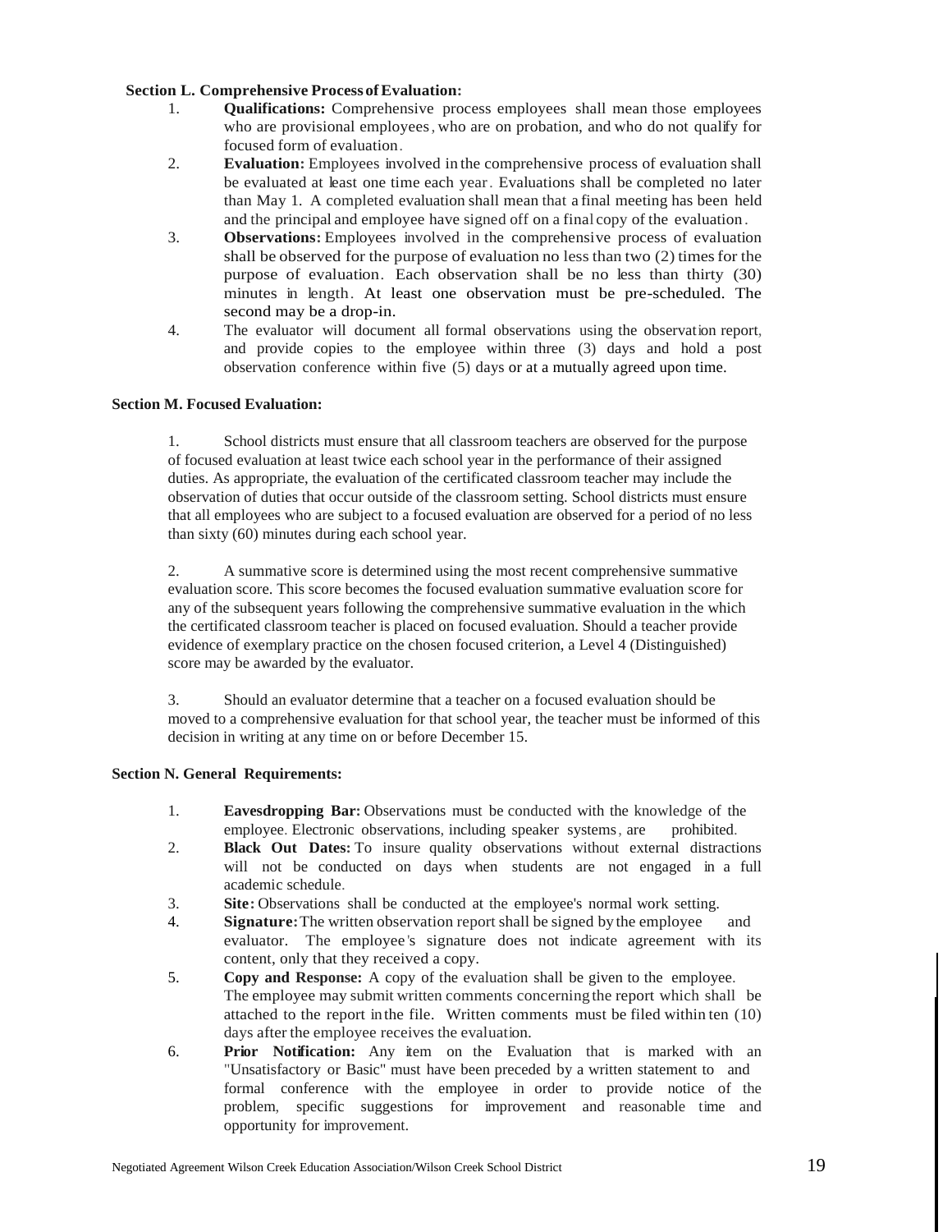**Section L. Comprehensive Process of Evaluation:**

1. **Qualifications:** Comprehensive process employees shall mean those employees who are provisional employees, who are on probation, and who do not qualify for focused form of evaluation.
2. **Evaluation:** Employees involved in the comprehensive process of evaluation shall be evaluated at least one time each year. Evaluations shall be completed no later than May 1. A completed evaluation shall mean that a final meeting has been held and the principal and employee have signed off on a final copy of the evaluation.
3. **Observations:** Employees involved in the comprehensive process of evaluation shall be observed for the purpose of evaluation no less than two (2) times for the purpose of evaluation. Each observation shall be no less than thirty (30) minutes in length. At least one observation must be pre-scheduled. The second may be a drop-in.
4. The evaluator will document all formal observations using the observation report, and provide copies to the employee within three (3) days and hold a post observation conference within five (5) days or at a mutually agreed upon time.

**Section M. Focused Evaluation:**

1. School districts must ensure that all classroom teachers are observed for the purpose of focused evaluation at least twice each school year in the performance of their assigned duties. As appropriate, the evaluation of the certificated classroom teacher may include the observation of duties that occur outside of the classroom setting. School districts must ensure that all employees who are subject to a focused evaluation are observed for a period of no less than sixty (60) minutes during each school year.

2. A summative score is determined using the most recent comprehensive summative evaluation score. This score becomes the focused evaluation summative evaluation score for any of the subsequent years following the comprehensive summative evaluation in the which the certificated classroom teacher is placed on focused evaluation. Should a teacher provide evidence of exemplary practice on the chosen focused criterion, a Level 4 (Distinguished) score may be awarded by the evaluator.

3. Should an evaluator determine that a teacher on a focused evaluation should be moved to a comprehensive evaluation for that school year, the teacher must be informed of this decision in writing at any time on or before December 15.

**Section N. General Requirements:**

1. **Eavesdropping Bar:** Observations must be conducted with the knowledge of the employee. Electronic observations, including speaker systems, are prohibited.
2. **Black Out Dates:** To insure quality observations without external distractions will not be conducted on days when students are not engaged in a full academic schedule.
3. **Site:** Observations shall be conducted at the employee's normal work setting.
4. **Signature:** The written observation report shall be signed by the employee and evaluator. The employee's signature does not indicate agreement with its content, only that they received a copy.
5. **Copy and Response:** A copy of the evaluation shall be given to the employee. The employee may submit written comments concerning the report which shall be attached to the report in the file. Written comments must be filed within ten (10) days after the employee receives the evaluation.
6. **Prior Notification:** Any item on the Evaluation that is marked with an "Unsatisfactory or Basic" must have been preceded by a written statement to and formal conference with the employee in order to provide notice of the problem, specific suggestions for improvement and reasonable time and opportunity for improvement.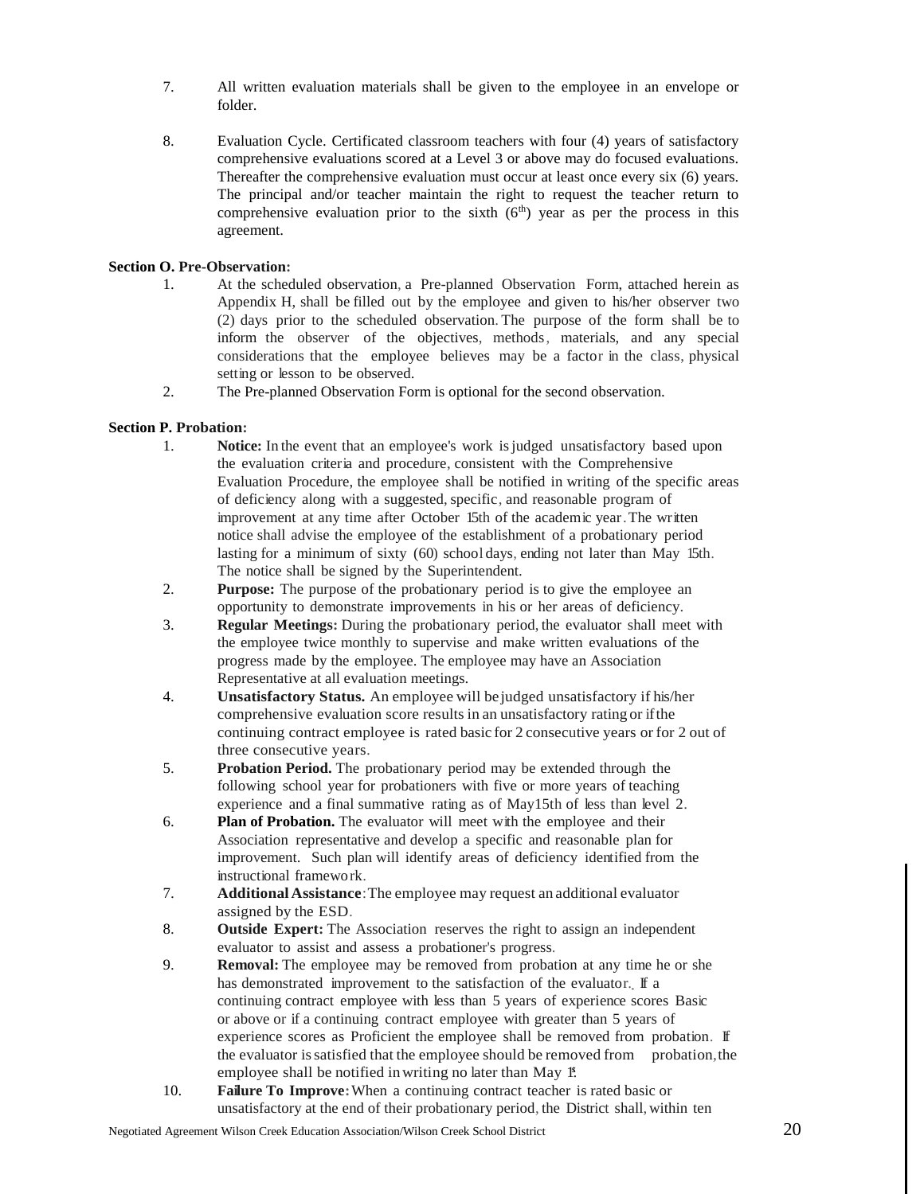7. All written evaluation materials shall be given to the employee in an envelope or folder.

8. Evaluation Cycle. Certificated classroom teachers with four (4) years of satisfactory comprehensive evaluations scored at a Level 3 or above may do focused evaluations. Thereafter the comprehensive evaluation must occur at least once every six (6) years. The principal and/or teacher maintain the right to request the teacher return to comprehensive evaluation prior to the sixth (6th) year as per the process in this agreement.

**Section O. Pre-Observation:**

1. At the scheduled observation, a Pre-planned Observation Form, attached herein as Appendix H, shall be filled out by the employee and given to his/her observer two (2) days prior to the scheduled observation. The purpose of the form shall be to inform the observer of the objectives, methods, materials, and any special considerations that the employee believes may be a factor in the class, physical setting or lesson to be observed.
2. The Pre-planned Observation Form is optional for the second observation.

**Section P. Probation:**

1. **Notice:** In the event that an employee's work is judged unsatisfactory based upon the evaluation criteria and procedure, consistent with the Comprehensive Evaluation Procedure, the employee shall be notified in writing of the specific areas of deficiency along with a suggested, specific, and reasonable program of improvement at any time after October 15th of the academic year. The written notice shall advise the employee of the establishment of a probationary period lasting for a minimum of sixty (60) school days, ending not later than May 15th. The notice shall be signed by the Superintendent.
2. **Purpose:** The purpose of the probationary period is to give the employee an opportunity to demonstrate improvements in his or her areas of deficiency.
3. **Regular Meetings:** During the probationary period, the evaluator shall meet with the employee twice monthly to supervise and make written evaluations of the progress made by the employee. The employee may have an Association Representative at all evaluation meetings.
4. **Unsatisfactory Status.** An employee will be judged unsatisfactory if his/her comprehensive evaluation score results in an unsatisfactory rating or if the continuing contract employee is rated basic for 2 consecutive years or for 2 out of three consecutive years.
5. **Probation Period.** The probationary period may be extended through the following school year for probationers with five or more years of teaching experience and a final summative rating as of May15th of less than level 2.
6. **Plan of Probation.** The evaluator will meet with the employee and their Association representative and develop a specific and reasonable plan for improvement. Such plan will identify areas of deficiency identified from the instructional framework.
7. **Additional Assistance**: The employee may request an additional evaluator assigned by the ESD.
8. **Outside Expert:** The Association reserves the right to assign an independent evaluator to assist and assess a probationer's progress.
9. **Removal:** The employee may be removed from probation at any time he or she has demonstrated improvement to the satisfaction of the evaluator. If a continuing contract employee with less than 5 years of experience scores Basic or above or if a continuing contract employee with greater than 5 years of experience scores as Proficient the employee shall be removed from probation. If the evaluator is satisfied that the employee should be removed from probation, the employee shall be notified in writing no later than May 1st.
10. **Failure To Improve:** When a continuing contract teacher is rated basic or unsatisfactory at the end of their probationary period, the District shall, within ten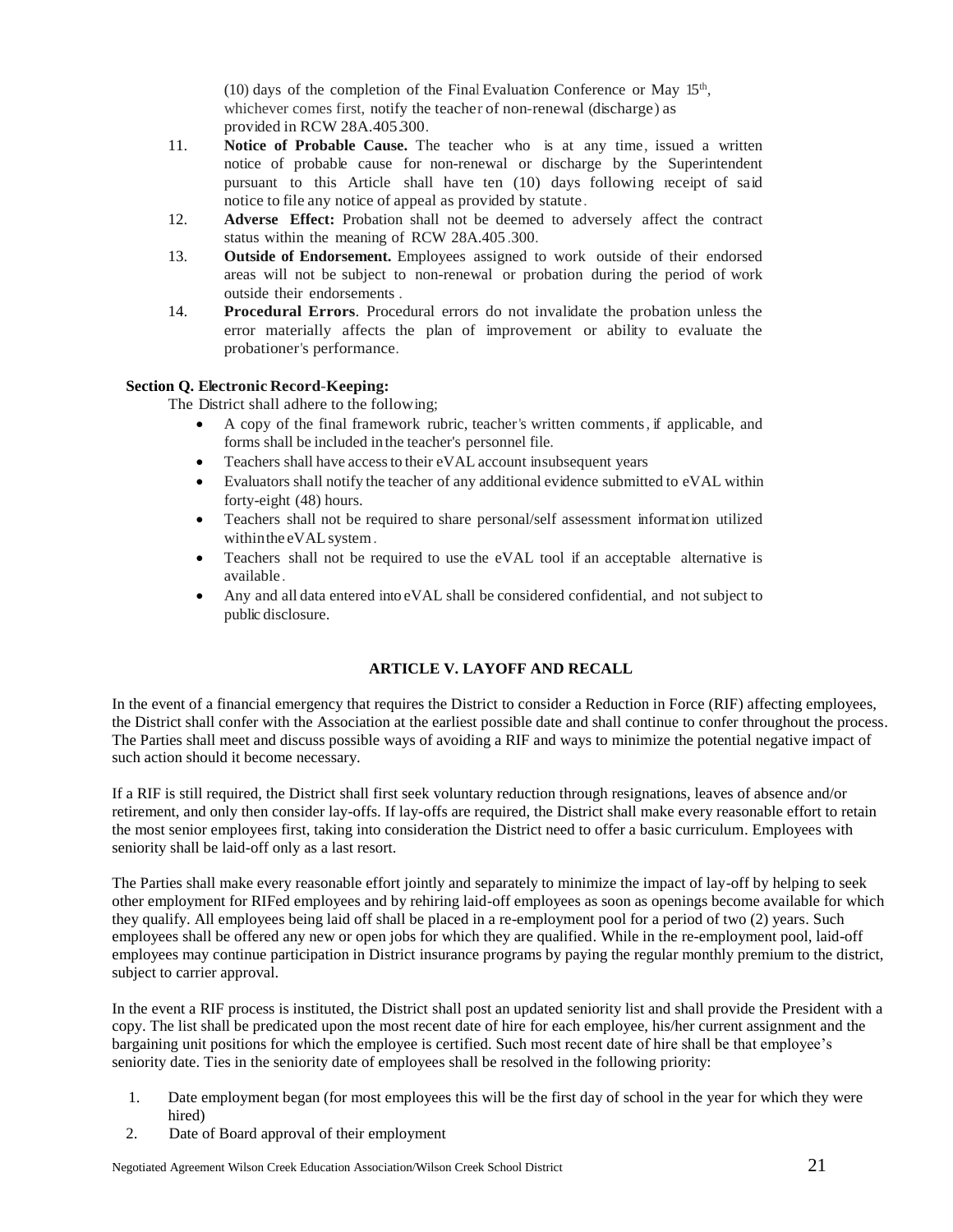(10) days of the completion of the Final Evaluation Conference or May 15th, whichever comes first, notify the teacher of non-renewal (discharge) as provided in RCW 28A.405.300.

11. **Notice of Probable Cause.** The teacher who is at any time, issued a written notice of probable cause for non-renewal or discharge by the Superintendent pursuant to this Article shall have ten (10) days following receipt of said notice to file any notice of appeal as provided by statute.
12. **Adverse Effect:** Probation shall not be deemed to adversely affect the contract status within the meaning of RCW 28A.405.300.
13. **Outside of Endorsement.** Employees assigned to work outside of their endorsed areas will not be subject to non-renewal or probation during the period of work outside their endorsements.
14. **Procedural Errors**. Procedural errors do not invalidate the probation unless the error materially affects the plan of improvement or ability to evaluate the probationer's performance.

**Section Q. Electronic Record-Keeping:**

The District shall adhere to the following;

- A copy of the final framework rubric, teacher's written comments, if applicable, and forms shall be included in the teacher's personnel file.
- Teachers shall have access to their eVAL account in subsequent years
- Evaluators shall notify the teacher of any additional evidence submitted to eVAL within forty-eight (48) hours.
- Teachers shall not be required to share personal/self assessment information utilized within the eVAL system.
- Teachers shall not be required to use the eVAL tool if an acceptable alternative is available.
- Any and all data entered into eVAL shall be considered confidential, and not subject to public disclosure.

## ARTICLE V. LAYOFF AND RECALL

In the event of a financial emergency that requires the District to consider a Reduction in Force (RIF) affecting employees, the District shall confer with the Association at the earliest possible date and shall continue to confer throughout the process. The Parties shall meet and discuss possible ways of avoiding a RIF and ways to minimize the potential negative impact of such action should it become necessary.

If a RIF is still required, the District shall first seek voluntary reduction through resignations, leaves of absence and/or retirement, and only then consider lay-offs. If lay-offs are required, the District shall make every reasonable effort to retain the most senior employees first, taking into consideration the District need to offer a basic curriculum. Employees with seniority shall be laid-off only as a last resort.

The Parties shall make every reasonable effort jointly and separately to minimize the impact of lay-off by helping to seek other employment for RIFed employees and by rehiring laid-off employees as soon as openings become available for which they qualify. All employees being laid off shall be placed in a re-employment pool for a period of two (2) years. Such employees shall be offered any new or open jobs for which they are qualified. While in the re-employment pool, laid-off employees may continue participation in District insurance programs by paying the regular monthly premium to the district, subject to carrier approval.

In the event a RIF process is instituted, the District shall post an updated seniority list and shall provide the President with a copy. The list shall be predicated upon the most recent date of hire for each employee, his/her current assignment and the bargaining unit positions for which the employee is certified. Such most recent date of hire shall be that employee's seniority date. Ties in the seniority date of employees shall be resolved in the following priority:

1. Date employment began (for most employees this will be the first day of school in the year for which they were hired)
2. Date of Board approval of their employment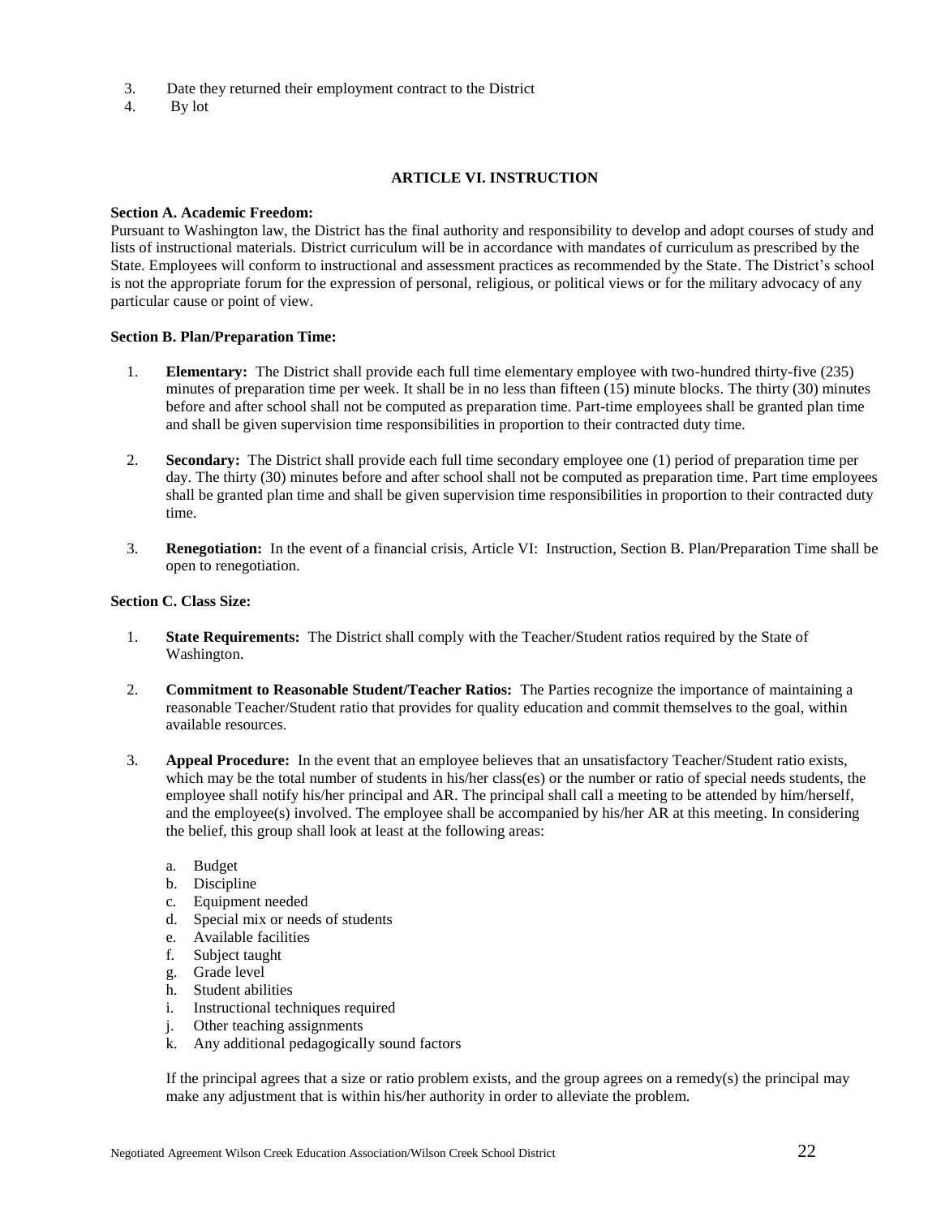3. Date they returned their employment contract to the District
4. By lot

## ARTICLE VI. INSTRUCTION

**Section A. Academic Freedom:**
Pursuant to Washington law, the District has the final authority and responsibility to develop and adopt courses of study and lists of instructional materials. District curriculum will be in accordance with mandates of curriculum as prescribed by the State. Employees will conform to instructional and assessment practices as recommended by the State. The District's school is not the appropriate forum for the expression of personal, religious, or political views or for the military advocacy of any particular cause or point of view.

**Section B. Plan/Preparation Time:**

1. **Elementary:** The District shall provide each full time elementary employee with two-hundred thirty-five (235) minutes of preparation time per week. It shall be in no less than fifteen (15) minute blocks. The thirty (30) minutes before and after school shall not be computed as preparation time. Part-time employees shall be granted plan time and shall be given supervision time responsibilities in proportion to their contracted duty time.

2. **Secondary:** The District shall provide each full time secondary employee one (1) period of preparation time per day. The thirty (30) minutes before and after school shall not be computed as preparation time. Part time employees shall be granted plan time and shall be given supervision time responsibilities in proportion to their contracted duty time.

3. **Renegotiation:** In the event of a financial crisis, Article VI: Instruction, Section B. Plan/Preparation Time shall be open to renegotiation.

**Section C. Class Size:**

1. **State Requirements:** The District shall comply with the Teacher/Student ratios required by the State of Washington.

2. **Commitment to Reasonable Student/Teacher Ratios:** The Parties recognize the importance of maintaining a reasonable Teacher/Student ratio that provides for quality education and commit themselves to the goal, within available resources.

3. **Appeal Procedure:** In the event that an employee believes that an unsatisfactory Teacher/Student ratio exists, which may be the total number of students in his/her class(es) or the number or ratio of special needs students, the employee shall notify his/her principal and AR. The principal shall call a meeting to be attended by him/herself, and the employee(s) involved. The employee shall be accompanied by his/her AR at this meeting. In considering the belief, this group shall look at least at the following areas:

   a. Budget
   b. Discipline
   c. Equipment needed
   d. Special mix or needs of students
   e. Available facilities
   f. Subject taught
   g. Grade level
   h. Student abilities
   i. Instructional techniques required
   j. Other teaching assignments
   k. Any additional pedagogically sound factors

   If the principal agrees that a size or ratio problem exists, and the group agrees on a remedy(s) the principal may make any adjustment that is within his/her authority in order to alleviate the problem.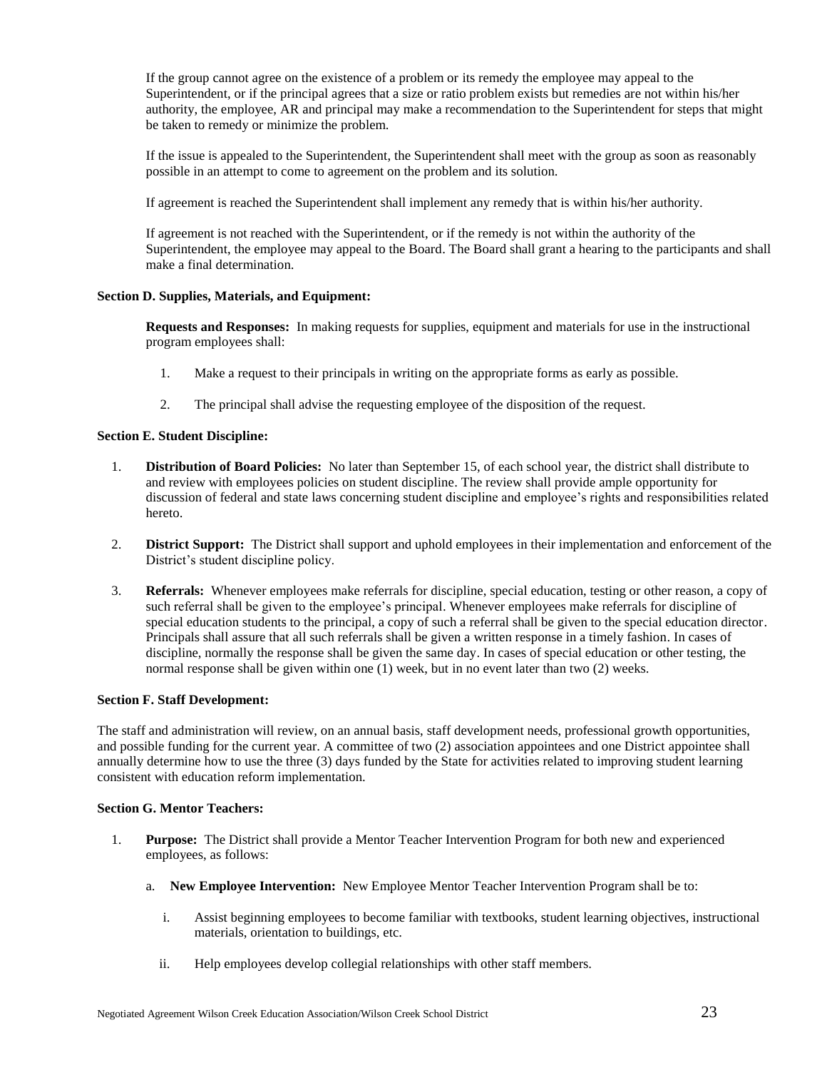If the group cannot agree on the existence of a problem or its remedy the employee may appeal to the Superintendent, or if the principal agrees that a size or ratio problem exists but remedies are not within his/her authority, the employee, AR and principal may make a recommendation to the Superintendent for steps that might be taken to remedy or minimize the problem.

If the issue is appealed to the Superintendent, the Superintendent shall meet with the group as soon as reasonably possible in an attempt to come to agreement on the problem and its solution.

If agreement is reached the Superintendent shall implement any remedy that is within his/her authority.

If agreement is not reached with the Superintendent, or if the remedy is not within the authority of the Superintendent, the employee may appeal to the Board. The Board shall grant a hearing to the participants and shall make a final determination.

**Section D. Supplies, Materials, and Equipment:**

**Requests and Responses:** In making requests for supplies, equipment and materials for use in the instructional program employees shall:

1. Make a request to their principals in writing on the appropriate forms as early as possible.
2. The principal shall advise the requesting employee of the disposition of the request.

**Section E. Student Discipline:**

1. **Distribution of Board Policies:** No later than September 15, of each school year, the district shall distribute to and review with employees policies on student discipline. The review shall provide ample opportunity for discussion of federal and state laws concerning student discipline and employee's rights and responsibilities related hereto.
2. **District Support:** The District shall support and uphold employees in their implementation and enforcement of the District's student discipline policy.
3. **Referrals:** Whenever employees make referrals for discipline, special education, testing or other reason, a copy of such referral shall be given to the employee's principal. Whenever employees make referrals for discipline of special education students to the principal, a copy of such a referral shall be given to the special education director. Principals shall assure that all such referrals shall be given a written response in a timely fashion. In cases of discipline, normally the response shall be given the same day. In cases of special education or other testing, the normal response shall be given within one (1) week, but in no event later than two (2) weeks.

**Section F. Staff Development:**

The staff and administration will review, on an annual basis, staff development needs, professional growth opportunities, and possible funding for the current year. A committee of two (2) association appointees and one District appointee shall annually determine how to use the three (3) days funded by the State for activities related to improving student learning consistent with education reform implementation.

**Section G. Mentor Teachers:**

1. **Purpose:** The District shall provide a Mentor Teacher Intervention Program for both new and experienced employees, as follows:
   a. **New Employee Intervention:** New Employee Mentor Teacher Intervention Program shall be to:
      i. Assist beginning employees to become familiar with textbooks, student learning objectives, instructional materials, orientation to buildings, etc.
      ii. Help employees develop collegial relationships with other staff members.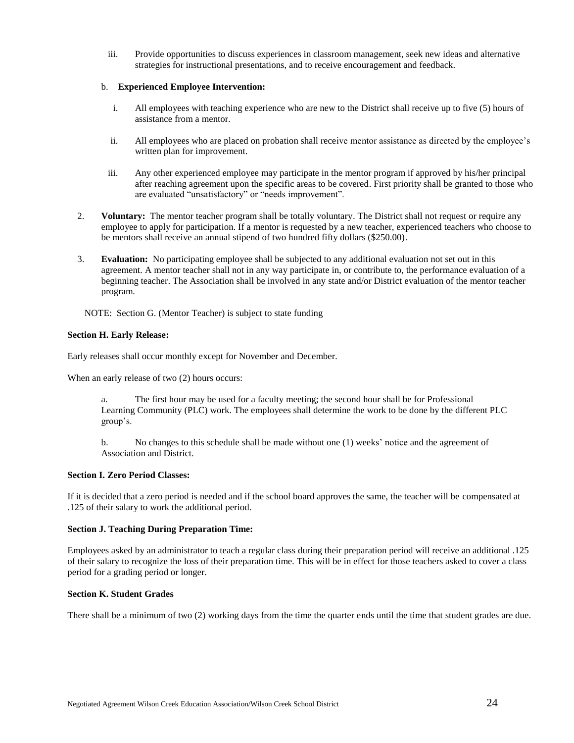iii. Provide opportunities to discuss experiences in classroom management, seek new ideas and alternative strategies for instructional presentations, and to receive encouragement and feedback.

b. **Experienced Employee Intervention:**

i. All employees with teaching experience who are new to the District shall receive up to five (5) hours of assistance from a mentor.

ii. All employees who are placed on probation shall receive mentor assistance as directed by the employee's written plan for improvement.

iii. Any other experienced employee may participate in the mentor program if approved by his/her principal after reaching agreement upon the specific areas to be covered. First priority shall be granted to those who are evaluated "unsatisfactory" or "needs improvement".

2. **Voluntary:** The mentor teacher program shall be totally voluntary. The District shall not request or require any employee to apply for participation. If a mentor is requested by a new teacher, experienced teachers who choose to be mentors shall receive an annual stipend of two hundred fifty dollars ($250.00).

3. **Evaluation:** No participating employee shall be subjected to any additional evaluation not set out in this agreement. A mentor teacher shall not in any way participate in, or contribute to, the performance evaluation of a beginning teacher. The Association shall be involved in any state and/or District evaluation of the mentor teacher program.

NOTE: Section G. (Mentor Teacher) is subject to state funding

**Section H. Early Release:**

Early releases shall occur monthly except for November and December.

When an early release of two (2) hours occurs:

a. The first hour may be used for a faculty meeting; the second hour shall be for Professional Learning Community (PLC) work. The employees shall determine the work to be done by the different PLC group's.

b. No changes to this schedule shall be made without one (1) weeks' notice and the agreement of Association and District.

**Section I. Zero Period Classes:**

If it is decided that a zero period is needed and if the school board approves the same, the teacher will be compensated at .125 of their salary to work the additional period.

**Section J. Teaching During Preparation Time:**

Employees asked by an administrator to teach a regular class during their preparation period will receive an additional .125 of their salary to recognize the loss of their preparation time. This will be in effect for those teachers asked to cover a class period for a grading period or longer.

**Section K. Student Grades**

There shall be a minimum of two (2) working days from the time the quarter ends until the time that student grades are due.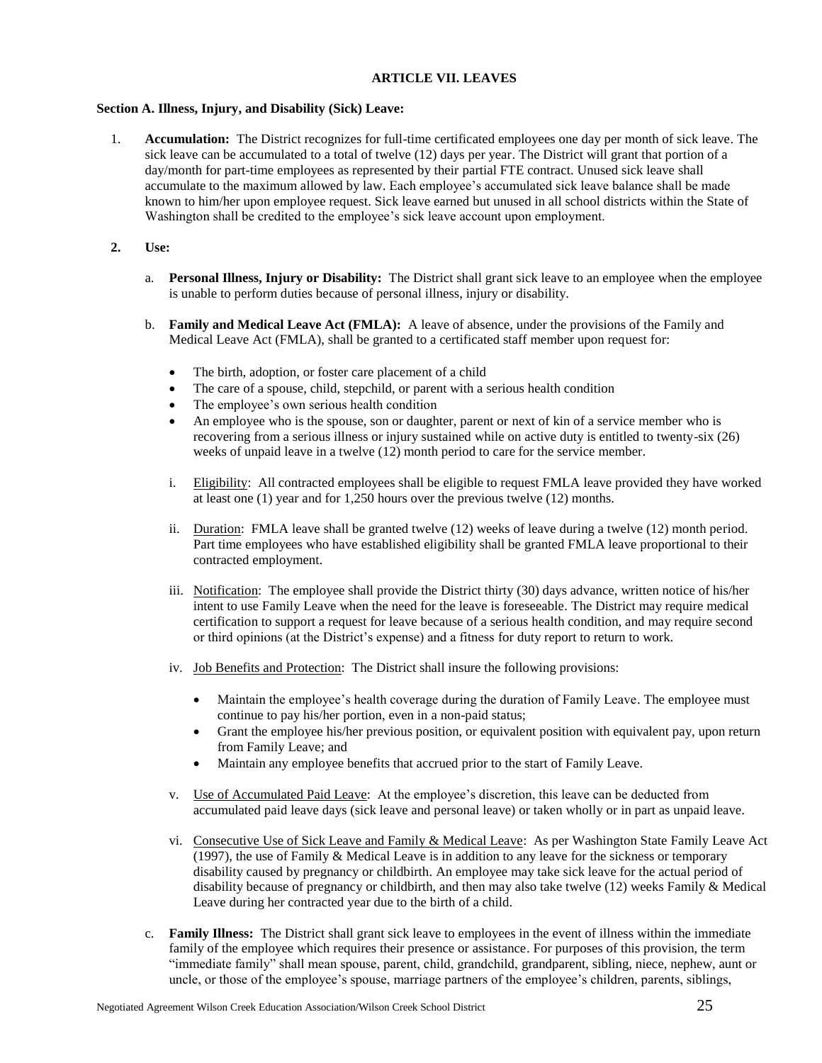## ARTICLE VII. LEAVES

**Section A. Illness, Injury, and Disability (Sick) Leave:**

1. **Accumulation:** The District recognizes for full-time certificated employees one day per month of sick leave. The sick leave can be accumulated to a total of twelve (12) days per year. The District will grant that portion of a day/month for part-time employees as represented by their partial FTE contract. Unused sick leave shall accumulate to the maximum allowed by law. Each employee's accumulated sick leave balance shall be made known to him/her upon employee request. Sick leave earned but unused in all school districts within the State of Washington shall be credited to the employee's sick leave account upon employment.

2. **Use:**

   a. **Personal Illness, Injury or Disability:** The District shall grant sick leave to an employee when the employee is unable to perform duties because of personal illness, injury or disability.

   b. **Family and Medical Leave Act (FMLA):** A leave of absence, under the provisions of the Family and Medical Leave Act (FMLA), shall be granted to a certificated staff member upon request for:

      - The birth, adoption, or foster care placement of a child
      - The care of a spouse, child, stepchild, or parent with a serious health condition
      - The employee's own serious health condition
      - An employee who is the spouse, son or daughter, parent or next of kin of a service member who is recovering from a serious illness or injury sustained while on active duty is entitled to twenty-six (26) weeks of unpaid leave in a twelve (12) month period to care for the service member.

      i. Eligibility: All contracted employees shall be eligible to request FMLA leave provided they have worked at least one (1) year and for 1,250 hours over the previous twelve (12) months.

      ii. Duration: FMLA leave shall be granted twelve (12) weeks of leave during a twelve (12) month period. Part time employees who have established eligibility shall be granted FMLA leave proportional to their contracted employment.

      iii. Notification: The employee shall provide the District thirty (30) days advance, written notice of his/her intent to use Family Leave when the need for the leave is foreseeable. The District may require medical certification to support a request for leave because of a serious health condition, and may require second or third opinions (at the District's expense) and a fitness for duty report to return to work.

      iv. Job Benefits and Protection: The District shall insure the following provisions:

      - Maintain the employee's health coverage during the duration of Family Leave. The employee must continue to pay his/her portion, even in a non-paid status;
      - Grant the employee his/her previous position, or equivalent position with equivalent pay, upon return from Family Leave; and
      - Maintain any employee benefits that accrued prior to the start of Family Leave.

      v. Use of Accumulated Paid Leave: At the employee's discretion, this leave can be deducted from accumulated paid leave days (sick leave and personal leave) or taken wholly or in part as unpaid leave.

      vi. Consecutive Use of Sick Leave and Family & Medical Leave: As per Washington State Family Leave Act (1997), the use of Family & Medical Leave is in addition to any leave for the sickness or temporary disability caused by pregnancy or childbirth. An employee may take sick leave for the actual period of disability because of pregnancy or childbirth, and then may also take twelve (12) weeks Family & Medical Leave during her contracted year due to the birth of a child.

   c. **Family Illness:** The District shall grant sick leave to employees in the event of illness within the immediate family of the employee which requires their presence or assistance. For purposes of this provision, the term "immediate family" shall mean spouse, parent, child, grandchild, grandparent, sibling, niece, nephew, aunt or uncle, or those of the employee's spouse, marriage partners of the employee's children, parents, siblings,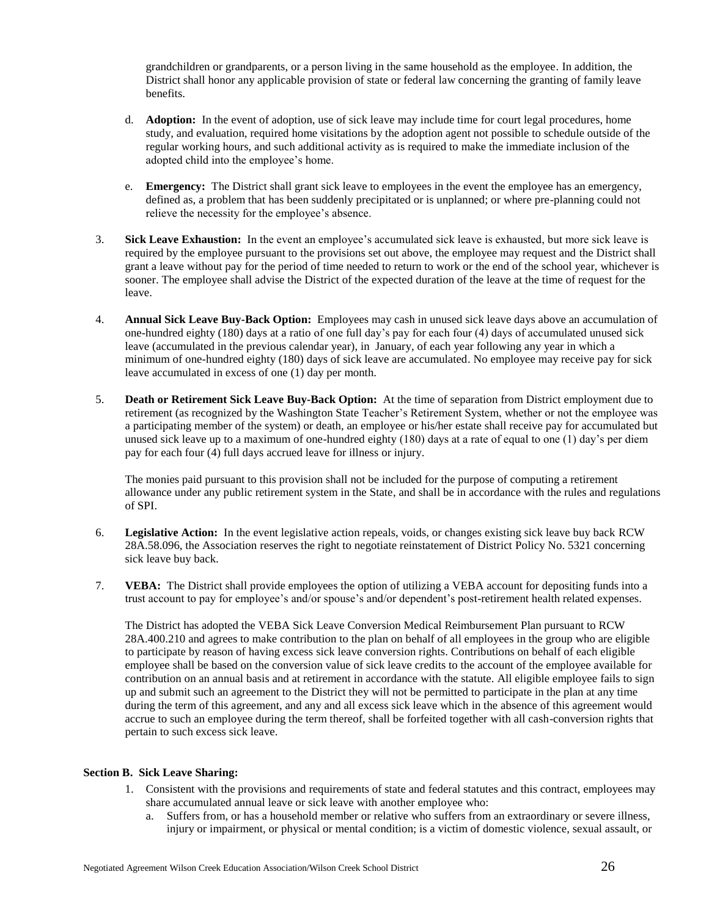grandchildren or grandparents, or a person living in the same household as the employee. In addition, the District shall honor any applicable provision of state or federal law concerning the granting of family leave benefits.

d. **Adoption:** In the event of adoption, use of sick leave may include time for court legal procedures, home study, and evaluation, required home visitations by the adoption agent not possible to schedule outside of the regular working hours, and such additional activity as is required to make the immediate inclusion of the adopted child into the employee's home.

e. **Emergency:** The District shall grant sick leave to employees in the event the employee has an emergency, defined as, a problem that has been suddenly precipitated or is unplanned; or where pre-planning could not relieve the necessity for the employee's absence.

3. **Sick Leave Exhaustion:** In the event an employee's accumulated sick leave is exhausted, but more sick leave is required by the employee pursuant to the provisions set out above, the employee may request and the District shall grant a leave without pay for the period of time needed to return to work or the end of the school year, whichever is sooner. The employee shall advise the District of the expected duration of the leave at the time of request for the leave.

4. **Annual Sick Leave Buy-Back Option:** Employees may cash in unused sick leave days above an accumulation of one-hundred eighty (180) days at a ratio of one full day's pay for each four (4) days of accumulated unused sick leave (accumulated in the previous calendar year), in January, of each year following any year in which a minimum of one-hundred eighty (180) days of sick leave are accumulated. No employee may receive pay for sick leave accumulated in excess of one (1) day per month.

5. **Death or Retirement Sick Leave Buy-Back Option:** At the time of separation from District employment due to retirement (as recognized by the Washington State Teacher's Retirement System, whether or not the employee was a participating member of the system) or death, an employee or his/her estate shall receive pay for accumulated but unused sick leave up to a maximum of one-hundred eighty (180) days at a rate of equal to one (1) day's per diem pay for each four (4) full days accrued leave for illness or injury.

   The monies paid pursuant to this provision shall not be included for the purpose of computing a retirement allowance under any public retirement system in the State, and shall be in accordance with the rules and regulations of SPI.

6. **Legislative Action:** In the event legislative action repeals, voids, or changes existing sick leave buy back RCW 28A.58.096, the Association reserves the right to negotiate reinstatement of District Policy No. 5321 concerning sick leave buy back.

7. **VEBA:** The District shall provide employees the option of utilizing a VEBA account for depositing funds into a trust account to pay for employee's and/or spouse's and/or dependent's post-retirement health related expenses.

   The District has adopted the VEBA Sick Leave Conversion Medical Reimbursement Plan pursuant to RCW 28A.400.210 and agrees to make contribution to the plan on behalf of all employees in the group who are eligible to participate by reason of having excess sick leave conversion rights. Contributions on behalf of each eligible employee shall be based on the conversion value of sick leave credits to the account of the employee available for contribution on an annual basis and at retirement in accordance with the statute. All eligible employee fails to sign up and submit such an agreement to the District they will not be permitted to participate in the plan at any time during the term of this agreement, and any and all excess sick leave which in the absence of this agreement would accrue to such an employee during the term thereof, shall be forfeited together with all cash-conversion rights that pertain to such excess sick leave.

**Section B. Sick Leave Sharing:**

1. Consistent with the provisions and requirements of state and federal statutes and this contract, employees may share accumulated annual leave or sick leave with another employee who:
   a. Suffers from, or has a household member or relative who suffers from an extraordinary or severe illness, injury or impairment, or physical or mental condition; is a victim of domestic violence, sexual assault, or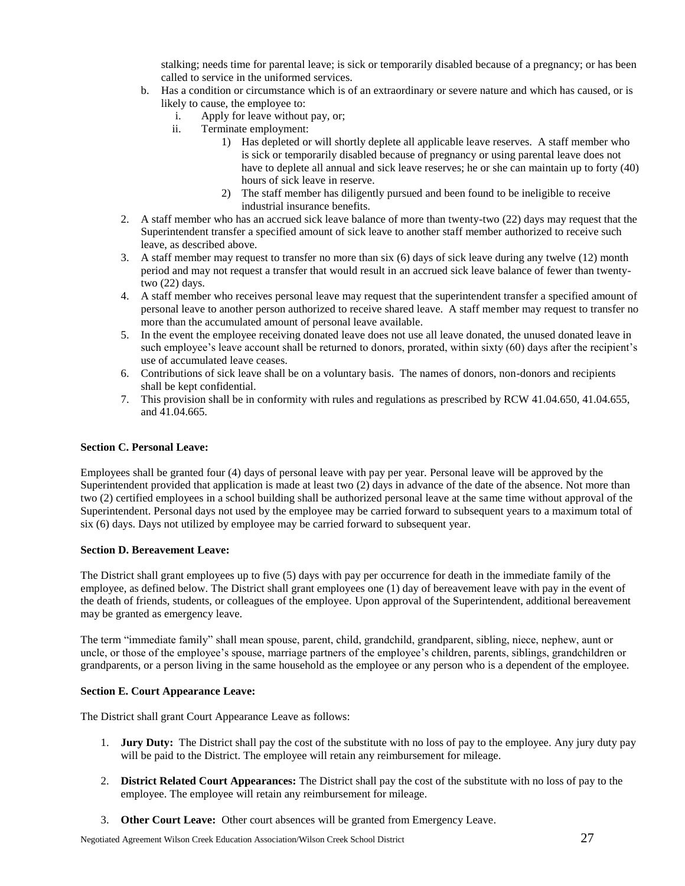stalking; needs time for parental leave; is sick or temporarily disabled because of a pregnancy; or has been called to service in the uniformed services.

   b. Has a condition or circumstance which is of an extraordinary or severe nature and which has caused, or is likely to cause, the employee to:
      i. Apply for leave without pay, or;
      ii. Terminate employment:
         1) Has depleted or will shortly deplete all applicable leave reserves. A staff member who is sick or temporarily disabled because of pregnancy or using parental leave does not have to deplete all annual and sick leave reserves; he or she can maintain up to forty (40) hours of sick leave in reserve.
         2) The staff member has diligently pursued and been found to be ineligible to receive industrial insurance benefits.

2. A staff member who has an accrued sick leave balance of more than twenty-two (22) days may request that the Superintendent transfer a specified amount of sick leave to another staff member authorized to receive such leave, as described above.
3. A staff member may request to transfer no more than six (6) days of sick leave during any twelve (12) month period and may not request a transfer that would result in an accrued sick leave balance of fewer than twenty-two (22) days.
4. A staff member who receives personal leave may request that the superintendent transfer a specified amount of personal leave to another person authorized to receive shared leave. A staff member may request to transfer no more than the accumulated amount of personal leave available.
5. In the event the employee receiving donated leave does not use all leave donated, the unused donated leave in such employee's leave account shall be returned to donors, prorated, within sixty (60) days after the recipient's use of accumulated leave ceases.
6. Contributions of sick leave shall be on a voluntary basis. The names of donors, non-donors and recipients shall be kept confidential.
7. This provision shall be in conformity with rules and regulations as prescribed by RCW 41.04.650, 41.04.655, and 41.04.665.

**Section C. Personal Leave:**

Employees shall be granted four (4) days of personal leave with pay per year. Personal leave will be approved by the Superintendent provided that application is made at least two (2) days in advance of the date of the absence. Not more than two (2) certified employees in a school building shall be authorized personal leave at the same time without approval of the Superintendent. Personal days not used by the employee may be carried forward to subsequent years to a maximum total of six (6) days. Days not utilized by employee may be carried forward to subsequent year.

**Section D. Bereavement Leave:**

The District shall grant employees up to five (5) days with pay per occurrence for death in the immediate family of the employee, as defined below. The District shall grant employees one (1) day of bereavement leave with pay in the event of the death of friends, students, or colleagues of the employee. Upon approval of the Superintendent, additional bereavement may be granted as emergency leave.

The term "immediate family" shall mean spouse, parent, child, grandchild, grandparent, sibling, niece, nephew, aunt or uncle, or those of the employee's spouse, marriage partners of the employee's children, parents, siblings, grandchildren or grandparents, or a person living in the same household as the employee or any person who is a dependent of the employee.

**Section E. Court Appearance Leave:**

The District shall grant Court Appearance Leave as follows:

1. **Jury Duty:** The District shall pay the cost of the substitute with no loss of pay to the employee. Any jury duty pay will be paid to the District. The employee will retain any reimbursement for mileage.

2. **District Related Court Appearances:** The District shall pay the cost of the substitute with no loss of pay to the employee. The employee will retain any reimbursement for mileage.

3. **Other Court Leave:** Other court absences will be granted from Emergency Leave.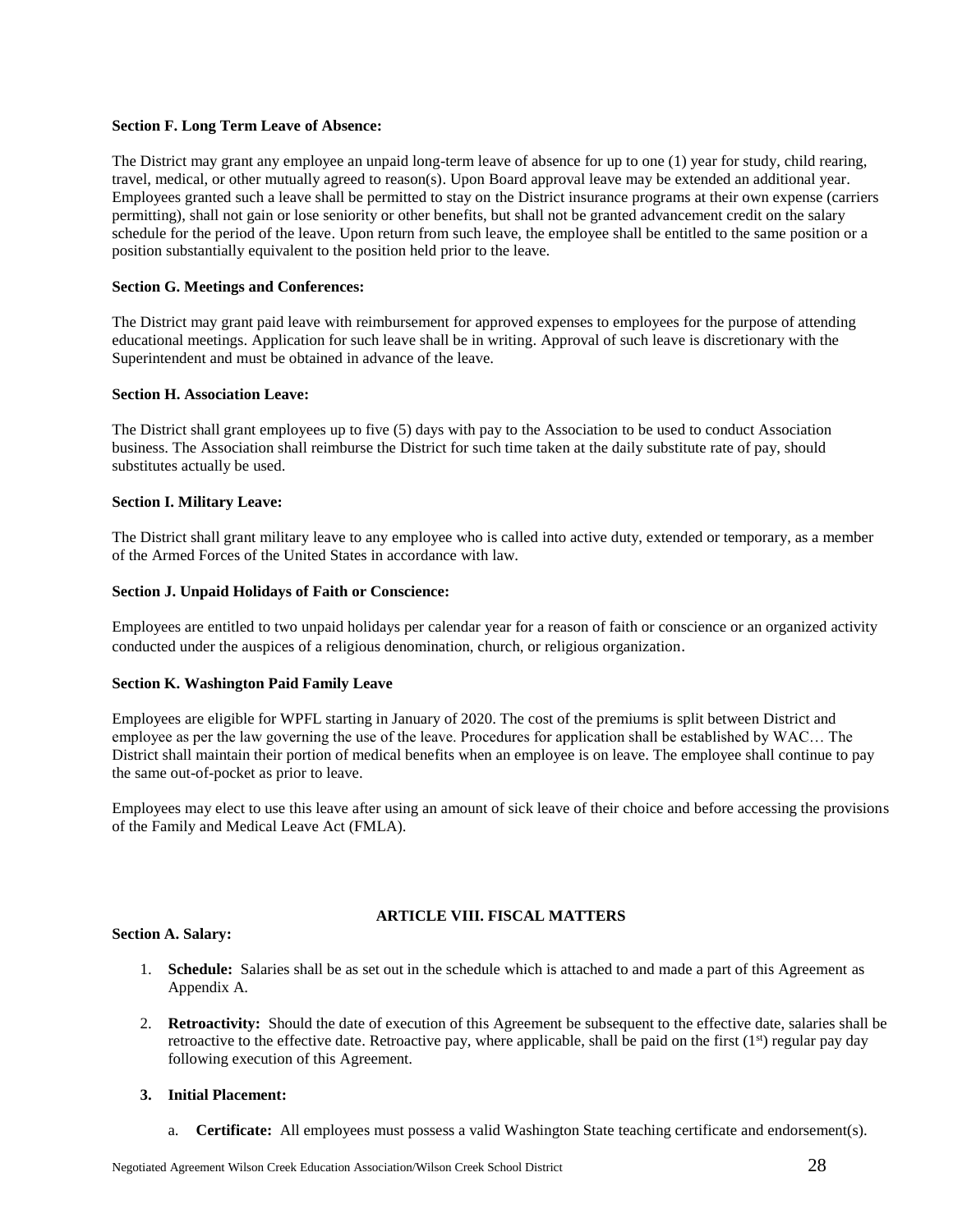**Section F. Long Term Leave of Absence:**

The District may grant any employee an unpaid long-term leave of absence for up to one (1) year for study, child rearing, travel, medical, or other mutually agreed to reason(s). Upon Board approval leave may be extended an additional year. Employees granted such a leave shall be permitted to stay on the District insurance programs at their own expense (carriers permitting), shall not gain or lose seniority or other benefits, but shall not be granted advancement credit on the salary schedule for the period of the leave. Upon return from such leave, the employee shall be entitled to the same position or a position substantially equivalent to the position held prior to the leave.

**Section G. Meetings and Conferences:**

The District may grant paid leave with reimbursement for approved expenses to employees for the purpose of attending educational meetings. Application for such leave shall be in writing. Approval of such leave is discretionary with the Superintendent and must be obtained in advance of the leave.

**Section H. Association Leave:**

The District shall grant employees up to five (5) days with pay to the Association to be used to conduct Association business. The Association shall reimburse the District for such time taken at the daily substitute rate of pay, should substitutes actually be used.

**Section I. Military Leave:**

The District shall grant military leave to any employee who is called into active duty, extended or temporary, as a member of the Armed Forces of the United States in accordance with law.

**Section J. Unpaid Holidays of Faith or Conscience:**

Employees are entitled to two unpaid holidays per calendar year for a reason of faith or conscience or an organized activity conducted under the auspices of a religious denomination, church, or religious organization.

**Section K. Washington Paid Family Leave**

Employees are eligible for WPFL starting in January of 2020. The cost of the premiums is split between District and employee as per the law governing the use of the leave. Procedures for application shall be established by WAC… The District shall maintain their portion of medical benefits when an employee is on leave. The employee shall continue to pay the same out-of-pocket as prior to leave.

Employees may elect to use this leave after using an amount of sick leave of their choice and before accessing the provisions of the Family and Medical Leave Act (FMLA).

## ARTICLE VIII. FISCAL MATTERS

**Section A. Salary:**

1. **Schedule:** Salaries shall be as set out in the schedule which is attached to and made a part of this Agreement as Appendix A.

2. **Retroactivity:** Should the date of execution of this Agreement be subsequent to the effective date, salaries shall be retroactive to the effective date. Retroactive pay, where applicable, shall be paid on the first (1st) regular pay day following execution of this Agreement.

3. **Initial Placement:**

   a. **Certificate:** All employees must possess a valid Washington State teaching certificate and endorsement(s).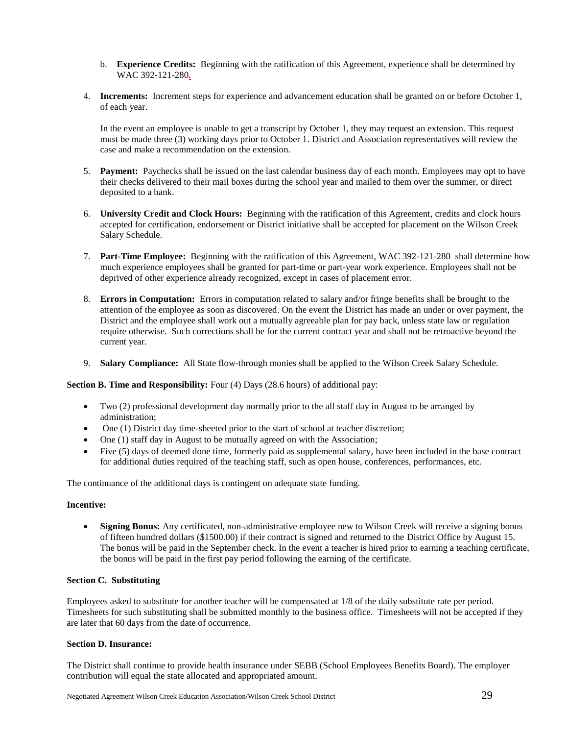b. **Experience Credits:** Beginning with the ratification of this Agreement, experience shall be determined by WAC 392-121-280.

4. **Increments:** Increment steps for experience and advancement education shall be granted on or before October 1, of each year.

   In the event an employee is unable to get a transcript by October 1, they may request an extension. This request must be made three (3) working days prior to October 1. District and Association representatives will review the case and make a recommendation on the extension.

5. **Payment:** Paychecks shall be issued on the last calendar business day of each month. Employees may opt to have their checks delivered to their mail boxes during the school year and mailed to them over the summer, or direct deposited to a bank.

6. **University Credit and Clock Hours:** Beginning with the ratification of this Agreement, credits and clock hours accepted for certification, endorsement or District initiative shall be accepted for placement on the Wilson Creek Salary Schedule.

7. **Part-Time Employee:** Beginning with the ratification of this Agreement, WAC 392-121-280 shall determine how much experience employees shall be granted for part-time or part-year work experience. Employees shall not be deprived of other experience already recognized, except in cases of placement error.

8. **Errors in Computation:** Errors in computation related to salary and/or fringe benefits shall be brought to the attention of the employee as soon as discovered. On the event the District has made an under or over payment, the District and the employee shall work out a mutually agreeable plan for pay back, unless state law or regulation require otherwise. Such corrections shall be for the current contract year and shall not be retroactive beyond the current year.

9. **Salary Compliance:** All State flow-through monies shall be applied to the Wilson Creek Salary Schedule.

**Section B. Time and Responsibility:** Four (4) Days (28.6 hours) of additional pay:

- Two (2) professional development day normally prior to the all staff day in August to be arranged by administration;
- One (1) District day time-sheeted prior to the start of school at teacher discretion;
- One (1) staff day in August to be mutually agreed on with the Association;
- Five (5) days of deemed done time, formerly paid as supplemental salary, have been included in the base contract for additional duties required of the teaching staff, such as open house, conferences, performances, etc.

The continuance of the additional days is contingent on adequate state funding.

**Incentive:**

- **Signing Bonus:** Any certificated, non-administrative employee new to Wilson Creek will receive a signing bonus of fifteen hundred dollars ($1500.00) if their contract is signed and returned to the District Office by August 15. The bonus will be paid in the September check. In the event a teacher is hired prior to earning a teaching certificate, the bonus will be paid in the first pay period following the earning of the certificate.

**Section C. Substituting**

Employees asked to substitute for another teacher will be compensated at 1/8 of the daily substitute rate per period. Timesheets for such substituting shall be submitted monthly to the business office. Timesheets will not be accepted if they are later that 60 days from the date of occurrence.

**Section D. Insurance:**

The District shall continue to provide health insurance under SEBB (School Employees Benefits Board). The employer contribution will equal the state allocated and appropriated amount.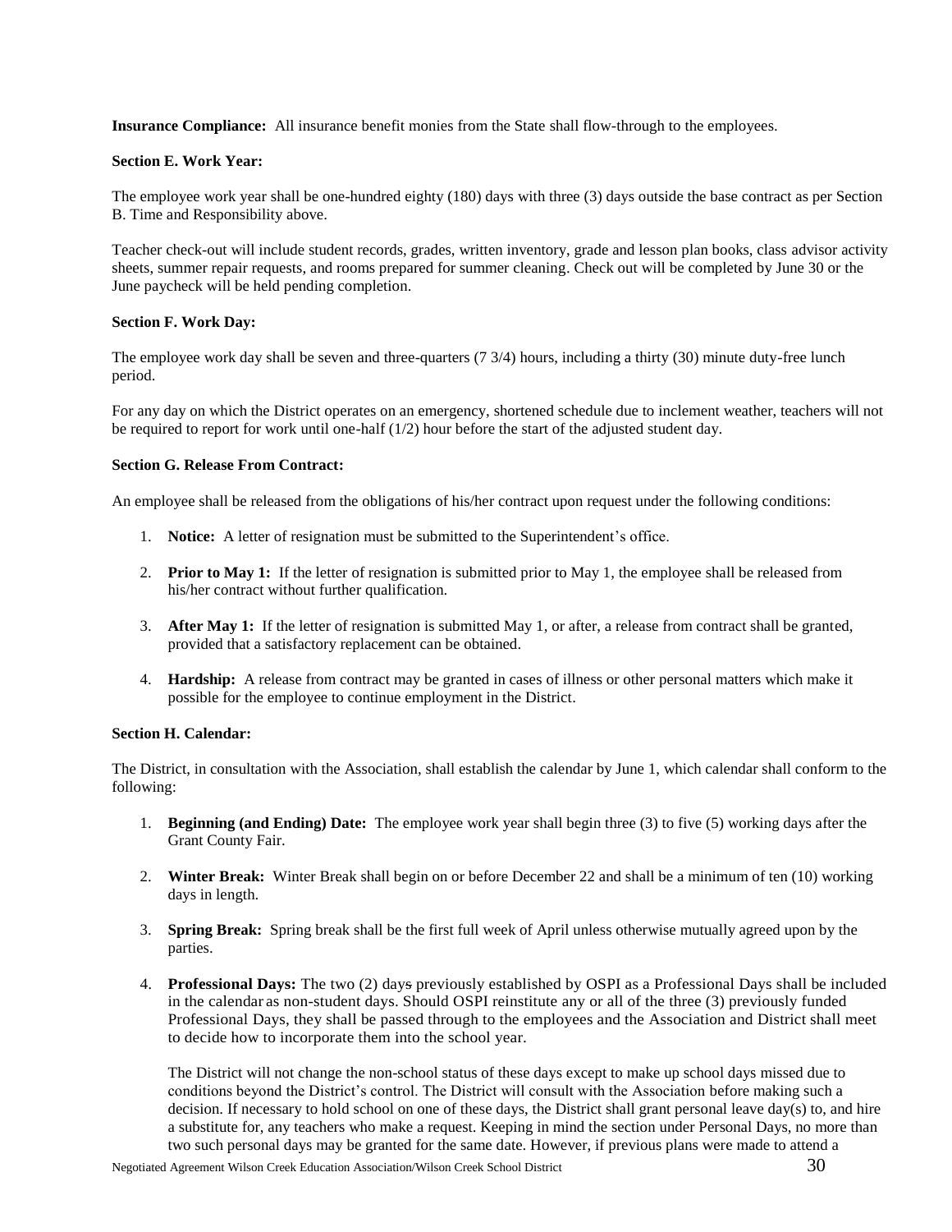**Insurance Compliance:** All insurance benefit monies from the State shall flow-through to the employees.

**Section E. Work Year:**

The employee work year shall be one-hundred eighty (180) days with three (3) days outside the base contract as per Section B. Time and Responsibility above.

Teacher check-out will include student records, grades, written inventory, grade and lesson plan books, class advisor activity sheets, summer repair requests, and rooms prepared for summer cleaning. Check out will be completed by June 30 or the June paycheck will be held pending completion.

**Section F. Work Day:**

The employee work day shall be seven and three-quarters (7 3/4) hours, including a thirty (30) minute duty-free lunch period.

For any day on which the District operates on an emergency, shortened schedule due to inclement weather, teachers will not be required to report for work until one-half (1/2) hour before the start of the adjusted student day.

**Section G. Release From Contract:**

An employee shall be released from the obligations of his/her contract upon request under the following conditions:

1. **Notice:** A letter of resignation must be submitted to the Superintendent's office.

2. **Prior to May 1:** If the letter of resignation is submitted prior to May 1, the employee shall be released from his/her contract without further qualification.

3. **After May 1:** If the letter of resignation is submitted May 1, or after, a release from contract shall be granted, provided that a satisfactory replacement can be obtained.

4. **Hardship:** A release from contract may be granted in cases of illness or other personal matters which make it possible for the employee to continue employment in the District.

**Section H. Calendar:**

The District, in consultation with the Association, shall establish the calendar by June 1, which calendar shall conform to the following:

1. **Beginning (and Ending) Date:** The employee work year shall begin three (3) to five (5) working days after the Grant County Fair.

2. **Winter Break:** Winter Break shall begin on or before December 22 and shall be a minimum of ten (10) working days in length.

3. **Spring Break:** Spring break shall be the first full week of April unless otherwise mutually agreed upon by the parties.

4. **Professional Days:** The two (2) days previously established by OSPI as a Professional Days shall be included in the calendar as non-student days. Should OSPI reinstitute any or all of the three (3) previously funded Professional Days, they shall be passed through to the employees and the Association and District shall meet to decide how to incorporate them into the school year.

   The District will not change the non-school status of these days except to make up school days missed due to conditions beyond the District's control. The District will consult with the Association before making such a decision. If necessary to hold school on one of these days, the District shall grant personal leave day(s) to, and hire a substitute for, any teachers who make a request. Keeping in mind the section under Personal Days, no more than two such personal days may be granted for the same date. However, if previous plans were made to attend a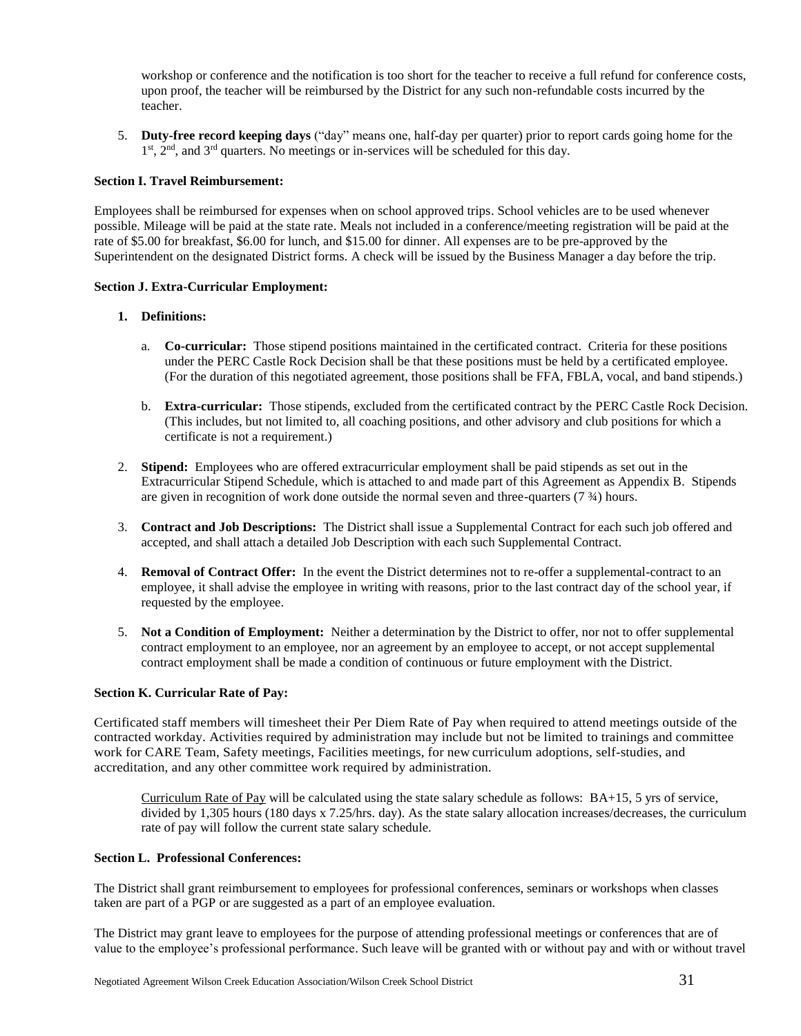workshop or conference and the notification is too short for the teacher to receive a full refund for conference costs, upon proof, the teacher will be reimbursed by the District for any such non-refundable costs incurred by the teacher.

5. **Duty-free record keeping days** ("day" means one, half-day per quarter) prior to report cards going home for the 1st, 2nd, and 3rd quarters. No meetings or in-services will be scheduled for this day.

**Section I. Travel Reimbursement:**

Employees shall be reimbursed for expenses when on school approved trips. School vehicles are to be used whenever possible. Mileage will be paid at the state rate. Meals not included in a conference/meeting registration will be paid at the rate of $5.00 for breakfast, $6.00 for lunch, and $15.00 for dinner. All expenses are to be pre-approved by the Superintendent on the designated District forms. A check will be issued by the Business Manager a day before the trip.

**Section J. Extra-Curricular Employment:**

1. **Definitions:**

   a. **Co-curricular:** Those stipend positions maintained in the certificated contract. Criteria for these positions under the PERC Castle Rock Decision shall be that these positions must be held by a certificated employee. (For the duration of this negotiated agreement, those positions shall be FFA, FBLA, vocal, and band stipends.)

   b. **Extra-curricular:** Those stipends, excluded from the certificated contract by the PERC Castle Rock Decision. (This includes, but not limited to, all coaching positions, and other advisory and club positions for which a certificate is not a requirement.)

2. **Stipend:** Employees who are offered extracurricular employment shall be paid stipends as set out in the Extracurricular Stipend Schedule, which is attached to and made part of this Agreement as Appendix B. Stipends are given in recognition of work done outside the normal seven and three-quarters (7 ¾) hours.

3. **Contract and Job Descriptions:** The District shall issue a Supplemental Contract for each such job offered and accepted, and shall attach a detailed Job Description with each such Supplemental Contract.

4. **Removal of Contract Offer:** In the event the District determines not to re-offer a supplemental-contract to an employee, it shall advise the employee in writing with reasons, prior to the last contract day of the school year, if requested by the employee.

5. **Not a Condition of Employment:** Neither a determination by the District to offer, nor not to offer supplemental contract employment to an employee, nor an agreement by an employee to accept, or not accept supplemental contract employment shall be made a condition of continuous or future employment with the District.

**Section K. Curricular Rate of Pay:**

Certificated staff members will timesheet their Per Diem Rate of Pay when required to attend meetings outside of the contracted workday. Activities required by administration may include but not be limited to trainings and committee work for CARE Team, Safety meetings, Facilities meetings, for new curriculum adoptions, self-studies, and accreditation, and any other committee work required by administration.

> Curriculum Rate of Pay will be calculated using the state salary schedule as follows: BA+15, 5 yrs of service, divided by 1,305 hours (180 days x 7.25/hrs. day). As the state salary allocation increases/decreases, the curriculum rate of pay will follow the current state salary schedule.

**Section L. Professional Conferences:**

The District shall grant reimbursement to employees for professional conferences, seminars or workshops when classes taken are part of a PGP or are suggested as a part of an employee evaluation.

The District may grant leave to employees for the purpose of attending professional meetings or conferences that are of value to the employee's professional performance. Such leave will be granted with or without pay and with or without travel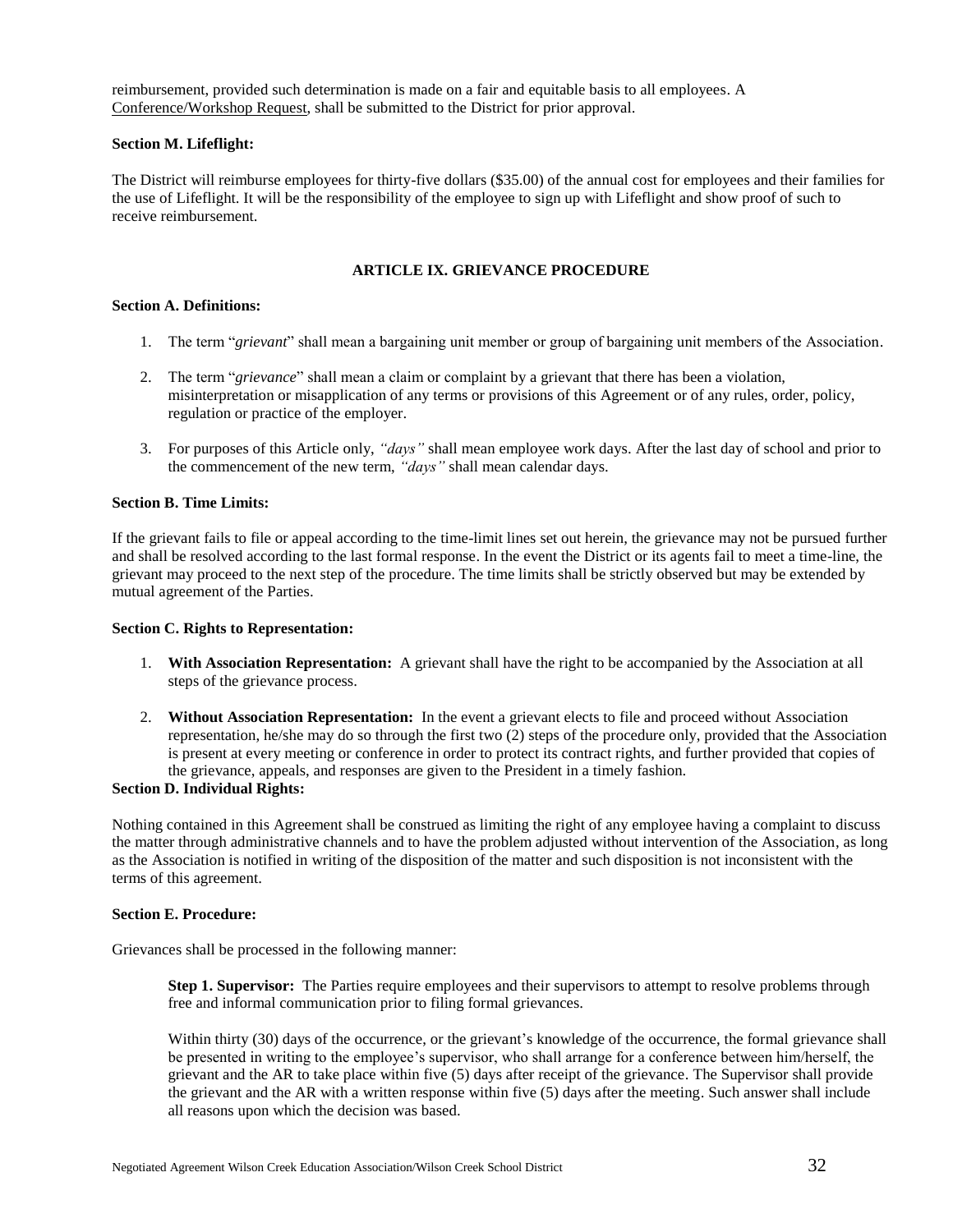reimbursement, provided such determination is made on a fair and equitable basis to all employees. A Conference/Workshop Request, shall be submitted to the District for prior approval.

**Section M. Lifeflight:**

The District will reimburse employees for thirty-five dollars ($35.00) of the annual cost for employees and their families for the use of Lifeflight. It will be the responsibility of the employee to sign up with Lifeflight and show proof of such to receive reimbursement.

## ARTICLE IX. GRIEVANCE PROCEDURE

**Section A. Definitions:**

1. The term "*grievant*" shall mean a bargaining unit member or group of bargaining unit members of the Association.
2. The term "*grievance*" shall mean a claim or complaint by a grievant that there has been a violation, misinterpretation or misapplication of any terms or provisions of this Agreement or of any rules, order, policy, regulation or practice of the employer.
3. For purposes of this Article only, *"days"* shall mean employee work days. After the last day of school and prior to the commencement of the new term, *"days"* shall mean calendar days.

**Section B. Time Limits:**

If the grievant fails to file or appeal according to the time-limit lines set out herein, the grievance may not be pursued further and shall be resolved according to the last formal response. In the event the District or its agents fail to meet a time-line, the grievant may proceed to the next step of the procedure. The time limits shall be strictly observed but may be extended by mutual agreement of the Parties.

**Section C. Rights to Representation:**

1. **With Association Representation:** A grievant shall have the right to be accompanied by the Association at all steps of the grievance process.
2. **Without Association Representation:** In the event a grievant elects to file and proceed without Association representation, he/she may do so through the first two (2) steps of the procedure only, provided that the Association is present at every meeting or conference in order to protect its contract rights, and further provided that copies of the grievance, appeals, and responses are given to the President in a timely fashion.

**Section D. Individual Rights:**

Nothing contained in this Agreement shall be construed as limiting the right of any employee having a complaint to discuss the matter through administrative channels and to have the problem adjusted without intervention of the Association, as long as the Association is notified in writing of the disposition of the matter and such disposition is not inconsistent with the terms of this agreement.

**Section E. Procedure:**

Grievances shall be processed in the following manner:

**Step 1. Supervisor:** The Parties require employees and their supervisors to attempt to resolve problems through free and informal communication prior to filing formal grievances.

Within thirty (30) days of the occurrence, or the grievant's knowledge of the occurrence, the formal grievance shall be presented in writing to the employee's supervisor, who shall arrange for a conference between him/herself, the grievant and the AR to take place within five (5) days after receipt of the grievance. The Supervisor shall provide the grievant and the AR with a written response within five (5) days after the meeting. Such answer shall include all reasons upon which the decision was based.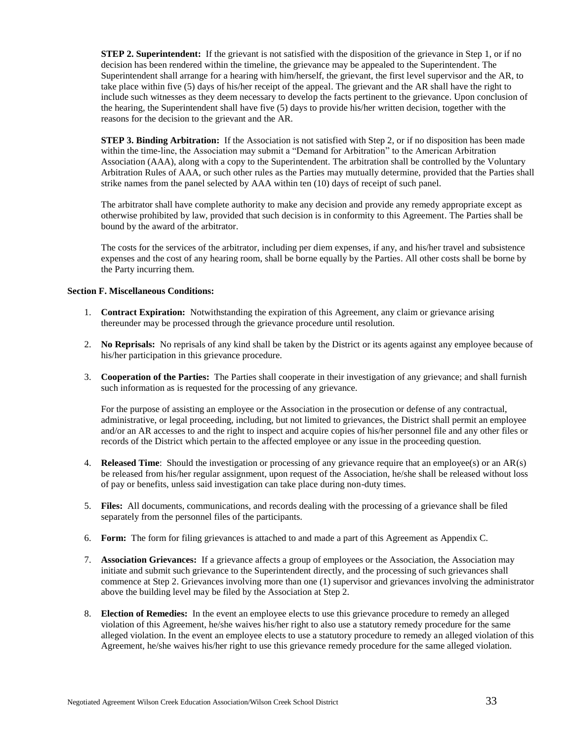**STEP 2. Superintendent:** If the grievant is not satisfied with the disposition of the grievance in Step 1, or if no decision has been rendered within the timeline, the grievance may be appealed to the Superintendent. The Superintendent shall arrange for a hearing with him/herself, the grievant, the first level supervisor and the AR, to take place within five (5) days of his/her receipt of the appeal. The grievant and the AR shall have the right to include such witnesses as they deem necessary to develop the facts pertinent to the grievance. Upon conclusion of the hearing, the Superintendent shall have five (5) days to provide his/her written decision, together with the reasons for the decision to the grievant and the AR.

**STEP 3. Binding Arbitration:** If the Association is not satisfied with Step 2, or if no disposition has been made within the time-line, the Association may submit a "Demand for Arbitration" to the American Arbitration Association (AAA), along with a copy to the Superintendent. The arbitration shall be controlled by the Voluntary Arbitration Rules of AAA, or such other rules as the Parties may mutually determine, provided that the Parties shall strike names from the panel selected by AAA within ten (10) days of receipt of such panel.

The arbitrator shall have complete authority to make any decision and provide any remedy appropriate except as otherwise prohibited by law, provided that such decision is in conformity to this Agreement. The Parties shall be bound by the award of the arbitrator.

The costs for the services of the arbitrator, including per diem expenses, if any, and his/her travel and subsistence expenses and the cost of any hearing room, shall be borne equally by the Parties. All other costs shall be borne by the Party incurring them.

**Section F. Miscellaneous Conditions:**

1. **Contract Expiration:** Notwithstanding the expiration of this Agreement, any claim or grievance arising thereunder may be processed through the grievance procedure until resolution.

2. **No Reprisals:** No reprisals of any kind shall be taken by the District or its agents against any employee because of his/her participation in this grievance procedure.

3. **Cooperation of the Parties:** The Parties shall cooperate in their investigation of any grievance; and shall furnish such information as is requested for the processing of any grievance.

   For the purpose of assisting an employee or the Association in the prosecution or defense of any contractual, administrative, or legal proceeding, including, but not limited to grievances, the District shall permit an employee and/or an AR accesses to and the right to inspect and acquire copies of his/her personnel file and any other files or records of the District which pertain to the affected employee or any issue in the proceeding question.

4. **Released Time**: Should the investigation or processing of any grievance require that an employee(s) or an AR(s) be released from his/her regular assignment, upon request of the Association, he/she shall be released without loss of pay or benefits, unless said investigation can take place during non-duty times.

5. **Files:** All documents, communications, and records dealing with the processing of a grievance shall be filed separately from the personnel files of the participants.

6. **Form:** The form for filing grievances is attached to and made a part of this Agreement as Appendix C.

7. **Association Grievances:** If a grievance affects a group of employees or the Association, the Association may initiate and submit such grievance to the Superintendent directly, and the processing of such grievances shall commence at Step 2. Grievances involving more than one (1) supervisor and grievances involving the administrator above the building level may be filed by the Association at Step 2.

8. **Election of Remedies:** In the event an employee elects to use this grievance procedure to remedy an alleged violation of this Agreement, he/she waives his/her right to also use a statutory remedy procedure for the same alleged violation. In the event an employee elects to use a statutory procedure to remedy an alleged violation of this Agreement, he/she waives his/her right to use this grievance remedy procedure for the same alleged violation.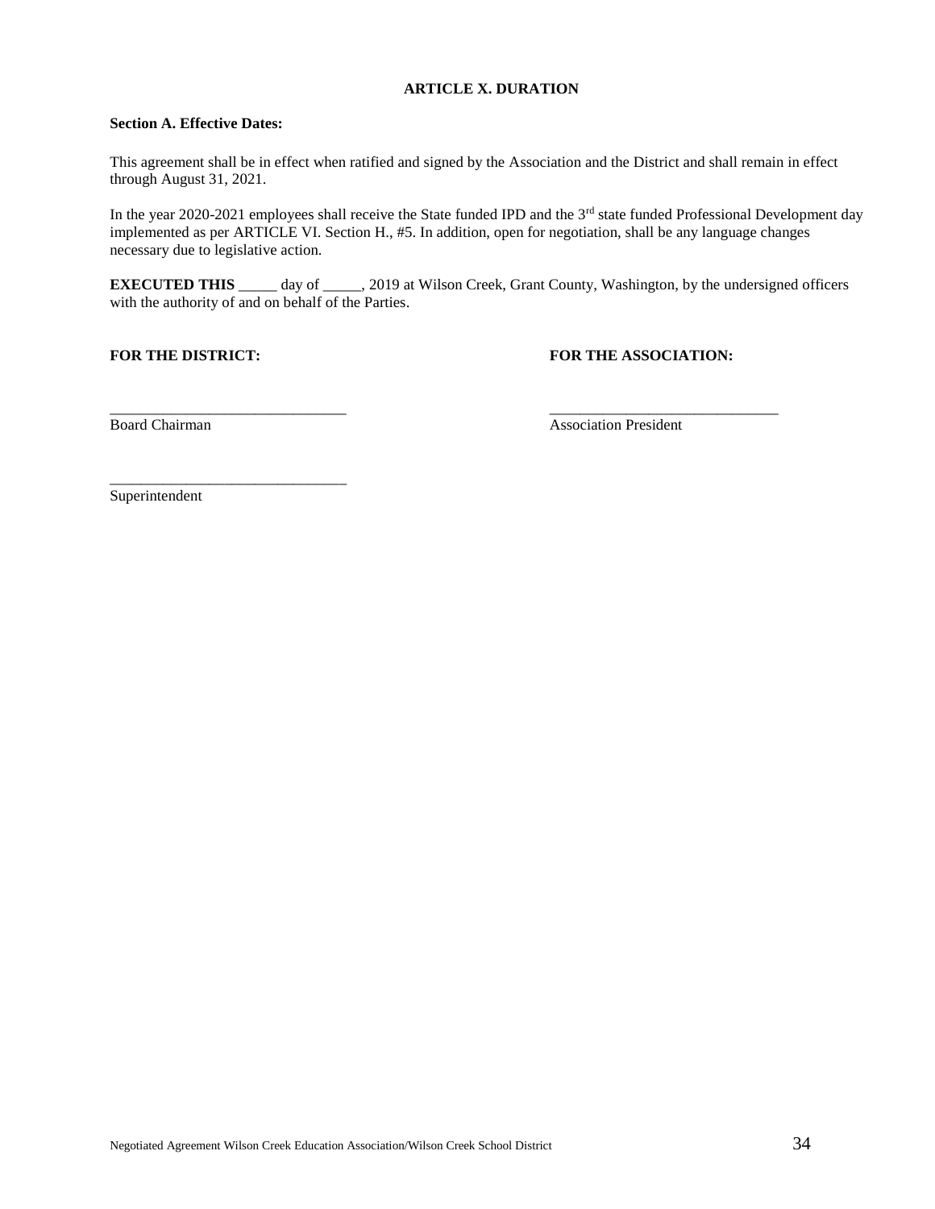## ARTICLE X. DURATION

**Section A. Effective Dates:**

This agreement shall be in effect when ratified and signed by the Association and the District and shall remain in effect through August 31, 2021.

In the year 2020-2021 employees shall receive the State funded IPD and the 3rd state funded Professional Development day implemented as per ARTICLE VI. Section H., #5. In addition, open for negotiation, shall be any language changes necessary due to legislative action.

**EXECUTED THIS** _____ day of _____, 2019 at Wilson Creek, Grant County, Washington, by the undersigned officers with the authority of and on behalf of the Parties.

**FOR THE DISTRICT:**

_______________________________
Board Chairman

_______________________________
Superintendent

**FOR THE ASSOCIATION:**

_______________________________
Association President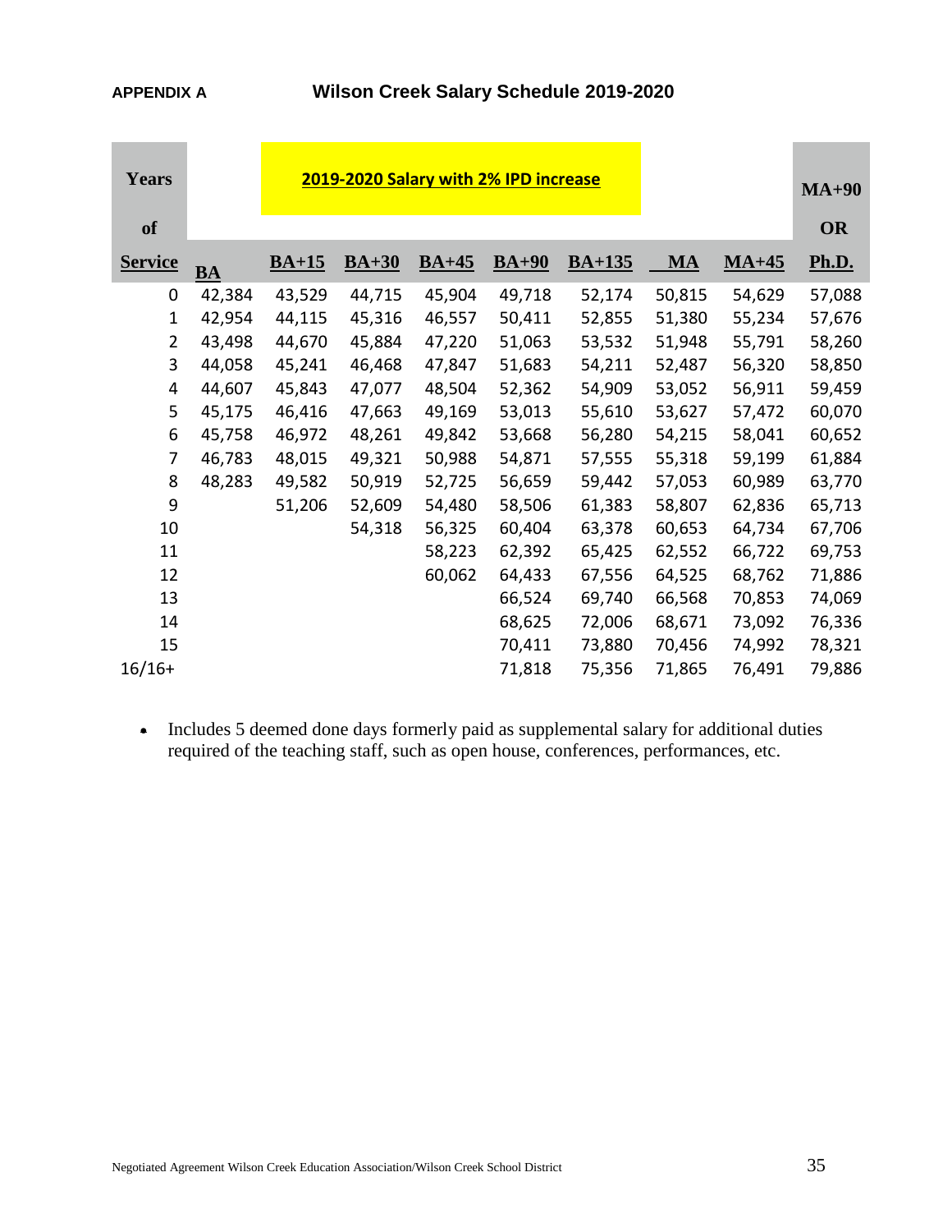**APPENDIX A**

# Wilson Creek Salary Schedule 2019-2020

| Years of Service | | | | 2019-2020 Salary with 2% IPD increase | | | | | MA+90 OR |
|---|---|---|---|---|---|---|---|---|---|
| **Service** | **BA** | **BA+15** | **BA+30** | **BA+45** | **BA+90** | **BA+135** | **MA** | **MA+45** | **Ph.D.** |
| 0 | 42,384 | 43,529 | 44,715 | 45,904 | 49,718 | 52,174 | 50,815 | 54,629 | 57,088 |
| 1 | 42,954 | 44,115 | 45,316 | 46,557 | 50,411 | 52,855 | 51,380 | 55,234 | 57,676 |
| 2 | 43,498 | 44,670 | 45,884 | 47,220 | 51,063 | 53,532 | 51,948 | 55,791 | 58,260 |
| 3 | 44,058 | 45,241 | 46,468 | 47,847 | 51,683 | 54,211 | 52,487 | 56,320 | 58,850 |
| 4 | 44,607 | 45,843 | 47,077 | 48,504 | 52,362 | 54,909 | 53,052 | 56,911 | 59,459 |
| 5 | 45,175 | 46,416 | 47,663 | 49,169 | 53,013 | 55,610 | 53,627 | 57,472 | 60,070 |
| 6 | 45,758 | 46,972 | 48,261 | 49,842 | 53,668 | 56,280 | 54,215 | 58,041 | 60,652 |
| 7 | 46,783 | 48,015 | 49,321 | 50,988 | 54,871 | 57,555 | 55,318 | 59,199 | 61,884 |
| 8 | 48,283 | 49,582 | 50,919 | 52,725 | 56,659 | 59,442 | 57,053 | 60,989 | 63,770 |
| 9 | | 51,206 | 52,609 | 54,480 | 58,506 | 61,383 | 58,807 | 62,836 | 65,713 |
| 10 | | | 54,318 | 56,325 | 60,404 | 63,378 | 60,653 | 64,734 | 67,706 |
| 11 | | | | 58,223 | 62,392 | 65,425 | 62,552 | 66,722 | 69,753 |
| 12 | | | | 60,062 | 64,433 | 67,556 | 64,525 | 68,762 | 71,886 |
| 13 | | | | | 66,524 | 69,740 | 66,568 | 70,853 | 74,069 |
| 14 | | | | | 68,625 | 72,006 | 68,671 | 73,092 | 76,336 |
| 15 | | | | | 70,411 | 73,880 | 70,456 | 74,992 | 78,321 |
| 16/16+ | | | | | 71,818 | 75,356 | 71,865 | 76,491 | 79,886 |

- Includes 5 deemed done days formerly paid as supplemental salary for additional duties required of the teaching staff, such as open house, conferences, performances, etc.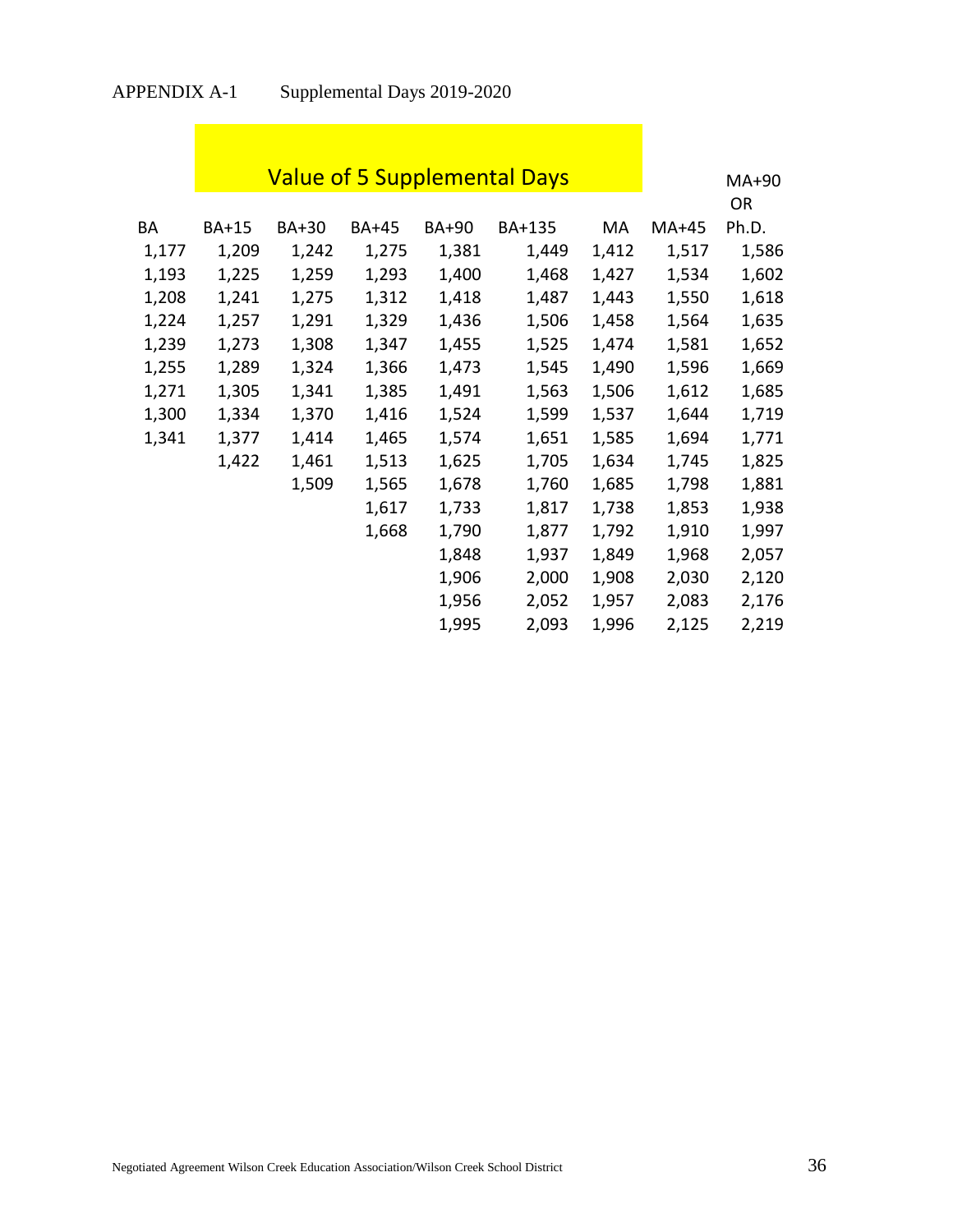APPENDIX A-1 Supplemental Days 2019-2020

## Value of 5 Supplemental Days

| BA | BA+15 | BA+30 | BA+45 | BA+90 | BA+135 | MA | MA+45 | MA+90 OR Ph.D. |
|---|---|---|---|---|---|---|---|---|
| 1,177 | 1,209 | 1,242 | 1,275 | 1,381 | 1,449 | 1,412 | 1,517 | 1,586 |
| 1,193 | 1,225 | 1,259 | 1,293 | 1,400 | 1,468 | 1,427 | 1,534 | 1,602 |
| 1,208 | 1,241 | 1,275 | 1,312 | 1,418 | 1,487 | 1,443 | 1,550 | 1,618 |
| 1,224 | 1,257 | 1,291 | 1,329 | 1,436 | 1,506 | 1,458 | 1,564 | 1,635 |
| 1,239 | 1,273 | 1,308 | 1,347 | 1,455 | 1,525 | 1,474 | 1,581 | 1,652 |
| 1,255 | 1,289 | 1,324 | 1,366 | 1,473 | 1,545 | 1,490 | 1,596 | 1,669 |
| 1,271 | 1,305 | 1,341 | 1,385 | 1,491 | 1,563 | 1,506 | 1,612 | 1,685 |
| 1,300 | 1,334 | 1,370 | 1,416 | 1,524 | 1,599 | 1,537 | 1,644 | 1,719 |
| 1,341 | 1,377 | 1,414 | 1,465 | 1,574 | 1,651 | 1,585 | 1,694 | 1,771 |
| | 1,422 | 1,461 | 1,513 | 1,625 | 1,705 | 1,634 | 1,745 | 1,825 |
| | | 1,509 | 1,565 | 1,678 | 1,760 | 1,685 | 1,798 | 1,881 |
| | | | 1,617 | 1,733 | 1,817 | 1,738 | 1,853 | 1,938 |
| | | | 1,668 | 1,790 | 1,877 | 1,792 | 1,910 | 1,997 |
| | | | | 1,848 | 1,937 | 1,849 | 1,968 | 2,057 |
| | | | | 1,906 | 2,000 | 1,908 | 2,030 | 2,120 |
| | | | | 1,956 | 2,052 | 1,957 | 2,083 | 2,176 |
| | | | | 1,995 | 2,093 | 1,996 | 2,125 | 2,219 |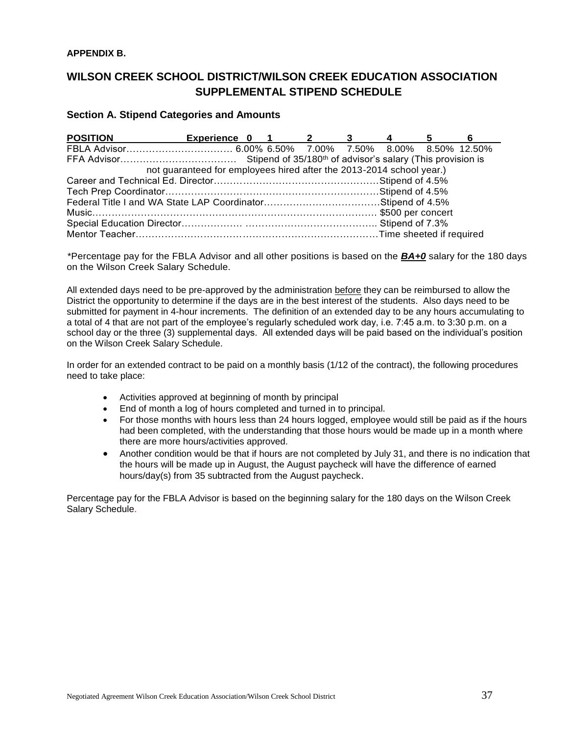**APPENDIX B.**

# WILSON CREEK SCHOOL DISTRICT/WILSON CREEK EDUCATION ASSOCIATION SUPPLEMENTAL STIPEND SCHEDULE

### Section A. Stipend Categories and Amounts

| POSITION | Experience 0 | 1 | 2 | 3 | 4 | 5 | 6 |
|---|---|---|---|---|---|---|---|
| FBLA Advisor | 6.00% | 6.50% | 7.00% | 7.50% | 8.00% | 8.50% | 12.50% |
| FFA Advisor | Stipend of 35/180th of advisor's salary (This provision is not guaranteed for employees hired after the 2013-2014 school year.) | | | | | | |
| Career and Technical Ed. Director | Stipend of 4.5% | | | | | | |
| Tech Prep Coordinator | Stipend of 4.5% | | | | | | |
| Federal Title I and WA State LAP Coordinator | Stipend of 4.5% | | | | | | |
| Music | $500 per concert | | | | | | |
| Special Education Director | Stipend of 7.3% | | | | | | |
| Mentor Teacher | Time sheeted if required | | | | | | |

*Percentage pay for the FBLA Advisor and all other positions is based on the ***BA+0*** salary for the 180 days on the Wilson Creek Salary Schedule.

All extended days need to be pre-approved by the administration before they can be reimbursed to allow the District the opportunity to determine if the days are in the best interest of the students. Also days need to be submitted for payment in 4-hour increments. The definition of an extended day to be any hours accumulating to a total of 4 that are not part of the employee's regularly scheduled work day, i.e. 7:45 a.m. to 3:30 p.m. on a school day or the three (3) supplemental days. All extended days will be paid based on the individual's position on the Wilson Creek Salary Schedule.

In order for an extended contract to be paid on a monthly basis (1/12 of the contract), the following procedures need to take place:

- Activities approved at beginning of month by principal
- End of month a log of hours completed and turned in to principal.
- For those months with hours less than 24 hours logged, employee would still be paid as if the hours had been completed, with the understanding that those hours would be made up in a month where there are more hours/activities approved.
- Another condition would be that if hours are not completed by July 31, and there is no indication that the hours will be made up in August, the August paycheck will have the difference of earned hours/day(s) from 35 subtracted from the August paycheck.

Percentage pay for the FBLA Advisor is based on the beginning salary for the 180 days on the Wilson Creek Salary Schedule.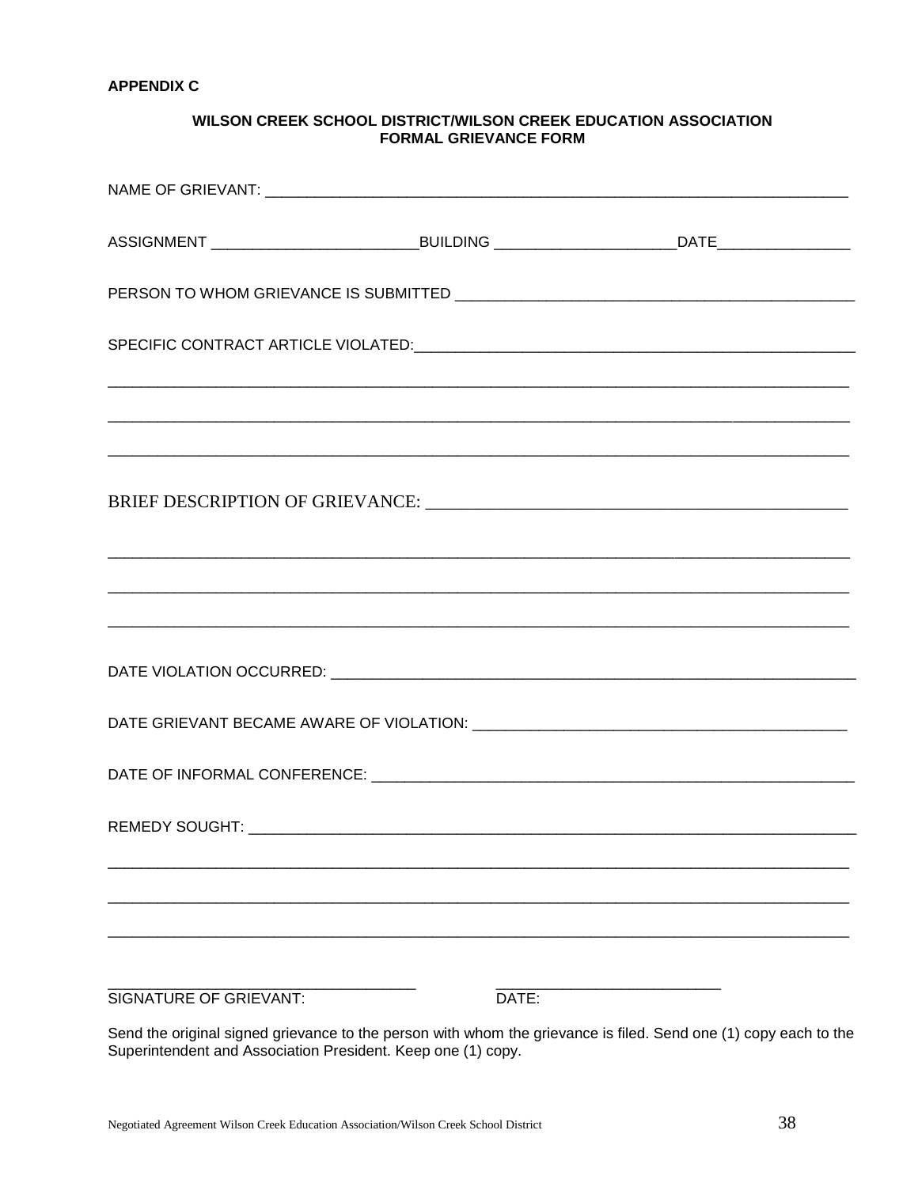**APPENDIX C**

**WILSON CREEK SCHOOL DISTRICT/WILSON CREEK EDUCATION ASSOCIATION**
**FORMAL GRIEVANCE FORM**

NAME OF GRIEVANT: ______________________________________________________________________

ASSIGNMENT ________________________BUILDING _____________________DATE________________

PERSON TO WHOM GRIEVANCE IS SUBMITTED ________________________________________________

SPECIFIC CONTRACT ARTICLE VIOLATED:___________________________________________________

_____________________________________________________________________________________

_____________________________________________________________________________________

_____________________________________________________________________________________

BRIEF DESCRIPTION OF GRIEVANCE: ______________________________________________

_____________________________________________________________________________________

_____________________________________________________________________________________

_____________________________________________________________________________________

DATE VIOLATION OCCURRED: ____________________________________________________________

DATE GRIEVANT BECAME AWARE OF VIOLATION: _____________________________________________

DATE OF INFORMAL CONFERENCE: ________________________________________________________

REMEDY SOUGHT: ____________________________________________________________________

_____________________________________________________________________________________

_____________________________________________________________________________________

_____________________________________________________________________________________

____________________________________          ___________________________
SIGNATURE OF GRIEVANT:                                          DATE:

Send the original signed grievance to the person with whom the grievance is filed. Send one (1) copy each to the Superintendent and Association President. Keep one (1) copy.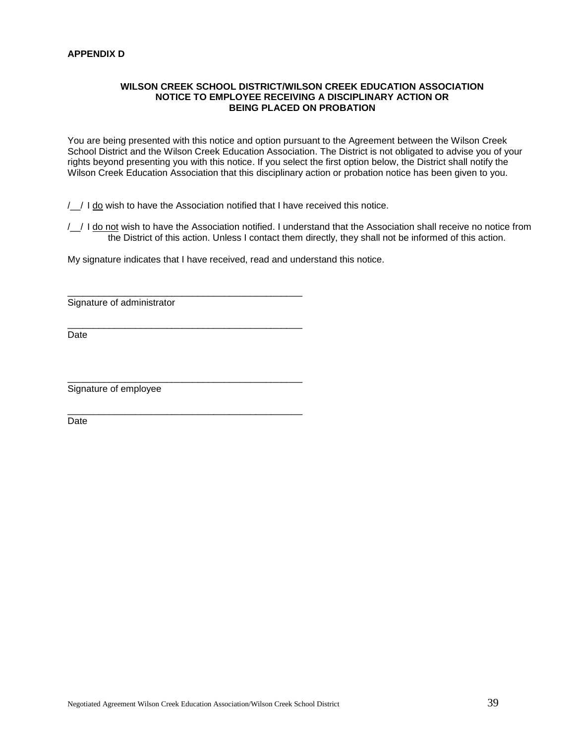**APPENDIX D**

**WILSON CREEK SCHOOL DISTRICT/WILSON CREEK EDUCATION ASSOCIATION**
**NOTICE TO EMPLOYEE RECEIVING A DISCIPLINARY ACTION OR**
**BEING PLACED ON PROBATION**

You are being presented with this notice and option pursuant to the Agreement between the Wilson Creek School District and the Wilson Creek Education Association. The District is not obligated to advise you of your rights beyond presenting you with this notice. If you select the first option below, the District shall notify the Wilson Creek Education Association that this disciplinary action or probation notice has been given to you.

/__/ I do wish to have the Association notified that I have received this notice.

/__/ I do not wish to have the Association notified. I understand that the Association shall receive no notice from the District of this action. Unless I contact them directly, they shall not be informed of this action.

My signature indicates that I have received, read and understand this notice.

_______________________________________________
Signature of administrator

_______________________________________________
Date

_______________________________________________
Signature of employee

_______________________________________________
Date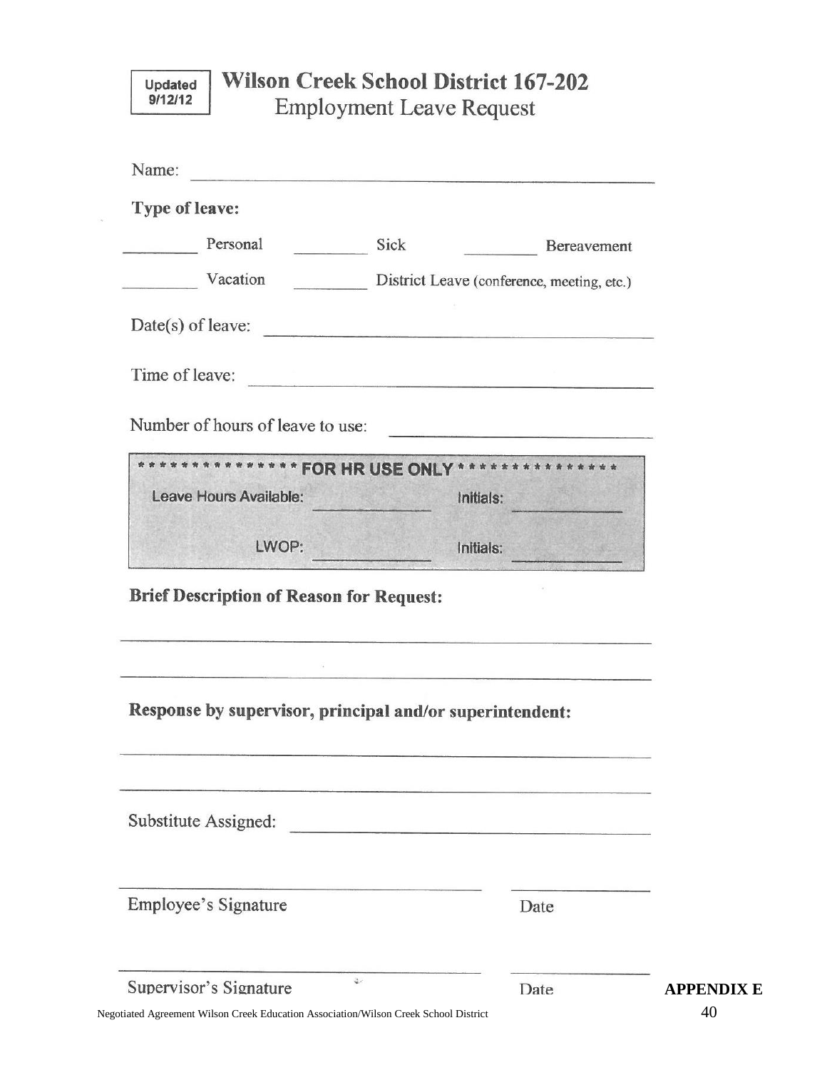Updated 9/12/12

# Wilson Creek School District 167-202

## Employment Leave Request

Name: ______________________________________________

**Type of leave:**

________ Personal ________ Sick ________ Bereavement

________ Vacation ________ District Leave (conference, meeting, etc.)

Date(s) of leave: ______________________________________

Time of leave: ______________________________________

Number of hours of leave to use: ______________________

*************** **FOR HR USE ONLY** ***************

Leave Hours Available: ____________ Initials: ____________

LWOP: ____________ Initials: ____________

**Brief Description of Reason for Request:**

______________________________________________________________

______________________________________________________________

**Response by supervisor, principal and/or superintendent:**

______________________________________________________________

______________________________________________________________

Substitute Assigned: ______________________________________

______________________________________ ______________

Employee's Signature Date

______________________________________ ______________

Supervisor's Signature Date

**APPENDIX E**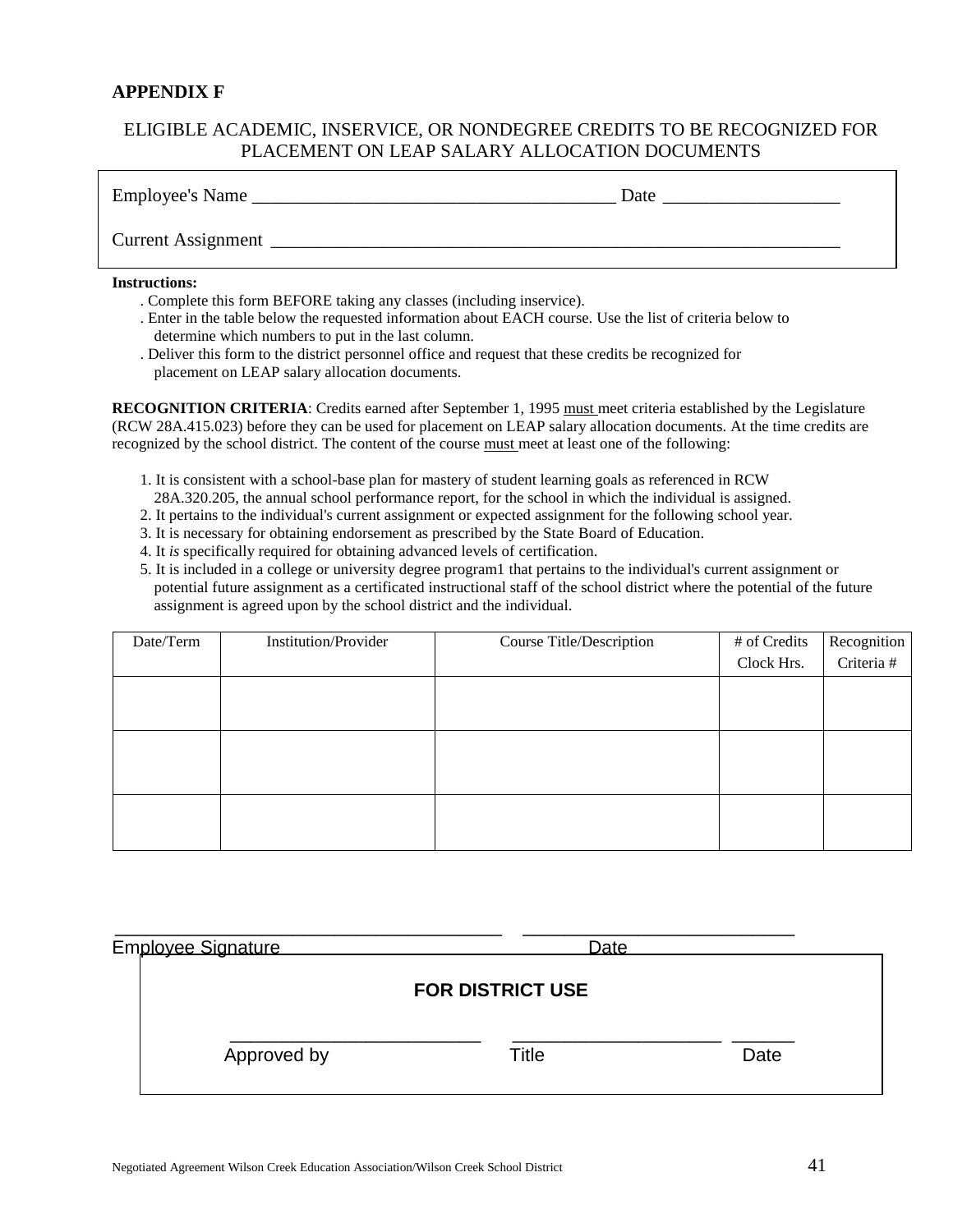## APPENDIX F

ELIGIBLE ACADEMIC, INSERVICE, OR NONDEGREE CREDITS TO BE RECOGNIZED FOR PLACEMENT ON LEAP SALARY ALLOCATION DOCUMENTS

Employee's Name ______________________________________ Date __________________

Current Assignment ____________________________________________________________

**Instructions:**

. Complete this form BEFORE taking any classes (including inservice).
. Enter in the table below the requested information about EACH course. Use the list of criteria below to determine which numbers to put in the last column.
. Deliver this form to the district personnel office and request that these credits be recognized for placement on LEAP salary allocation documents.

**RECOGNITION CRITERIA**: Credits earned after September 1, 1995 must meet criteria established by the Legislature (RCW 28A.415.023) before they can be used for placement on LEAP salary allocation documents. At the time credits are recognized by the school district. The content of the course must meet at least one of the following:

1. It is consistent with a school-base plan for mastery of student learning goals as referenced in RCW 28A.320.205, the annual school performance report, for the school in which the individual is assigned.
2. It pertains to the individual's current assignment or expected assignment for the following school year.
3. It is necessary for obtaining endorsement as prescribed by the State Board of Education.
4. It *is* specifically required for obtaining advanced levels of certification.
5. It is included in a college or university degree program1 that pertains to the individual's current assignment or potential future assignment as a certificated instructional staff of the school district where the potential of the future assignment is agreed upon by the school district and the individual.

| Date/Term | Institution/Provider | Course Title/Description | # of Credits Clock Hrs. | Recognition Criteria # |
|---|---|---|---|---|
| | | | | |
| | | | | |
| | | | | |

_______________________________________ ___________________________
Employee Signature Date

**FOR DISTRICT USE**

_________________________ ____________________ ______
Approved by Title Date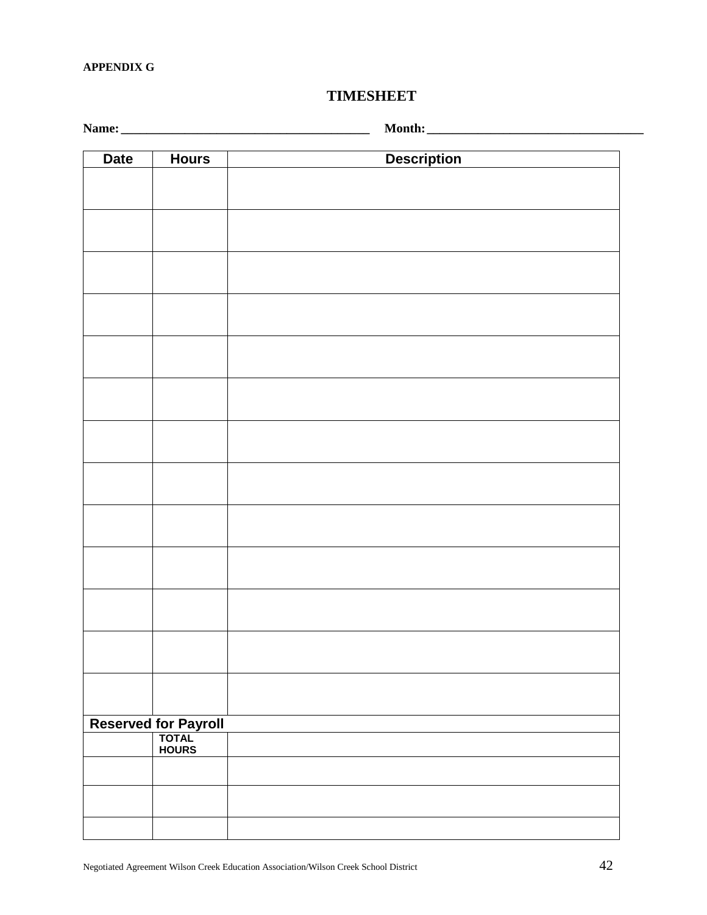**APPENDIX G**

## TIMESHEET

**Name:** ______________________________________ **Month:** _________________________________

| Date | Hours | Description |
|---|---|---|
| | | |
| | | |
| | | |
| | | |
| | | |
| | | |
| | | |
| | | |
| | | |
| | | |
| | | |
| | | |
| | | |
| **Reserved for Payroll** | | |
| | **TOTAL HOURS** | |
| | | |
| | | |
| | | |

Negotiated Agreement Wilson Creek Education Association/Wilson Creek School District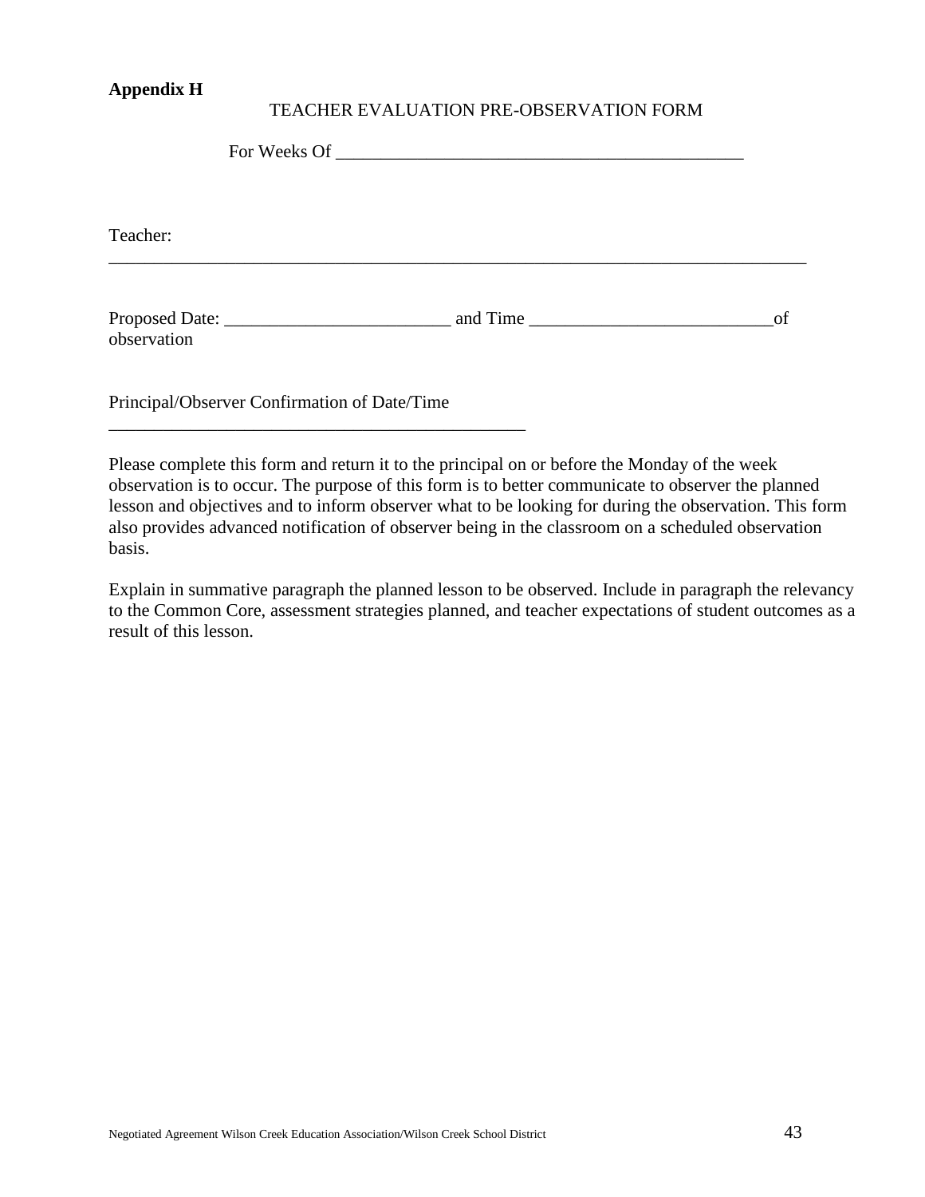**Appendix H**

TEACHER EVALUATION PRE-OBSERVATION FORM

For Weeks Of _______________________________________________

Teacher: _________________________________________________________________________________

Proposed Date: _________________________ and Time ___________________________of observation

Principal/Observer Confirmation of Date/Time _______________________________________________

Please complete this form and return it to the principal on or before the Monday of the week observation is to occur. The purpose of this form is to better communicate to observer the planned lesson and objectives and to inform observer what to be looking for during the observation. This form also provides advanced notification of observer being in the classroom on a scheduled observation basis.

Explain in summative paragraph the planned lesson to be observed. Include in paragraph the relevancy to the Common Core, assessment strategies planned, and teacher expectations of student outcomes as a result of this lesson.